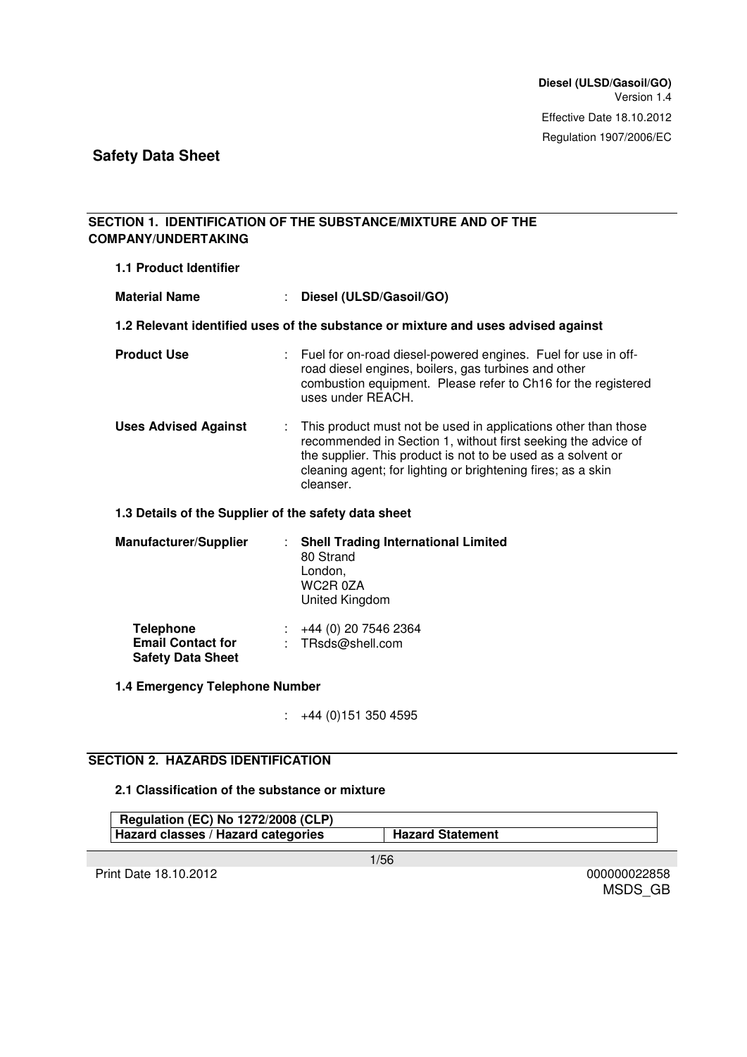**Diesel (ULSD/Gasoil/GO)**
Version 1.4
Effective Date 18.10.2012
Regulation 1907/2006/EC

# Safety Data Sheet

## SECTION 1. IDENTIFICATION OF THE SUBSTANCE/MIXTURE AND OF THE COMPANY/UNDERTAKING

### 1.1 Product Identifier

**Material Name** : **Diesel (ULSD/Gasoil/GO)**

### 1.2 Relevant identified uses of the substance or mixture and uses advised against

**Product Use** : Fuel for on-road diesel-powered engines. Fuel for use in off-road diesel engines, boilers, gas turbines and other combustion equipment. Please refer to Ch16 for the registered uses under REACH.

**Uses Advised Against** : This product must not be used in applications other than those recommended in Section 1, without first seeking the advice of the supplier. This product is not to be used as a solvent or cleaning agent; for lighting or brightening fires; as a skin cleanser.

### 1.3 Details of the Supplier of the safety data sheet

**Manufacturer/Supplier** : **Shell Trading International Limited**
80 Strand
London,
WC2R 0ZA
United Kingdom

**Telephone** : +44 (0) 20 7546 2364
**Email Contact for Safety Data Sheet** : TRsds@shell.com

### 1.4 Emergency Telephone Number

: +44 (0)151 350 4595

## SECTION 2. HAZARDS IDENTIFICATION

### 2.1 Classification of the substance or mixture

| Regulation (EC) No 1272/2008 (CLP) | |
|---|---|
| **Hazard classes / Hazard categories** | **Hazard Statement** |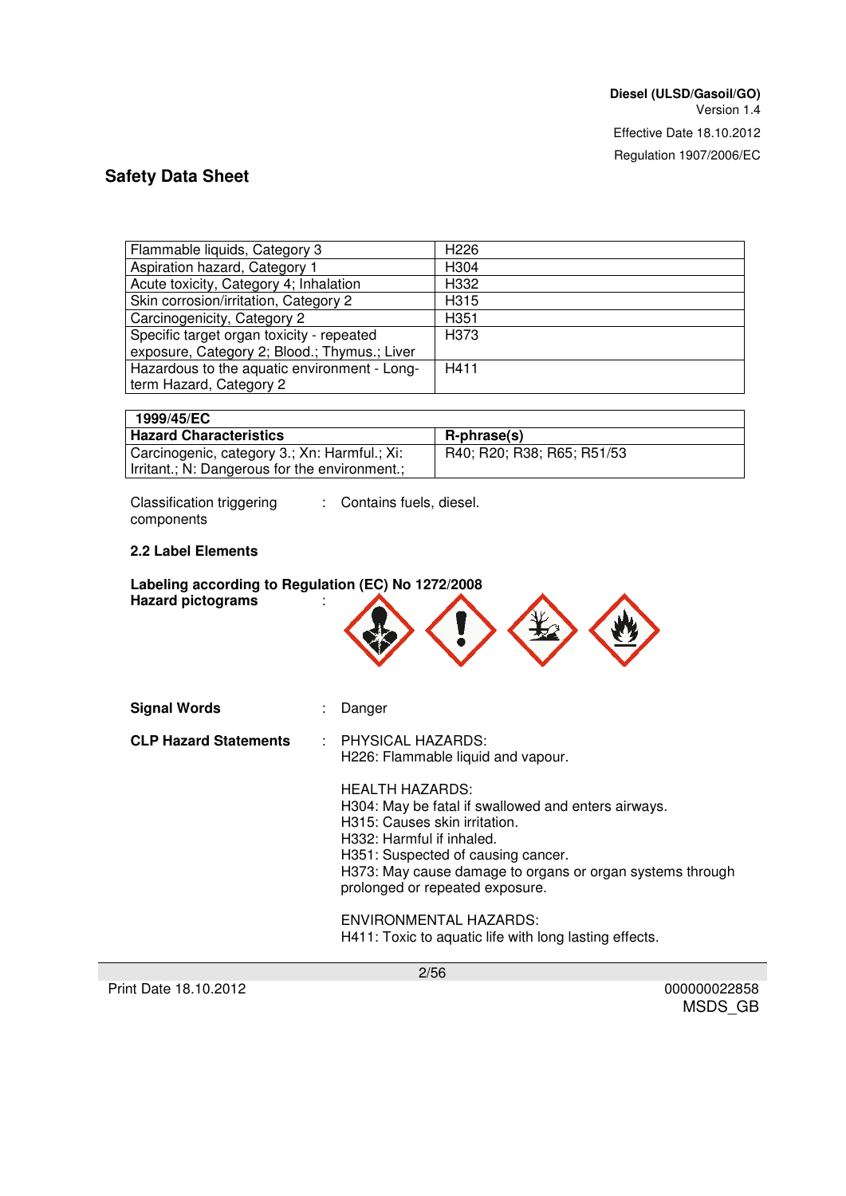| | |
|---|---|
| Flammable liquids, Category 3 | H226 |
| Aspiration hazard, Category 1 | H304 |
| Acute toxicity, Category 4; Inhalation | H332 |
| Skin corrosion/irritation, Category 2 | H315 |
| Carcinogenicity, Category 2 | H351 |
| Specific target organ toxicity - repeated exposure, Category 2; Blood.; Thymus.; Liver | H373 |
| Hazardous to the aquatic environment - Long-term Hazard, Category 2 | H411 |

| 1999/45/EC | |
|---|---|
| **Hazard Characteristics** | **R-phrase(s)** |
| Carcinogenic, category 3.; Xn: Harmful.; Xi: Irritant.; N: Dangerous for the environment.; | R40; R20; R38; R65; R51/53 |

Classification triggering components : Contains fuels, diesel.

**2.2 Label Elements**

**Labeling according to Regulation (EC) No 1272/2008**

**Hazard pictograms** :

**Signal Words** : Danger

**CLP Hazard Statements** : PHYSICAL HAZARDS:
H226: Flammable liquid and vapour.

HEALTH HAZARDS:
H304: May be fatal if swallowed and enters airways.
H315: Causes skin irritation.
H332: Harmful if inhaled.
H351: Suspected of causing cancer.
H373: May cause damage to organs or organ systems through prolonged or repeated exposure.

ENVIRONMENTAL HAZARDS:
H411: Toxic to aquatic life with long lasting effects.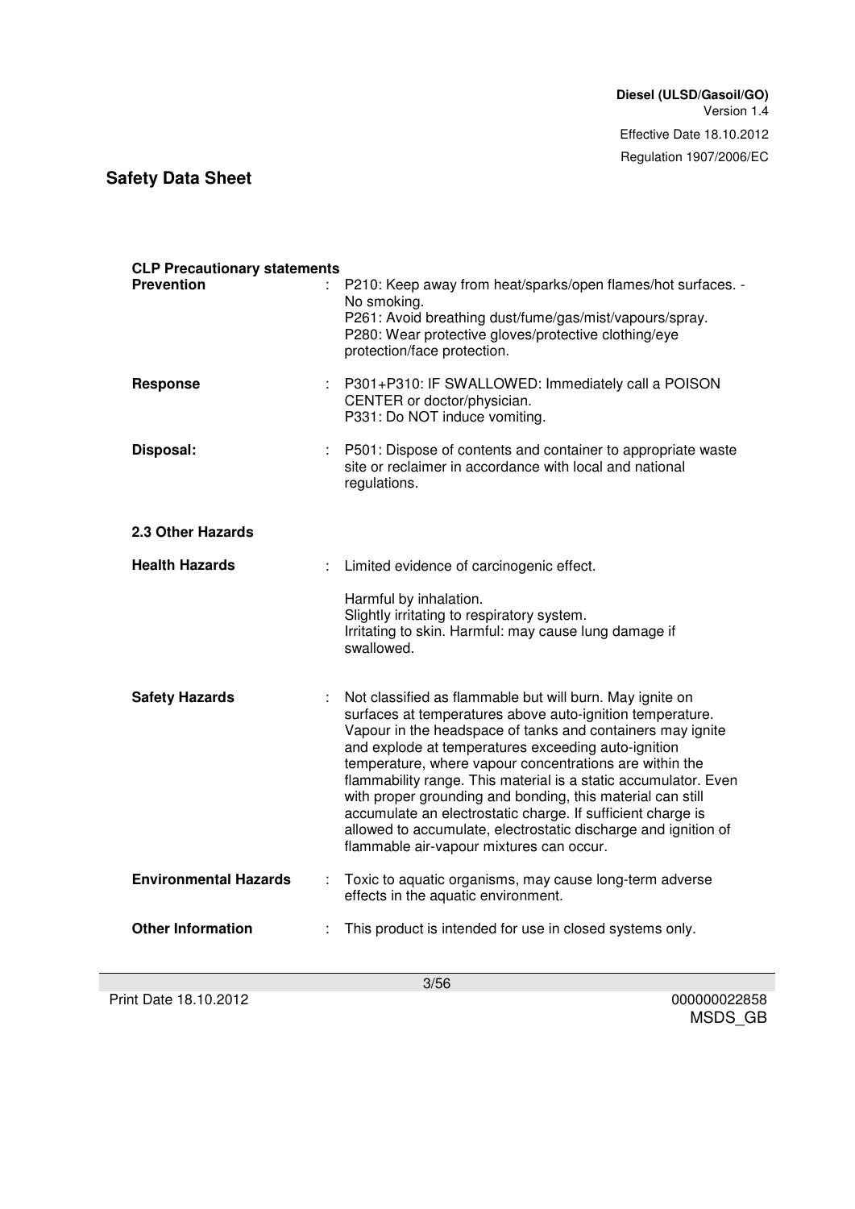**CLP Precautionary statements**

| | |
|---|---|
| **Prevention** | P210: Keep away from heat/sparks/open flames/hot surfaces. - No smoking.<br>P261: Avoid breathing dust/fume/gas/mist/vapours/spray.<br>P280: Wear protective gloves/protective clothing/eye protection/face protection. |
| **Response** | P301+P310: IF SWALLOWED: Immediately call a POISON CENTER or doctor/physician.<br>P331: Do NOT induce vomiting. |
| **Disposal:** | P501: Dispose of contents and container to appropriate waste site or reclaimer in accordance with local and national regulations. |

**2.3 Other Hazards**

| | |
|---|---|
| **Health Hazards** | Limited evidence of carcinogenic effect.<br><br>Harmful by inhalation.<br>Slightly irritating to respiratory system.<br>Irritating to skin. Harmful: may cause lung damage if swallowed. |
| **Safety Hazards** | Not classified as flammable but will burn. May ignite on surfaces at temperatures above auto-ignition temperature. Vapour in the headspace of tanks and containers may ignite and explode at temperatures exceeding auto-ignition temperature, where vapour concentrations are within the flammability range. This material is a static accumulator. Even with proper grounding and bonding, this material can still accumulate an electrostatic charge. If sufficient charge is allowed to accumulate, electrostatic discharge and ignition of flammable air-vapour mixtures can occur. |
| **Environmental Hazards** | Toxic to aquatic organisms, may cause long-term adverse effects in the aquatic environment. |
| **Other Information** | This product is intended for use in closed systems only. |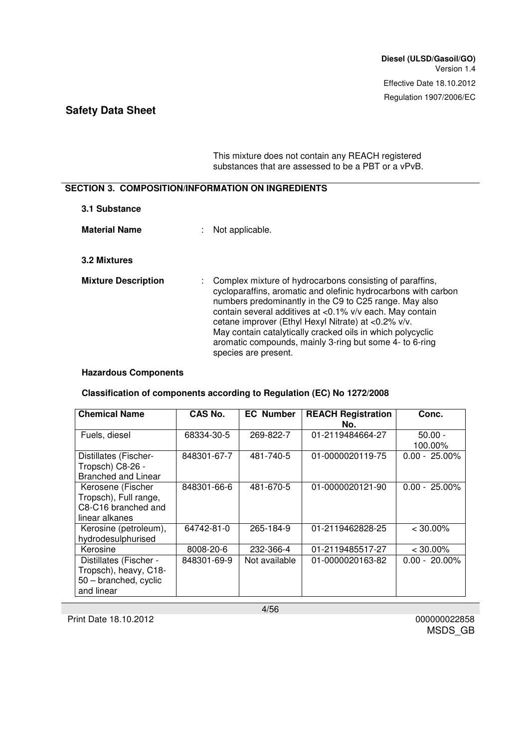This mixture does not contain any REACH registered substances that are assessed to be a PBT or a vPvB.

## SECTION 3. COMPOSITION/INFORMATION ON INGREDIENTS

### 3.1 Substance

**Material Name** : Not applicable.

### 3.2 Mixtures

**Mixture Description** : Complex mixture of hydrocarbons consisting of paraffins, cycloparaffins, aromatic and olefinic hydrocarbons with carbon numbers predominantly in the C9 to C25 range. May also contain several additives at <0.1% v/v each. May contain cetane improver (Ethyl Hexyl Nitrate) at <0.2% v/v. May contain catalytically cracked oils in which polycyclic aromatic compounds, mainly 3-ring but some 4- to 6-ring species are present.

**Hazardous Components**

**Classification of components according to Regulation (EC) No 1272/2008**

| Chemical Name | CAS No. | EC Number | REACH Registration No. | Conc. |
|---|---|---|---|---|
| Fuels, diesel | 68334-30-5 | 269-822-7 | 01-2119484664-27 | 50.00 - 100.00% |
| Distillates (Fischer-Tropsch) C8-26 - Branched and Linear | 848301-67-7 | 481-740-5 | 01-0000020119-75 | 0.00 - 25.00% |
| Kerosene (Fischer Tropsch), Full range, C8-C16 branched and linear alkanes | 848301-66-6 | 481-670-5 | 01-0000020121-90 | 0.00 - 25.00% |
| Kerosine (petroleum), hydrodesulphurised | 64742-81-0 | 265-184-9 | 01-2119462828-25 | < 30.00% |
| Kerosine | 8008-20-6 | 232-366-4 | 01-2119485517-27 | < 30.00% |
| Distillates (Fischer - Tropsch), heavy, C18-50 – branched, cyclic and linear | 848301-69-9 | Not available | 01-0000020163-82 | 0.00 - 20.00% |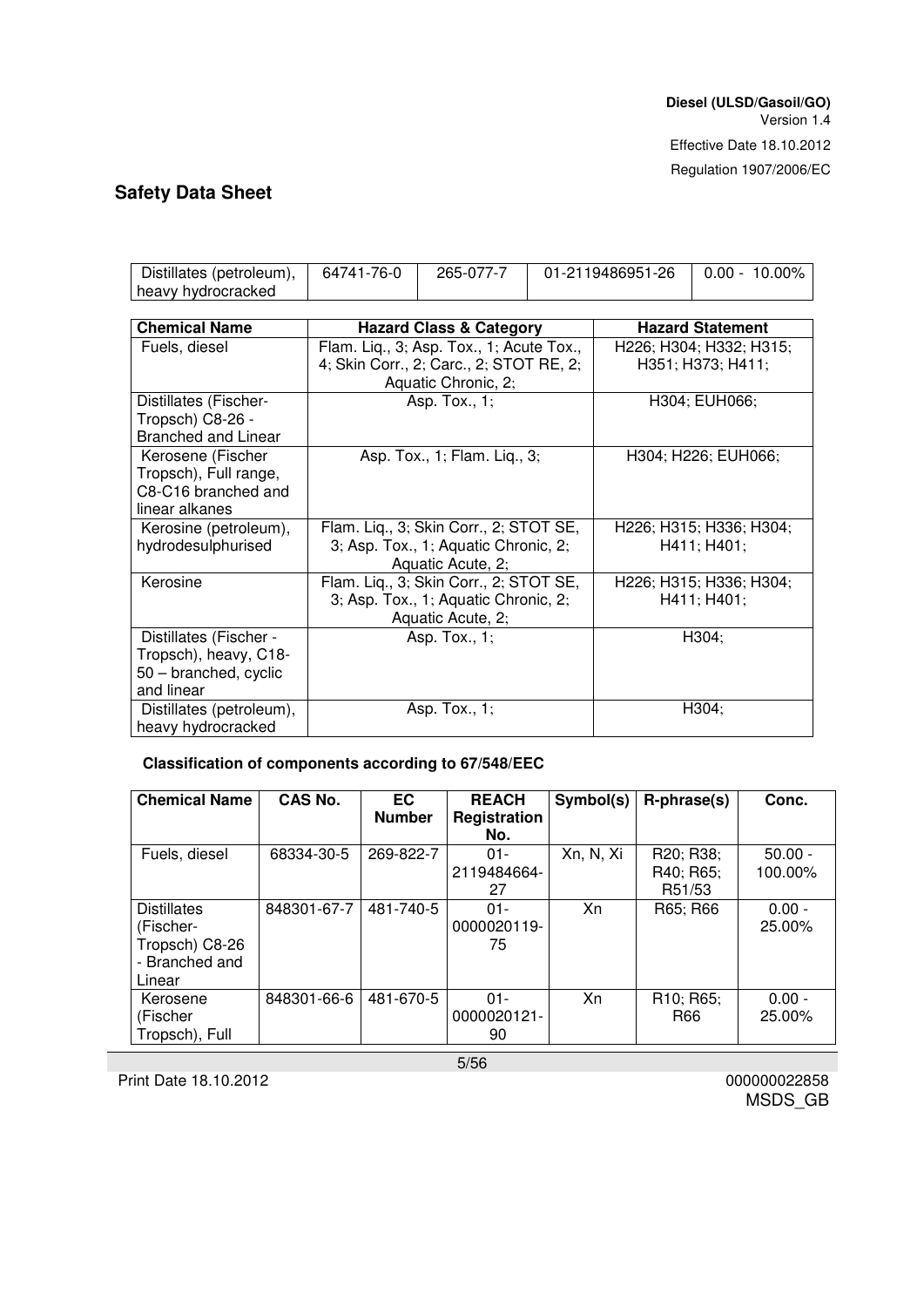## Safety Data Sheet

| | | | | |
|---|---|---|---|---|
| Distillates (petroleum), heavy hydrocracked | 64741-76-0 | 265-077-7 | 01-2119486951-26 | 0.00 - 10.00% |

| Chemical Name | Hazard Class & Category | Hazard Statement |
|---|---|---|
| Fuels, diesel | Flam. Liq., 3; Asp. Tox., 1; Acute Tox., 4; Skin Corr., 2; Carc., 2; STOT RE, 2; Aquatic Chronic, 2; | H226; H304; H332; H315; H351; H373; H411; |
| Distillates (Fischer-Tropsch) C8-26 - Branched and Linear | Asp. Tox., 1; | H304; EUH066; |
| Kerosene (Fischer Tropsch), Full range, C8-C16 branched and linear alkanes | Asp. Tox., 1; Flam. Liq., 3; | H304; H226; EUH066; |
| Kerosine (petroleum), hydrodesulphurised | Flam. Liq., 3; Skin Corr., 2; STOT SE, 3; Asp. Tox., 1; Aquatic Chronic, 2; Aquatic Acute, 2; | H226; H315; H336; H304; H411; H401; |
| Kerosine | Flam. Liq., 3; Skin Corr., 2; STOT SE, 3; Asp. Tox., 1; Aquatic Chronic, 2; Aquatic Acute, 2; | H226; H315; H336; H304; H411; H401; |
| Distillates (Fischer - Tropsch), heavy, C18-50 – branched, cyclic and linear | Asp. Tox., 1; | H304; |
| Distillates (petroleum), heavy hydrocracked | Asp. Tox., 1; | H304; |

**Classification of components according to 67/548/EEC**

| Chemical Name | CAS No. | EC Number | REACH Registration No. | Symbol(s) | R-phrase(s) | Conc. |
|---|---|---|---|---|---|---|
| Fuels, diesel | 68334-30-5 | 269-822-7 | 01-2119484664-27 | Xn, N, Xi | R20; R38; R40; R65; R51/53 | 50.00 - 100.00% |
| Distillates (Fischer-Tropsch) C8-26 - Branched and Linear | 848301-67-7 | 481-740-5 | 01-0000020119-75 | Xn | R65; R66 | 0.00 - 25.00% |
| Kerosene (Fischer Tropsch), Full | 848301-66-6 | 481-670-5 | 01-0000020121-90 | Xn | R10; R65; R66 | 0.00 - 25.00% |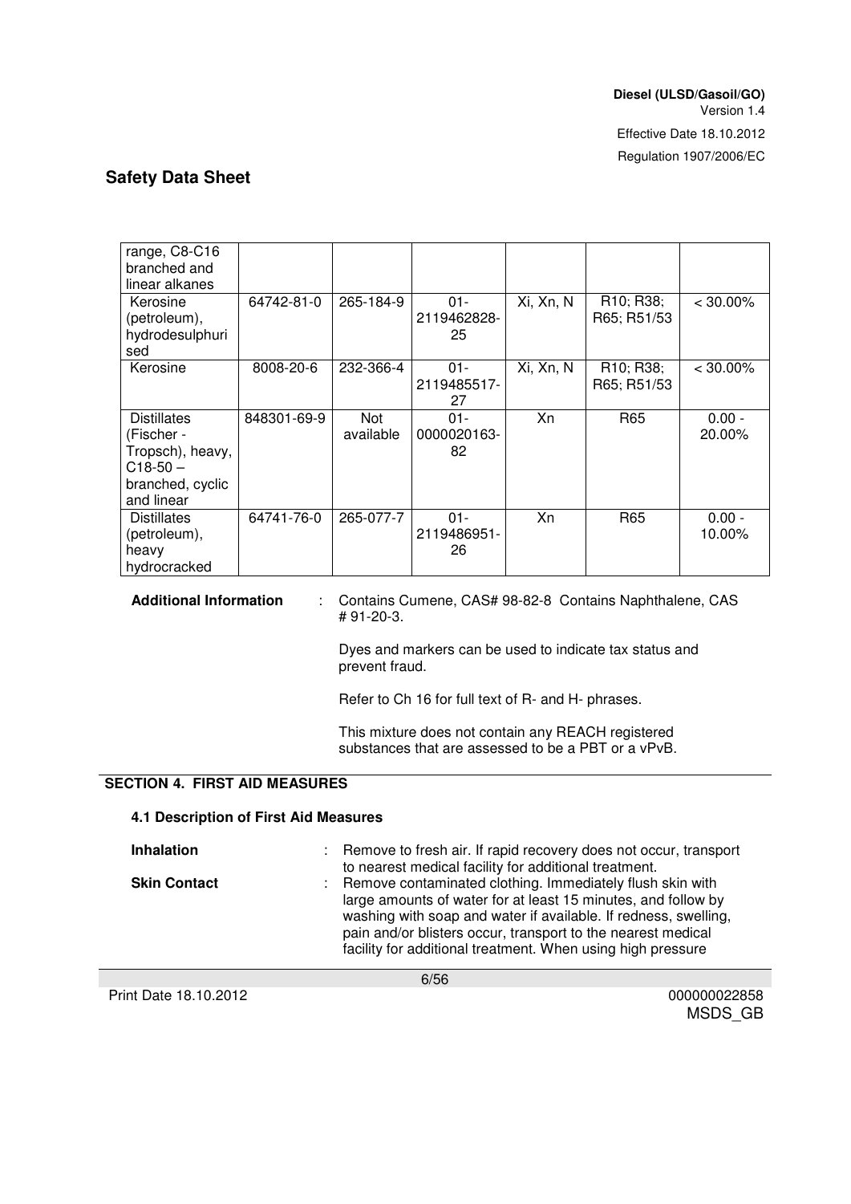| | | | | | | |
|---|---|---|---|---|---|---|
| range, C8-C16 branched and linear alkanes | | | | | | |
| Kerosine (petroleum), hydrodesulphurised | 64742-81-0 | 265-184-9 | 01-2119462828-25 | Xi, Xn, N | R10; R38; R65; R51/53 | < 30.00% |
| Kerosine | 8008-20-6 | 232-366-4 | 01-2119485517-27 | Xi, Xn, N | R10; R38; R65; R51/53 | < 30.00% |
| Distillates (Fischer - Tropsch), heavy, C18-50 – branched, cyclic and linear | 848301-69-9 | Not available | 01-0000020163-82 | Xn | R65 | 0.00 - 20.00% |
| Distillates (petroleum), heavy hydrocracked | 64741-76-0 | 265-077-7 | 01-2119486951-26 | Xn | R65 | 0.00 - 10.00% |

**Additional Information** : Contains Cumene, CAS# 98-82-8 Contains Naphthalene, CAS # 91-20-3.

Dyes and markers can be used to indicate tax status and prevent fraud.

Refer to Ch 16 for full text of R- and H- phrases.

This mixture does not contain any REACH registered substances that are assessed to be a PBT or a vPvB.

## SECTION 4. FIRST AID MEASURES

### 4.1 Description of First Aid Measures

**Inhalation** : Remove to fresh air. If rapid recovery does not occur, transport to nearest medical facility for additional treatment.

**Skin Contact** : Remove contaminated clothing. Immediately flush skin with large amounts of water for at least 15 minutes, and follow by washing with soap and water if available. If redness, swelling, pain and/or blisters occur, transport to the nearest medical facility for additional treatment. When using high pressure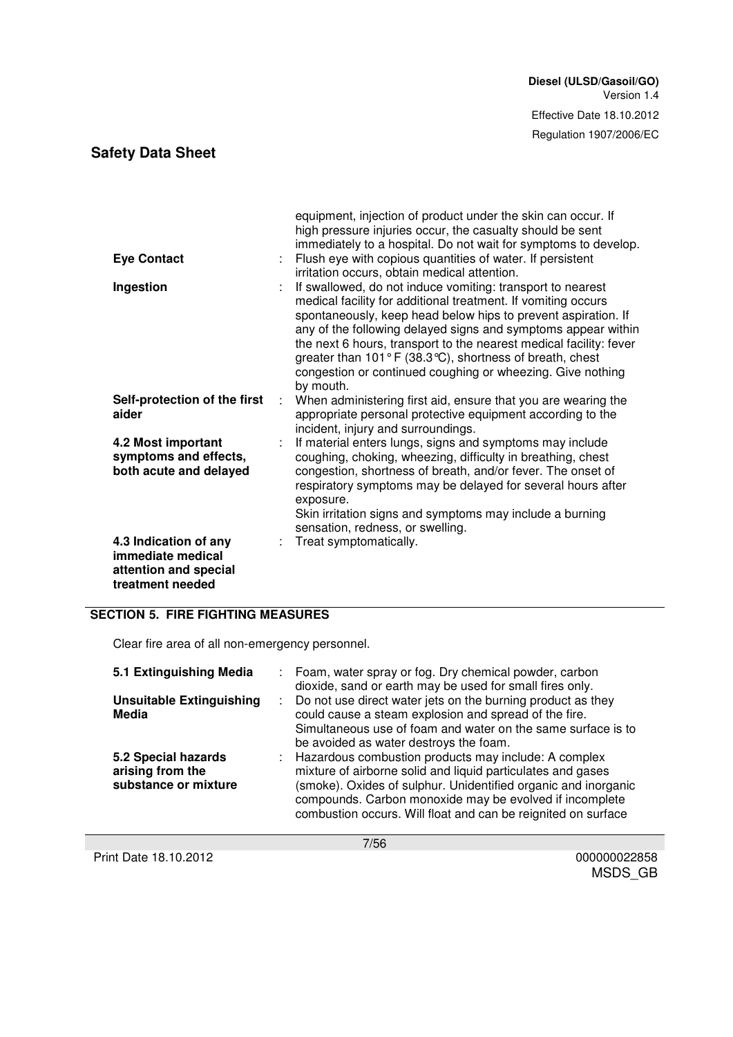| | | |
|---|---|---|
| | | equipment, injection of product under the skin can occur. If high pressure injuries occur, the casualty should be sent immediately to a hospital. Do not wait for symptoms to develop. |
| **Eye Contact** | : | Flush eye with copious quantities of water. If persistent irritation occurs, obtain medical attention. |
| **Ingestion** | : | If swallowed, do not induce vomiting: transport to nearest medical facility for additional treatment. If vomiting occurs spontaneously, keep head below hips to prevent aspiration. If any of the following delayed signs and symptoms appear within the next 6 hours, transport to the nearest medical facility: fever greater than 101° F (38.3°C), shortness of breath, chest congestion or continued coughing or wheezing. Give nothing by mouth. |
| **Self-protection of the first aider** | : | When administering first aid, ensure that you are wearing the appropriate personal protective equipment according to the incident, injury and surroundings. |
| **4.2 Most important symptoms and effects, both acute and delayed** | : | If material enters lungs, signs and symptoms may include coughing, choking, wheezing, difficulty in breathing, chest congestion, shortness of breath, and/or fever. The onset of respiratory symptoms may be delayed for several hours after exposure.<br>Skin irritation signs and symptoms may include a burning sensation, redness, or swelling. |
| **4.3 Indication of any immediate medical attention and special treatment needed** | : | Treat symptomatically. |

## SECTION 5. FIRE FIGHTING MEASURES

Clear fire area of all non-emergency personnel.

| | | |
|---|---|---|
| **5.1 Extinguishing Media** | : | Foam, water spray or fog. Dry chemical powder, carbon dioxide, sand or earth may be used for small fires only. |
| **Unsuitable Extinguishing Media** | : | Do not use direct water jets on the burning product as they could cause a steam explosion and spread of the fire. Simultaneous use of foam and water on the same surface is to be avoided as water destroys the foam. |
| **5.2 Special hazards arising from the substance or mixture** | : | Hazardous combustion products may include: A complex mixture of airborne solid and liquid particulates and gases (smoke). Oxides of sulphur. Unidentified organic and inorganic compounds. Carbon monoxide may be evolved if incomplete combustion occurs. Will float and can be reignited on surface |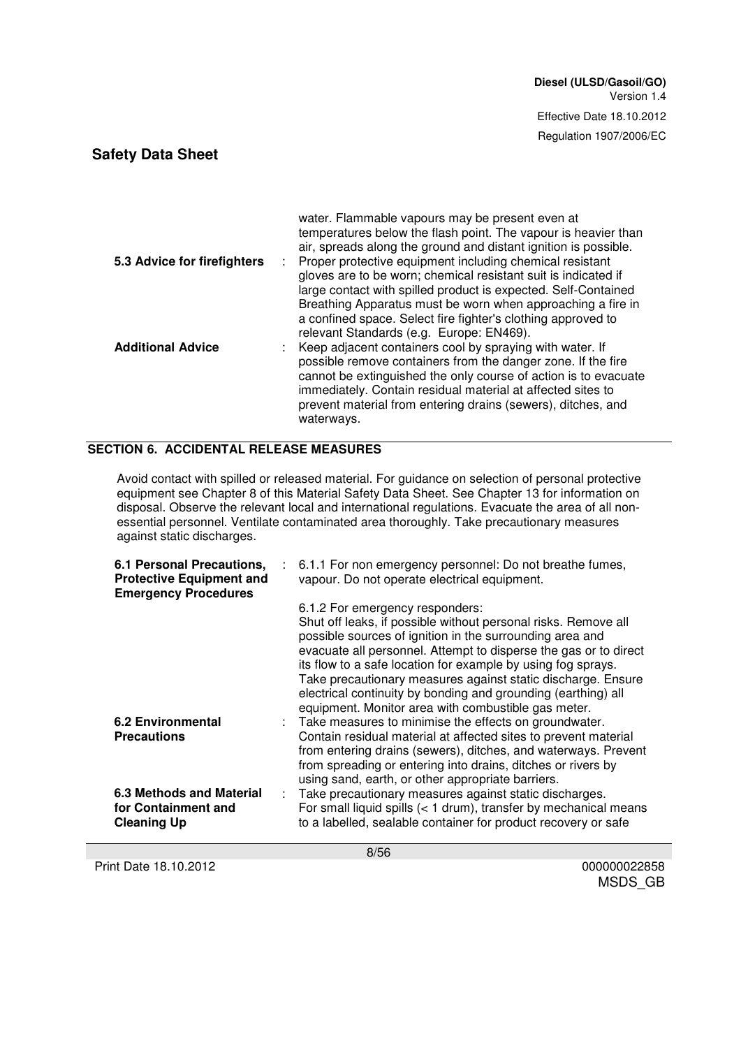water. Flammable vapours may be present even at temperatures below the flash point. The vapour is heavier than air, spreads along the ground and distant ignition is possible.

| | | |
|---|---|---|
| **5.3 Advice for firefighters** | : | Proper protective equipment including chemical resistant gloves are to be worn; chemical resistant suit is indicated if large contact with spilled product is expected. Self-Contained Breathing Apparatus must be worn when approaching a fire in a confined space. Select fire fighter's clothing approved to relevant Standards (e.g. Europe: EN469). |
| **Additional Advice** | : | Keep adjacent containers cool by spraying with water. If possible remove containers from the danger zone. If the fire cannot be extinguished the only course of action is to evacuate immediately. Contain residual material at affected sites to prevent material from entering drains (sewers), ditches, and waterways. |

## SECTION 6. ACCIDENTAL RELEASE MEASURES

Avoid contact with spilled or released material. For guidance on selection of personal protective equipment see Chapter 8 of this Material Safety Data Sheet. See Chapter 13 for information on disposal. Observe the relevant local and international regulations. Evacuate the area of all non-essential personnel. Ventilate contaminated area thoroughly. Take precautionary measures against static discharges.

| | | |
|---|---|---|
| **6.1 Personal Precautions, Protective Equipment and Emergency Procedures** | : | 6.1.1 For non emergency personnel: Do not breathe fumes, vapour. Do not operate electrical equipment.<br><br>6.1.2 For emergency responders:<br>Shut off leaks, if possible without personal risks. Remove all possible sources of ignition in the surrounding area and evacuate all personnel. Attempt to disperse the gas or to direct its flow to a safe location for example by using fog sprays. Take precautionary measures against static discharge. Ensure electrical continuity by bonding and grounding (earthing) all equipment. Monitor area with combustible gas meter. |
| **6.2 Environmental Precautions** | : | Take measures to minimise the effects on groundwater. Contain residual material at affected sites to prevent material from entering drains (sewers), ditches, and waterways. Prevent from spreading or entering into drains, ditches or rivers by using sand, earth, or other appropriate barriers. |
| **6.3 Methods and Material for Containment and Cleaning Up** | : | Take precautionary measures against static discharges.<br>For small liquid spills (< 1 drum), transfer by mechanical means to a labelled, sealable container for product recovery or safe |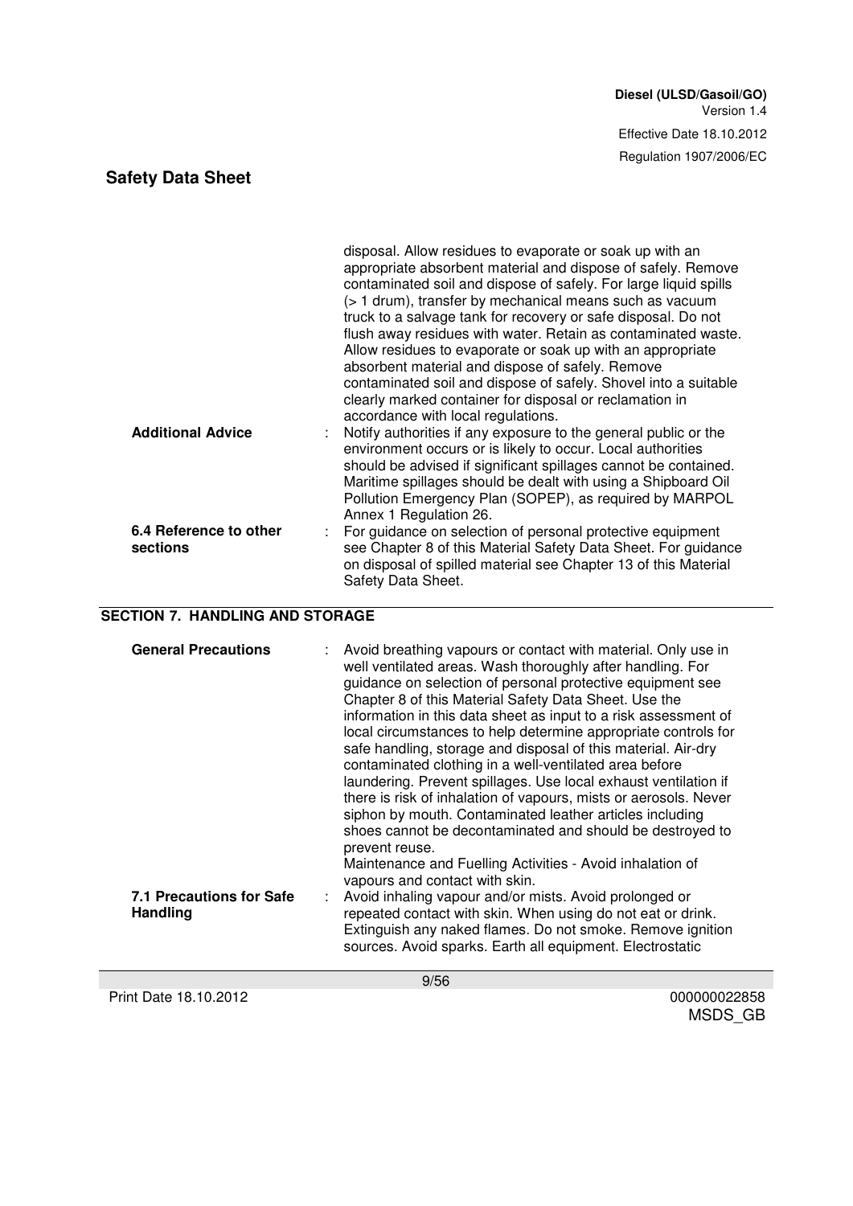disposal. Allow residues to evaporate or soak up with an appropriate absorbent material and dispose of safely. Remove contaminated soil and dispose of safely. For large liquid spills (> 1 drum), transfer by mechanical means such as vacuum truck to a salvage tank for recovery or safe disposal. Do not flush away residues with water. Retain as contaminated waste. Allow residues to evaporate or soak up with an appropriate absorbent material and dispose of safely. Remove contaminated soil and dispose of safely. Shovel into a suitable clearly marked container for disposal or reclamation in accordance with local regulations.

**Additional Advice** : Notify authorities if any exposure to the general public or the environment occurs or is likely to occur. Local authorities should be advised if significant spillages cannot be contained. Maritime spillages should be dealt with using a Shipboard Oil Pollution Emergency Plan (SOPEP), as required by MARPOL Annex 1 Regulation 26.

**6.4 Reference to other sections** : For guidance on selection of personal protective equipment see Chapter 8 of this Material Safety Data Sheet. For guidance on disposal of spilled material see Chapter 13 of this Material Safety Data Sheet.

## SECTION 7. HANDLING AND STORAGE

**General Precautions** : Avoid breathing vapours or contact with material. Only use in well ventilated areas. Wash thoroughly after handling. For guidance on selection of personal protective equipment see Chapter 8 of this Material Safety Data Sheet. Use the information in this data sheet as input to a risk assessment of local circumstances to help determine appropriate controls for safe handling, storage and disposal of this material. Air-dry contaminated clothing in a well-ventilated area before laundering. Prevent spillages. Use local exhaust ventilation if there is risk of inhalation of vapours, mists or aerosols. Never siphon by mouth. Contaminated leather articles including shoes cannot be decontaminated and should be destroyed to prevent reuse.
Maintenance and Fuelling Activities - Avoid inhalation of vapours and contact with skin.

**7.1 Precautions for Safe Handling** : Avoid inhaling vapour and/or mists. Avoid prolonged or repeated contact with skin. When using do not eat or drink. Extinguish any naked flames. Do not smoke. Remove ignition sources. Avoid sparks. Earth all equipment. Electrostatic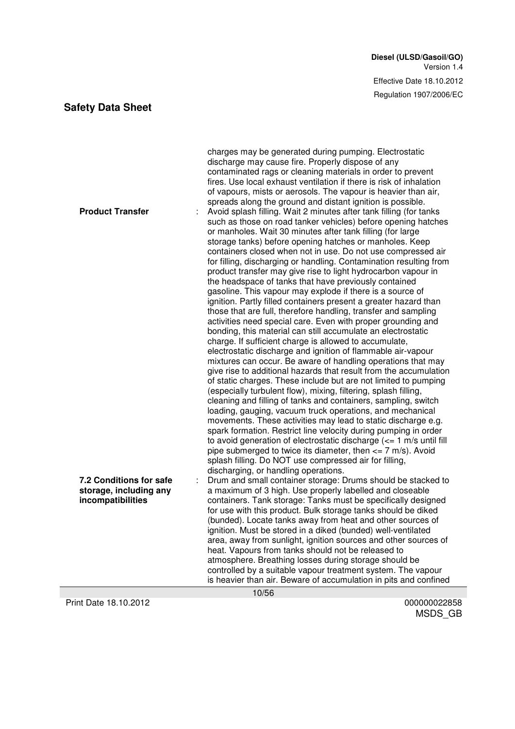charges may be generated during pumping. Electrostatic discharge may cause fire. Properly dispose of any contaminated rags or cleaning materials in order to prevent fires. Use local exhaust ventilation if there is risk of inhalation of vapours, mists or aerosols. The vapour is heavier than air, spreads along the ground and distant ignition is possible.

**Product Transfer** : Avoid splash filling. Wait 2 minutes after tank filling (for tanks such as those on road tanker vehicles) before opening hatches or manholes. Wait 30 minutes after tank filling (for large storage tanks) before opening hatches or manholes. Keep containers closed when not in use. Do not use compressed air for filling, discharging or handling. Contamination resulting from product transfer may give rise to light hydrocarbon vapour in the headspace of tanks that have previously contained gasoline. This vapour may explode if there is a source of ignition. Partly filled containers present a greater hazard than those that are full, therefore handling, transfer and sampling activities need special care. Even with proper grounding and bonding, this material can still accumulate an electrostatic charge. If sufficient charge is allowed to accumulate, electrostatic discharge and ignition of flammable air-vapour mixtures can occur. Be aware of handling operations that may give rise to additional hazards that result from the accumulation of static charges. These include but are not limited to pumping (especially turbulent flow), mixing, filtering, splash filling, cleaning and filling of tanks and containers, sampling, switch loading, gauging, vacuum truck operations, and mechanical movements. These activities may lead to static discharge e.g. spark formation. Restrict line velocity during pumping in order to avoid generation of electrostatic discharge (<= 1 m/s until fill pipe submerged to twice its diameter, then <= 7 m/s). Avoid splash filling. Do NOT use compressed air for filling, discharging, or handling operations.

**7.2 Conditions for safe storage, including any incompatibilities** : Drum and small container storage: Drums should be stacked to a maximum of 3 high. Use properly labelled and closeable containers. Tank storage: Tanks must be specifically designed for use with this product. Bulk storage tanks should be diked (bunded). Locate tanks away from heat and other sources of ignition. Must be stored in a diked (bunded) well-ventilated area, away from sunlight, ignition sources and other sources of heat. Vapours from tanks should not be released to atmosphere. Breathing losses during storage should be controlled by a suitable vapour treatment system. The vapour is heavier than air. Beware of accumulation in pits and confined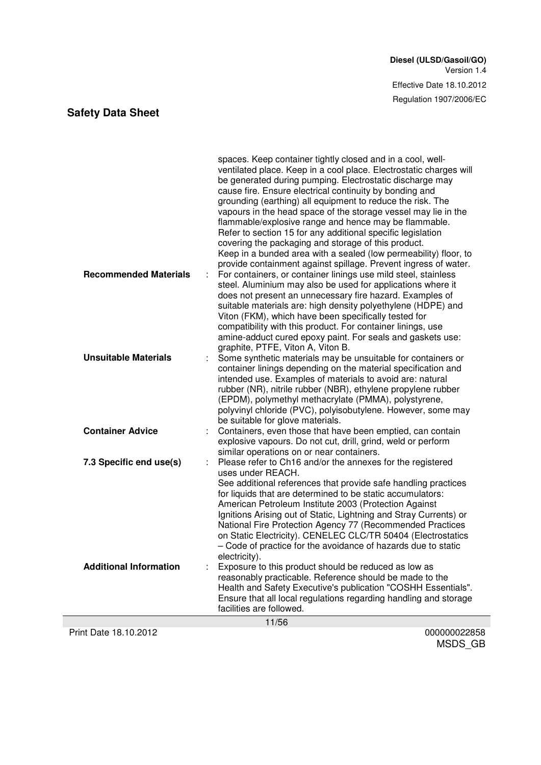spaces. Keep container tightly closed and in a cool, well-ventilated place. Keep in a cool place. Electrostatic charges will be generated during pumping. Electrostatic discharge may cause fire. Ensure electrical continuity by bonding and grounding (earthing) all equipment to reduce the risk. The vapours in the head space of the storage vessel may lie in the flammable/explosive range and hence may be flammable. Refer to section 15 for any additional specific legislation covering the packaging and storage of this product. Keep in a bunded area with a sealed (low permeability) floor, to provide containment against spillage. Prevent ingress of water.

**Recommended Materials** : For containers, or container linings use mild steel, stainless steel. Aluminium may also be used for applications where it does not present an unnecessary fire hazard. Examples of suitable materials are: high density polyethylene (HDPE) and Viton (FKM), which have been specifically tested for compatibility with this product. For container linings, use amine-adduct cured epoxy paint. For seals and gaskets use: graphite, PTFE, Viton A, Viton B.

**Unsuitable Materials** : Some synthetic materials may be unsuitable for containers or container linings depending on the material specification and intended use. Examples of materials to avoid are: natural rubber (NR), nitrile rubber (NBR), ethylene propylene rubber (EPDM), polymethyl methacrylate (PMMA), polystyrene, polyvinyl chloride (PVC), polyisobutylene. However, some may be suitable for glove materials.

**Container Advice** : Containers, even those that have been emptied, can contain explosive vapours. Do not cut, drill, grind, weld or perform similar operations on or near containers.

**7.3 Specific end use(s)** : Please refer to Ch16 and/or the annexes for the registered uses under REACH.
See additional references that provide safe handling practices for liquids that are determined to be static accumulators: American Petroleum Institute 2003 (Protection Against Ignitions Arising out of Static, Lightning and Stray Currents) or National Fire Protection Agency 77 (Recommended Practices on Static Electricity). CENELEC CLC/TR 50404 (Electrostatics – Code of practice for the avoidance of hazards due to static electricity).

**Additional Information** : Exposure to this product should be reduced as low as reasonably practicable. Reference should be made to the Health and Safety Executive's publication "COSHH Essentials". Ensure that all local regulations regarding handling and storage facilities are followed.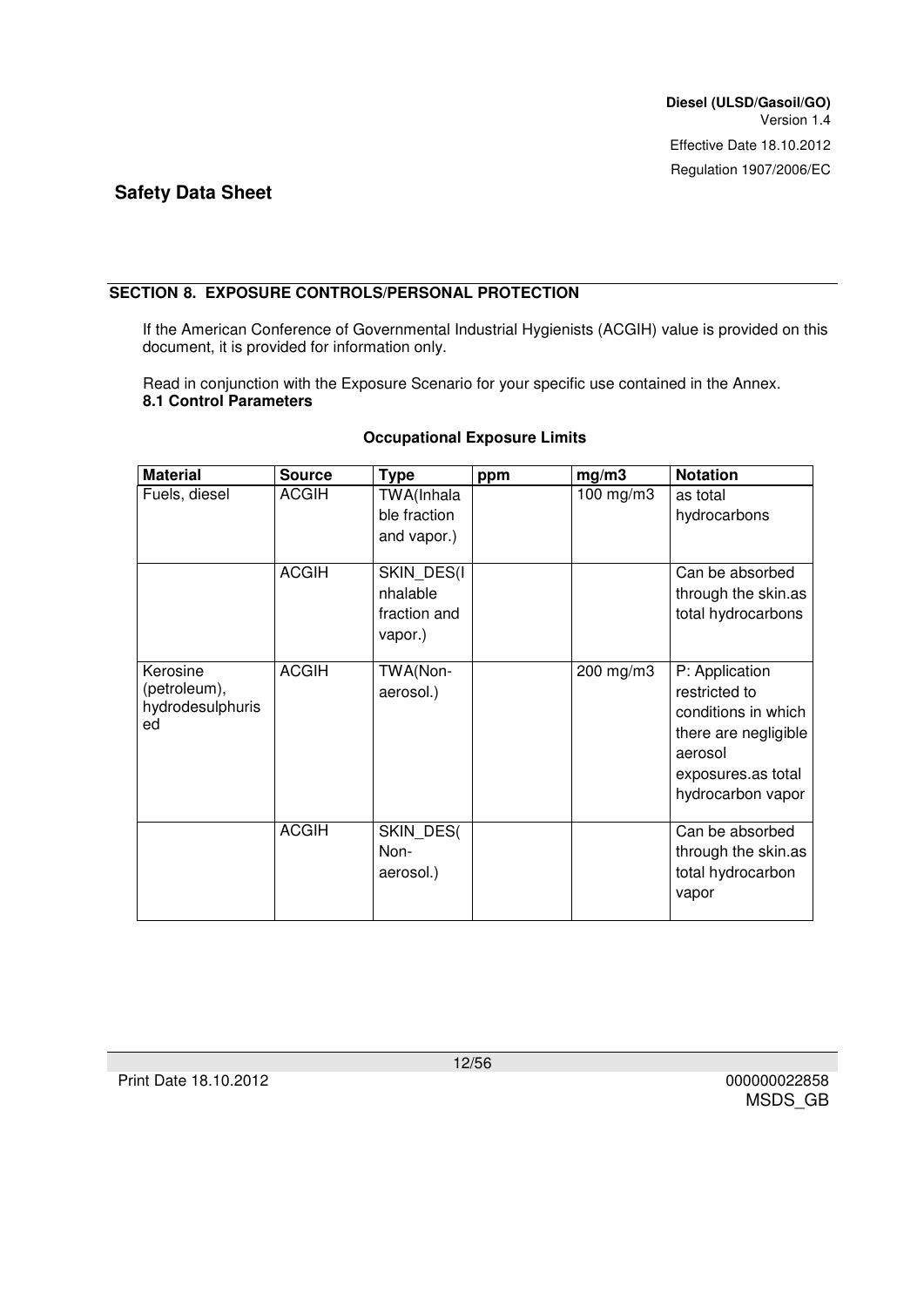## SECTION 8. EXPOSURE CONTROLS/PERSONAL PROTECTION

If the American Conference of Governmental Industrial Hygienists (ACGIH) value is provided on this document, it is provided for information only.

Read in conjunction with the Exposure Scenario for your specific use contained in the Annex.
**8.1 Control Parameters**

**Occupational Exposure Limits**

| Material | Source | Type | ppm | mg/m3 | Notation |
|---|---|---|---|---|---|
| Fuels, diesel | ACGIH | TWA(Inhalable fraction and vapor.) | | 100 mg/m3 | as total hydrocarbons |
| | ACGIH | SKIN_DES(Inhalable fraction and vapor.) | | | Can be absorbed through the skin.as total hydrocarbons |
| Kerosine (petroleum), hydrodesulphurised | ACGIH | TWA(Non-aerosol.) | | 200 mg/m3 | P: Application restricted to conditions in which there are negligible aerosol exposures.as total hydrocarbon vapor |
| | ACGIH | SKIN_DES(Non-aerosol.) | | | Can be absorbed through the skin.as total hydrocarbon vapor |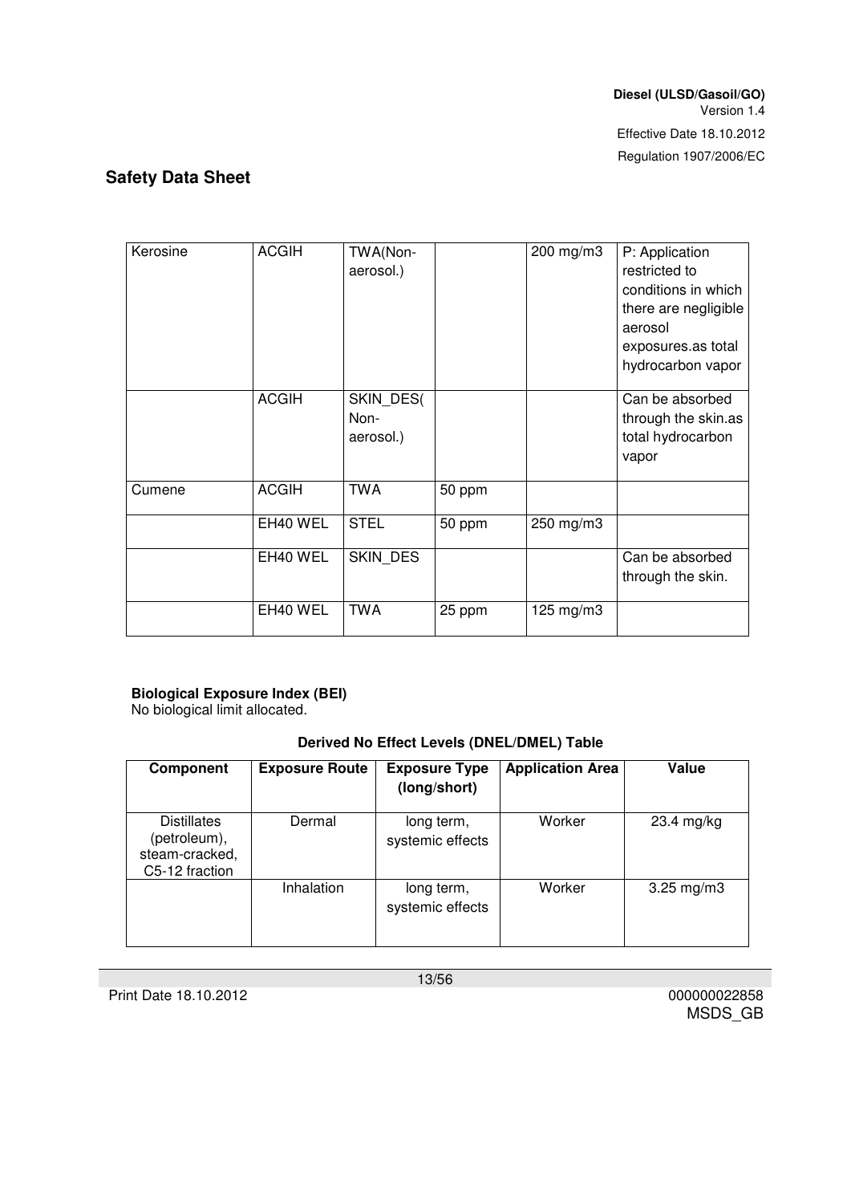## Safety Data Sheet

| | | | | | |
|---|---|---|---|---|---|
| Kerosine | ACGIH | TWA(Non-aerosol.) | | 200 mg/m3 | P: Application restricted to conditions in which there are negligible aerosol exposures.as total hydrocarbon vapor |
| | ACGIH | SKIN_DES(Non-aerosol.) | | | Can be absorbed through the skin.as total hydrocarbon vapor |
| Cumene | ACGIH | TWA | 50 ppm | | |
| | EH40 WEL | STEL | 50 ppm | 250 mg/m3 | |
| | EH40 WEL | SKIN_DES | | | Can be absorbed through the skin. |
| | EH40 WEL | TWA | 25 ppm | 125 mg/m3 | |

**Biological Exposure Index (BEI)**
No biological limit allocated.

**Derived No Effect Levels (DNEL/DMEL) Table**

| Component | Exposure Route | Exposure Type (long/short) | Application Area | Value |
|---|---|---|---|---|
| Distillates (petroleum), steam-cracked, C5-12 fraction | Dermal | long term, systemic effects | Worker | 23.4 mg/kg |
| | Inhalation | long term, systemic effects | Worker | 3.25 mg/m3 |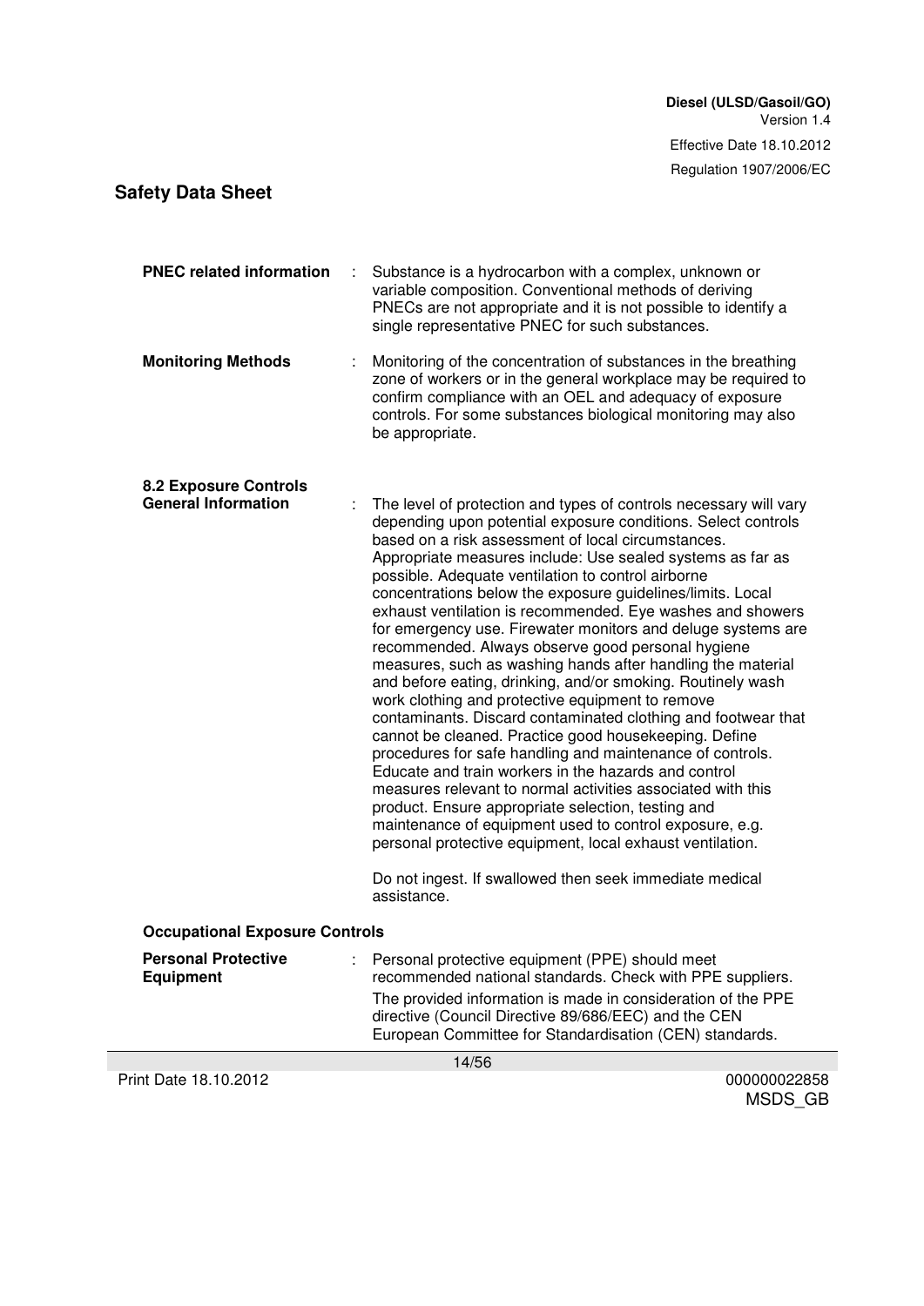**PNEC related information** : Substance is a hydrocarbon with a complex, unknown or variable composition. Conventional methods of deriving PNECs are not appropriate and it is not possible to identify a single representative PNEC for such substances.

**Monitoring Methods** : Monitoring of the concentration of substances in the breathing zone of workers or in the general workplace may be required to confirm compliance with an OEL and adequacy of exposure controls. For some substances biological monitoring may also be appropriate.

### 8.2 Exposure Controls

**General Information** : The level of protection and types of controls necessary will vary depending upon potential exposure conditions. Select controls based on a risk assessment of local circumstances. Appropriate measures include: Use sealed systems as far as possible. Adequate ventilation to control airborne concentrations below the exposure guidelines/limits. Local exhaust ventilation is recommended. Eye washes and showers for emergency use. Firewater monitors and deluge systems are recommended. Always observe good personal hygiene measures, such as washing hands after handling the material and before eating, drinking, and/or smoking. Routinely wash work clothing and protective equipment to remove contaminants. Discard contaminated clothing and footwear that cannot be cleaned. Practice good housekeeping. Define procedures for safe handling and maintenance of controls. Educate and train workers in the hazards and control measures relevant to normal activities associated with this product. Ensure appropriate selection, testing and maintenance of equipment used to control exposure, e.g. personal protective equipment, local exhaust ventilation.

Do not ingest. If swallowed then seek immediate medical assistance.

#### Occupational Exposure Controls

**Personal Protective Equipment** : Personal protective equipment (PPE) should meet recommended national standards. Check with PPE suppliers.

The provided information is made in consideration of the PPE directive (Council Directive 89/686/EEC) and the CEN European Committee for Standardisation (CEN) standards.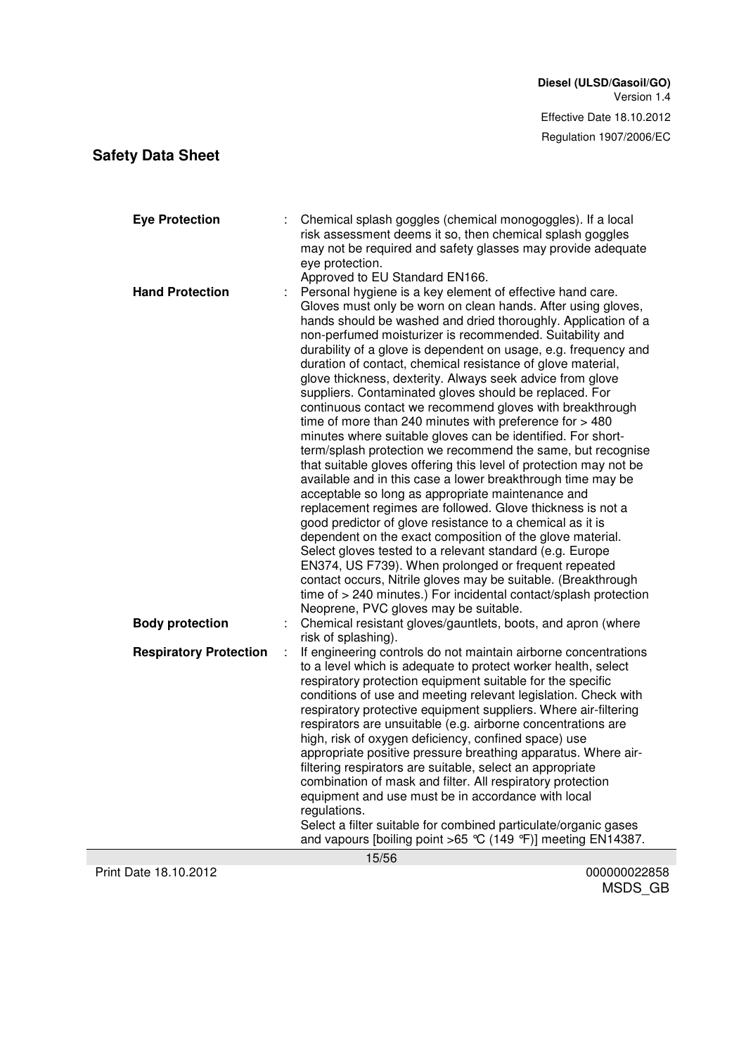| | | |
|---|---|---|
| **Eye Protection** | : | Chemical splash goggles (chemical monogoggles). If a local risk assessment deems it so, then chemical splash goggles may not be required and safety glasses may provide adequate eye protection. Approved to EU Standard EN166. |
| **Hand Protection** | : | Personal hygiene is a key element of effective hand care. Gloves must only be worn on clean hands. After using gloves, hands should be washed and dried thoroughly. Application of a non-perfumed moisturizer is recommended. Suitability and durability of a glove is dependent on usage, e.g. frequency and duration of contact, chemical resistance of glove material, glove thickness, dexterity. Always seek advice from glove suppliers. Contaminated gloves should be replaced. For continuous contact we recommend gloves with breakthrough time of more than 240 minutes with preference for > 480 minutes where suitable gloves can be identified. For short-term/splash protection we recommend the same, but recognise that suitable gloves offering this level of protection may not be available and in this case a lower breakthrough time may be acceptable so long as appropriate maintenance and replacement regimes are followed. Glove thickness is not a good predictor of glove resistance to a chemical as it is dependent on the exact composition of the glove material. Select gloves tested to a relevant standard (e.g. Europe EN374, US F739). When prolonged or frequent repeated contact occurs, Nitrile gloves may be suitable. (Breakthrough time of > 240 minutes.) For incidental contact/splash protection Neoprene, PVC gloves may be suitable. |
| **Body protection** | : | Chemical resistant gloves/gauntlets, boots, and apron (where risk of splashing). |
| **Respiratory Protection** | : | If engineering controls do not maintain airborne concentrations to a level which is adequate to protect worker health, select respiratory protection equipment suitable for the specific conditions of use and meeting relevant legislation. Check with respiratory protective equipment suppliers. Where air-filtering respirators are unsuitable (e.g. airborne concentrations are high, risk of oxygen deficiency, confined space) use appropriate positive pressure breathing apparatus. Where air-filtering respirators are suitable, select an appropriate combination of mask and filter. All respiratory protection equipment and use must be in accordance with local regulations. Select a filter suitable for combined particulate/organic gases and vapours [boiling point >65 °C (149 °F)] meeting EN14387. |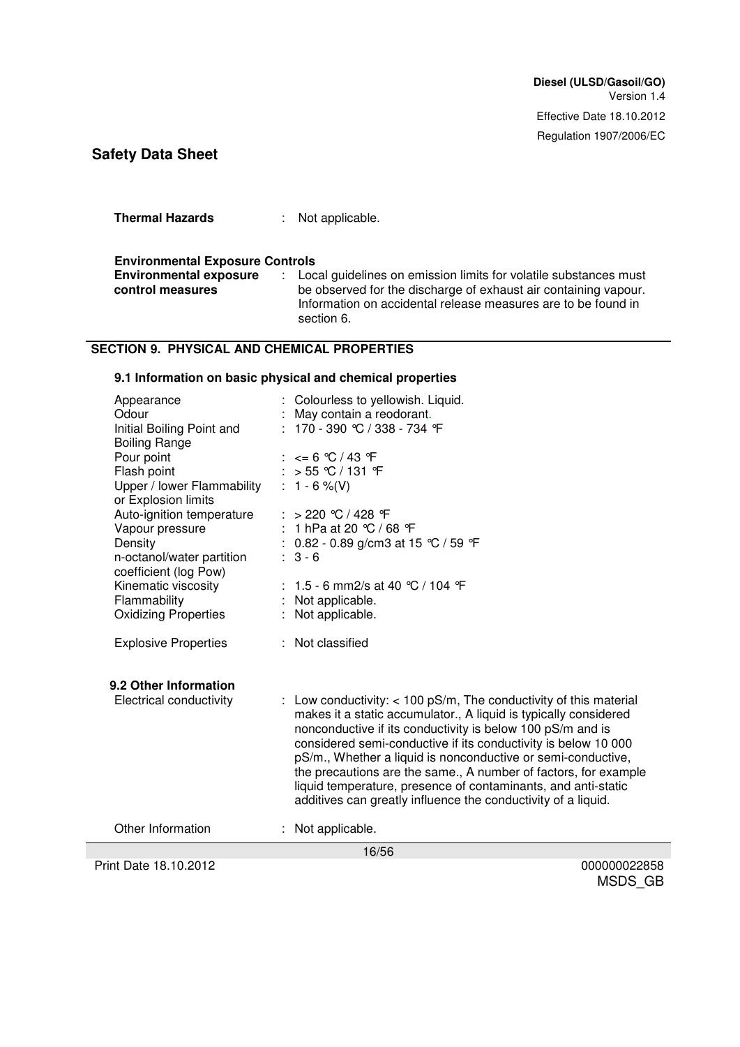**Thermal Hazards** : Not applicable.

**Environmental Exposure Controls**

| | |
|---|---|
| **Environmental exposure control measures** | : Local guidelines on emission limits for volatile substances must be observed for the discharge of exhaust air containing vapour. Information on accidental release measures are to be found in section 6. |

## SECTION 9. PHYSICAL AND CHEMICAL PROPERTIES

### 9.1 Information on basic physical and chemical properties

| | |
|---|---|
| Appearance | : Colourless to yellowish. Liquid. |
| Odour | : May contain a reodorant. |
| Initial Boiling Point and Boiling Range | : 170 - 390 °C / 338 - 734 °F |
| Pour point | : <= 6 °C / 43 °F |
| Flash point | : > 55 °C / 131 °F |
| Upper / lower Flammability or Explosion limits | : 1 - 6 %(V) |
| Auto-ignition temperature | : > 220 °C / 428 °F |
| Vapour pressure | : 1 hPa at 20 °C / 68 °F |
| Density | : 0.82 - 0.89 g/cm3 at 15 °C / 59 °F |
| n-octanol/water partition coefficient (log Pow) | : 3 - 6 |
| Kinematic viscosity | : 1.5 - 6 mm2/s at 40 °C / 104 °F |
| Flammability | : Not applicable. |
| Oxidizing Properties | : Not applicable. |
| Explosive Properties | : Not classified |

### 9.2 Other Information

| | |
|---|---|
| Electrical conductivity | : Low conductivity: < 100 pS/m, The conductivity of this material makes it a static accumulator., A liquid is typically considered nonconductive if its conductivity is below 100 pS/m and is considered semi-conductive if its conductivity is below 10 000 pS/m., Whether a liquid is nonconductive or semi-conductive, the precautions are the same., A number of factors, for example liquid temperature, presence of contaminants, and anti-static additives can greatly influence the conductivity of a liquid. |
| Other Information | : Not applicable. |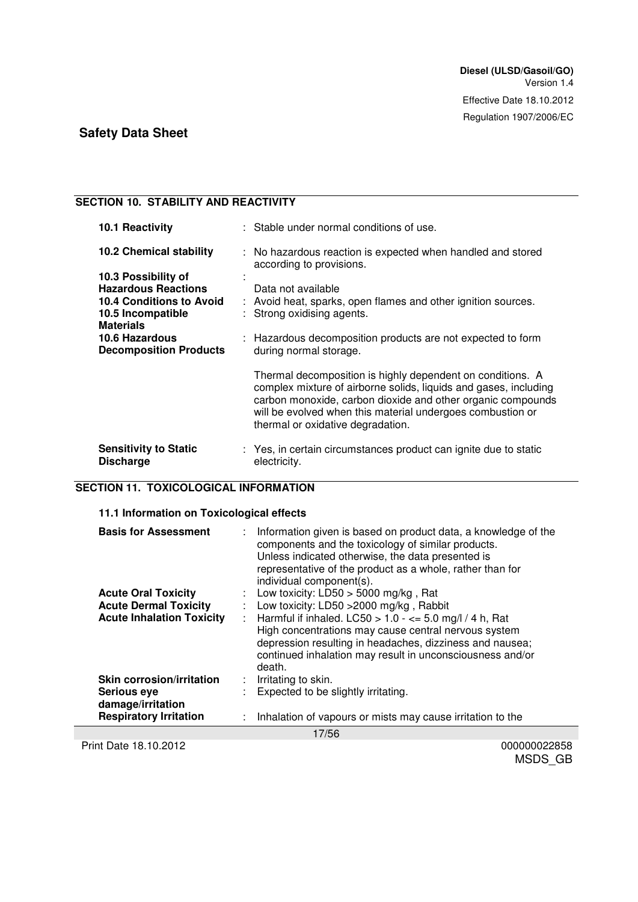## SECTION 10. STABILITY AND REACTIVITY

| | |
|---|---|
| **10.1 Reactivity** | : Stable under normal conditions of use. |
| **10.2 Chemical stability** | : No hazardous reaction is expected when handled and stored according to provisions. |
| **10.3 Possibility of Hazardous Reactions** | : Data not available |
| **10.4 Conditions to Avoid** | : Avoid heat, sparks, open flames and other ignition sources. |
| **10.5 Incompatible Materials** | : Strong oxidising agents. |
| **10.6 Hazardous Decomposition Products** | : Hazardous decomposition products are not expected to form during normal storage. <br><br> Thermal decomposition is highly dependent on conditions. A complex mixture of airborne solids, liquids and gases, including carbon monoxide, carbon dioxide and other organic compounds will be evolved when this material undergoes combustion or thermal or oxidative degradation. |
| **Sensitivity to Static Discharge** | : Yes, in certain circumstances product can ignite due to static electricity. |

## SECTION 11. TOXICOLOGICAL INFORMATION

### 11.1 Information on Toxicological effects

| | |
|---|---|
| **Basis for Assessment** | : Information given is based on product data, a knowledge of the components and the toxicology of similar products. Unless indicated otherwise, the data presented is representative of the product as a whole, rather than for individual component(s). |
| **Acute Oral Toxicity** | : Low toxicity: LD50 > 5000 mg/kg , Rat |
| **Acute Dermal Toxicity** | : Low toxicity: LD50 >2000 mg/kg , Rabbit |
| **Acute Inhalation Toxicity** | : Harmful if inhaled. LC50 > 1.0 - <= 5.0 mg/l / 4 h, Rat High concentrations may cause central nervous system depression resulting in headaches, dizziness and nausea; continued inhalation may result in unconsciousness and/or death. |
| **Skin corrosion/irritation** | : Irritating to skin. |
| **Serious eye damage/irritation** | : Expected to be slightly irritating. |
| **Respiratory Irritation** | : Inhalation of vapours or mists may cause irritation to the |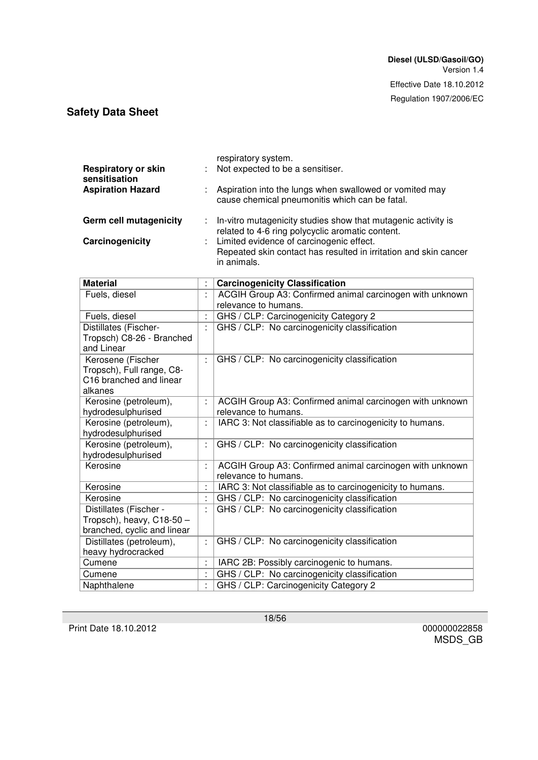| | | |
|---|---|---|
| | | respiratory system. |
| **Respiratory or skin sensitisation** | : | Not expected to be a sensitiser. |
| **Aspiration Hazard** | : | Aspiration into the lungs when swallowed or vomited may cause chemical pneumonitis which can be fatal. |
| **Germ cell mutagenicity** | : | In-vitro mutagenicity studies show that mutagenic activity is related to 4-6 ring polycyclic aromatic content. |
| **Carcinogenicity** | : | Limited evidence of carcinogenic effect. Repeated skin contact has resulted in irritation and skin cancer in animals. |

| **Material** | : | **Carcinogenicity Classification** |
|---|---|---|
| Fuels, diesel | : | ACGIH Group A3: Confirmed animal carcinogen with unknown relevance to humans. |
| Fuels, diesel | : | GHS / CLP: Carcinogenicity Category 2 |
| Distillates (Fischer-Tropsch) C8-26 - Branched and Linear | : | GHS / CLP: No carcinogenicity classification |
| Kerosene (Fischer Tropsch), Full range, C8-C16 branched and linear alkanes | : | GHS / CLP: No carcinogenicity classification |
| Kerosine (petroleum), hydrodesulphurised | : | ACGIH Group A3: Confirmed animal carcinogen with unknown relevance to humans. |
| Kerosine (petroleum), hydrodesulphurised | : | IARC 3: Not classifiable as to carcinogenicity to humans. |
| Kerosine (petroleum), hydrodesulphurised | : | GHS / CLP: No carcinogenicity classification |
| Kerosine | : | ACGIH Group A3: Confirmed animal carcinogen with unknown relevance to humans. |
| Kerosine | : | IARC 3: Not classifiable as to carcinogenicity to humans. |
| Kerosine | : | GHS / CLP: No carcinogenicity classification |
| Distillates (Fischer - Tropsch), heavy, C18-50 – branched, cyclic and linear | : | GHS / CLP: No carcinogenicity classification |
| Distillates (petroleum), heavy hydrocracked | : | GHS / CLP: No carcinogenicity classification |
| Cumene | : | IARC 2B: Possibly carcinogenic to humans. |
| Cumene | : | GHS / CLP: No carcinogenicity classification |
| Naphthalene | : | GHS / CLP: Carcinogenicity Category 2 |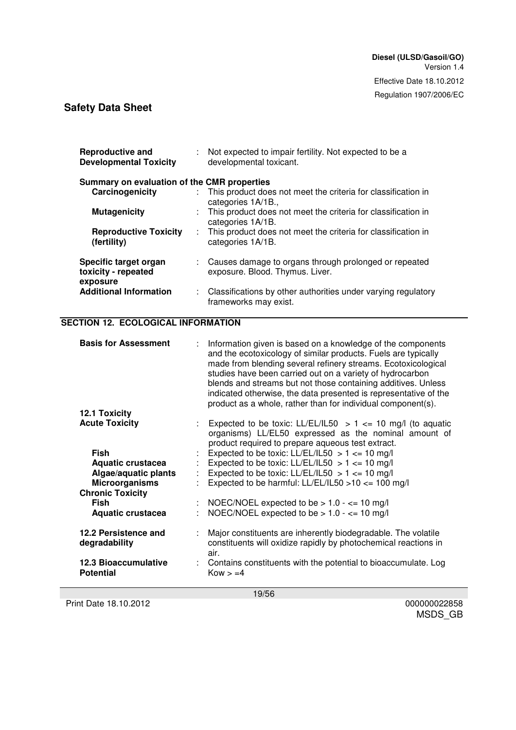| | | |
|---|---|---|
| **Reproductive and Developmental Toxicity** | : | Not expected to impair fertility. Not expected to be a developmental toxicant. |

**Summary on evaluation of the CMR properties**

| | | |
|---|---|---|
| **Carcinogenicity** | : | This product does not meet the criteria for classification in categories 1A/1B., |
| **Mutagenicity** | : | This product does not meet the criteria for classification in categories 1A/1B. |
| **Reproductive Toxicity (fertility)** | : | This product does not meet the criteria for classification in categories 1A/1B. |

| | | |
|---|---|---|
| **Specific target organ toxicity - repeated exposure** | : | Causes damage to organs through prolonged or repeated exposure. Blood. Thymus. Liver. |
| **Additional Information** | : | Classifications by other authorities under varying regulatory frameworks may exist. |

## SECTION 12. ECOLOGICAL INFORMATION

| | | |
|---|---|---|
| **Basis for Assessment** | : | Information given is based on a knowledge of the components and the ecotoxicology of similar products. Fuels are typically made from blending several refinery streams. Ecotoxicological studies have been carried out on a variety of hydrocarbon blends and streams but not those containing additives. Unless indicated otherwise, the data presented is representative of the product as a whole, rather than for individual component(s). |

**12.1 Toxicity**

| | | |
|---|---|---|
| **Acute Toxicity** | : | Expected to be toxic: LL/EL/IL50 > 1 <= 10 mg/l (to aquatic organisms) LL/EL50 expressed as the nominal amount of product required to prepare aqueous test extract. |
| **Fish** | : | Expected to be toxic: LL/EL/IL50 > 1 <= 10 mg/l |
| **Aquatic crustacea** | : | Expected to be toxic: LL/EL/IL50 > 1 <= 10 mg/l |
| **Algae/aquatic plants** | : | Expected to be toxic: LL/EL/IL50 > 1 <= 10 mg/l |
| **Microorganisms** | : | Expected to be harmful: LL/EL/IL50 >10 <= 100 mg/l |

**Chronic Toxicity**

| | | |
|---|---|---|
| **Fish** | : | NOEC/NOEL expected to be > 1.0 - <= 10 mg/l |
| **Aquatic crustacea** | : | NOEC/NOEL expected to be > 1.0 - <= 10 mg/l |

| | | |
|---|---|---|
| **12.2 Persistence and degradability** | : | Major constituents are inherently biodegradable. The volatile constituents will oxidize rapidly by photochemical reactions in air. |
| **12.3 Bioaccumulative Potential** | : | Contains constituents with the potential to bioaccumulate. Log Kow > =4 |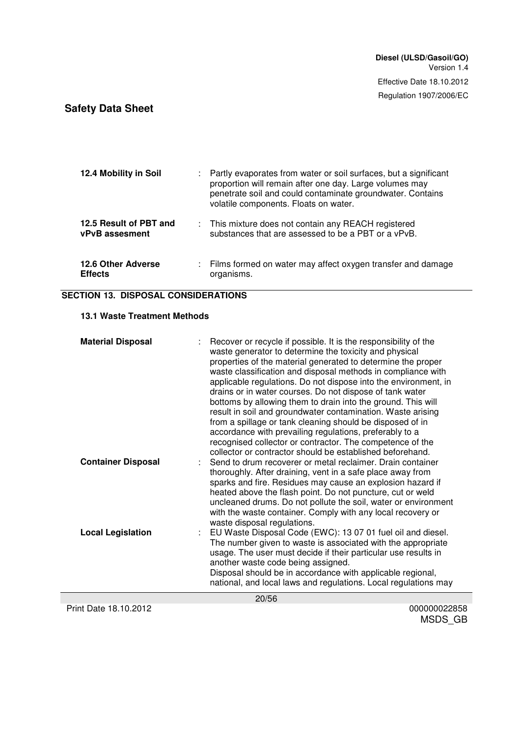| | |
|---|---|
| **12.4 Mobility in Soil** | Partly evaporates from water or soil surfaces, but a significant proportion will remain after one day. Large volumes may penetrate soil and could contaminate groundwater. Contains volatile components. Floats on water. |
| **12.5 Result of PBT and vPvB assesment** | This mixture does not contain any REACH registered substances that are assessed to be a PBT or a vPvB. |
| **12.6 Other Adverse Effects** | Films formed on water may affect oxygen transfer and damage organisms. |

## SECTION 13. DISPOSAL CONSIDERATIONS

### 13.1 Waste Treatment Methods

| | |
|---|---|
| **Material Disposal** | Recover or recycle if possible. It is the responsibility of the waste generator to determine the toxicity and physical properties of the material generated to determine the proper waste classification and disposal methods in compliance with applicable regulations. Do not dispose into the environment, in drains or in water courses. Do not dispose of tank water bottoms by allowing them to drain into the ground. This will result in soil and groundwater contamination. Waste arising from a spillage or tank cleaning should be disposed of in accordance with prevailing regulations, preferably to a recognised collector or contractor. The competence of the collector or contractor should be established beforehand. |
| **Container Disposal** | Send to drum recoverer or metal reclaimer. Drain container thoroughly. After draining, vent in a safe place away from sparks and fire. Residues may cause an explosion hazard if heated above the flash point. Do not puncture, cut or weld uncleaned drums. Do not pollute the soil, water or environment with the waste container. Comply with any local recovery or waste disposal regulations. |
| **Local Legislation** | EU Waste Disposal Code (EWC): 13 07 01 fuel oil and diesel. The number given to waste is associated with the appropriate usage. The user must decide if their particular use results in another waste code being assigned. Disposal should be in accordance with applicable regional, national, and local laws and regulations. Local regulations may |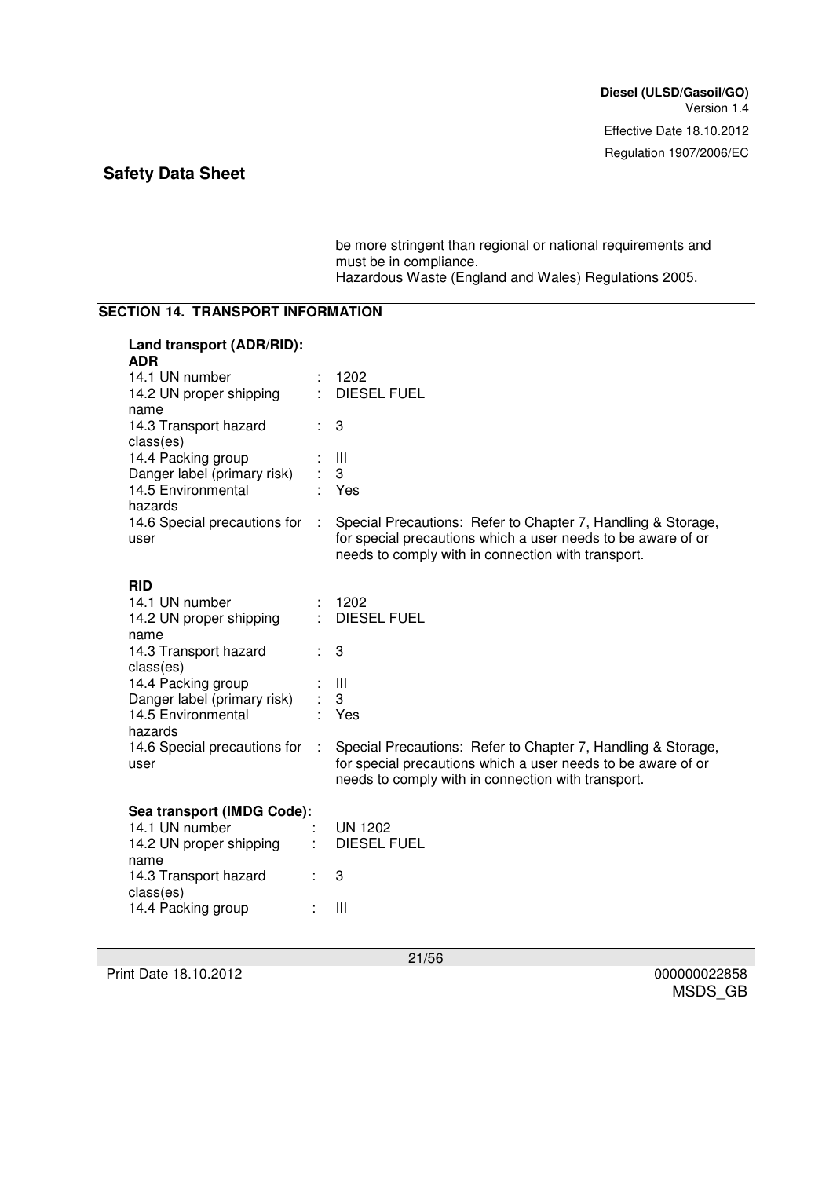be more stringent than regional or national requirements and must be in compliance.
Hazardous Waste (England and Wales) Regulations 2005.

## SECTION 14. TRANSPORT INFORMATION

**Land transport (ADR/RID):**

**ADR**

| | | |
|---|---|---|
| 14.1 UN number | : | 1202 |
| 14.2 UN proper shipping name | : | DIESEL FUEL |
| 14.3 Transport hazard class(es) | : | 3 |
| 14.4 Packing group | : | III |
| Danger label (primary risk) | : | 3 |
| 14.5 Environmental hazards | : | Yes |
| 14.6 Special precautions for user | : | Special Precautions: Refer to Chapter 7, Handling & Storage, for special precautions which a user needs to be aware of or needs to comply with in connection with transport. |

**RID**

| | | |
|---|---|---|
| 14.1 UN number | : | 1202 |
| 14.2 UN proper shipping name | : | DIESEL FUEL |
| 14.3 Transport hazard class(es) | : | 3 |
| 14.4 Packing group | : | III |
| Danger label (primary risk) | : | 3 |
| 14.5 Environmental hazards | : | Yes |
| 14.6 Special precautions for user | : | Special Precautions: Refer to Chapter 7, Handling & Storage, for special precautions which a user needs to be aware of or needs to comply with in connection with transport. |

**Sea transport (IMDG Code):**

| | | |
|---|---|---|
| 14.1 UN number | : | UN 1202 |
| 14.2 UN proper shipping name | : | DIESEL FUEL |
| 14.3 Transport hazard class(es) | : | 3 |
| 14.4 Packing group | : | III |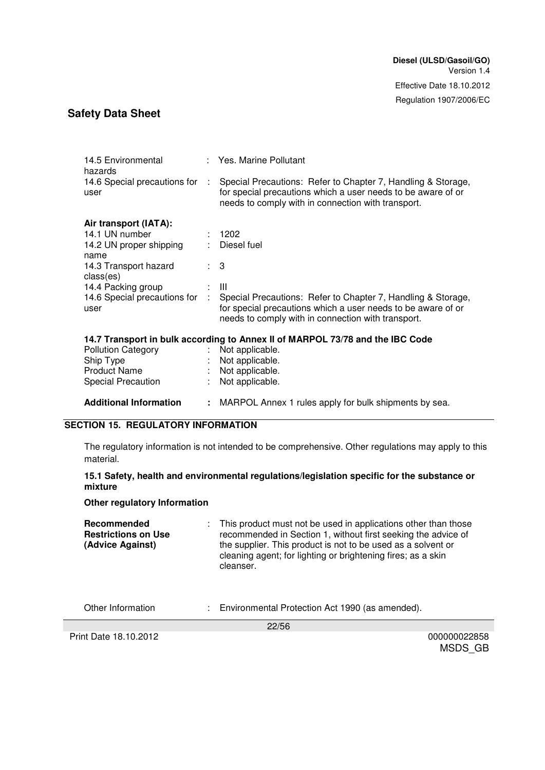| | | |
|---|---|---|
| 14.5 Environmental hazards | : | Yes. Marine Pollutant |
| 14.6 Special precautions for user | : | Special Precautions: Refer to Chapter 7, Handling & Storage, for special precautions which a user needs to be aware of or needs to comply with in connection with transport. |

**Air transport (IATA):**

| | | |
|---|---|---|
| 14.1 UN number | : | 1202 |
| 14.2 UN proper shipping name | : | Diesel fuel |
| 14.3 Transport hazard class(es) | : | 3 |
| 14.4 Packing group | : | III |
| 14.6 Special precautions for user | : | Special Precautions: Refer to Chapter 7, Handling & Storage, for special precautions which a user needs to be aware of or needs to comply with in connection with transport. |

**14.7 Transport in bulk according to Annex II of MARPOL 73/78 and the IBC Code**

| | | |
|---|---|---|
| Pollution Category | : | Not applicable. |
| Ship Type | : | Not applicable. |
| Product Name | : | Not applicable. |
| Special Precaution | : | Not applicable. |

**Additional Information** **:** MARPOL Annex 1 rules apply for bulk shipments by sea.

## SECTION 15. REGULATORY INFORMATION

The regulatory information is not intended to be comprehensive. Other regulations may apply to this material.

**15.1 Safety, health and environmental regulations/legislation specific for the substance or mixture**

**Other regulatory Information**

| | | |
|---|---|---|
| **Recommended Restrictions on Use (Advice Against)** | : | This product must not be used in applications other than those recommended in Section 1, without first seeking the advice of the supplier. This product is not to be used as a solvent or cleaning agent; for lighting or brightening fires; as a skin cleanser. |
| Other Information | : | Environmental Protection Act 1990 (as amended). |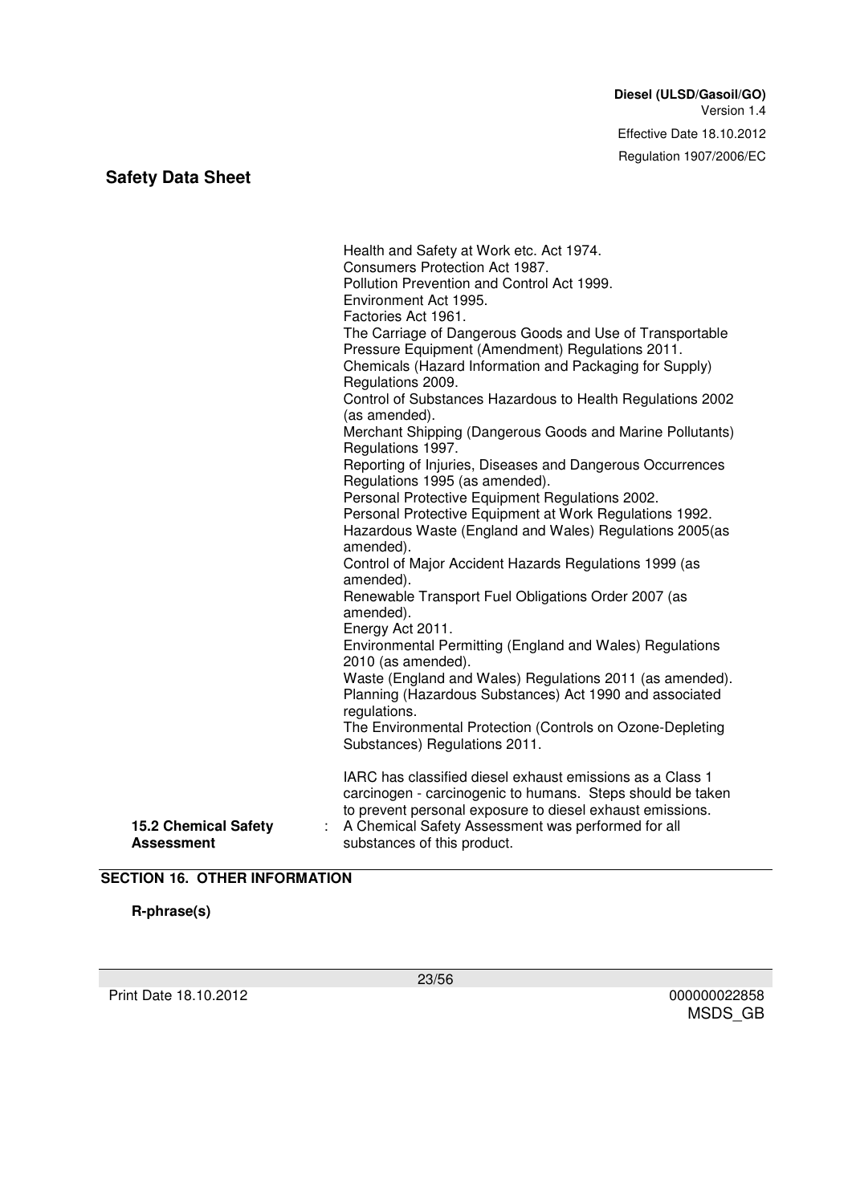Health and Safety at Work etc. Act 1974.
Consumers Protection Act 1987.
Pollution Prevention and Control Act 1999.
Environment Act 1995.
Factories Act 1961.
The Carriage of Dangerous Goods and Use of Transportable Pressure Equipment (Amendment) Regulations 2011.
Chemicals (Hazard Information and Packaging for Supply) Regulations 2009.
Control of Substances Hazardous to Health Regulations 2002 (as amended).
Merchant Shipping (Dangerous Goods and Marine Pollutants) Regulations 1997.
Reporting of Injuries, Diseases and Dangerous Occurrences Regulations 1995 (as amended).
Personal Protective Equipment Regulations 2002.
Personal Protective Equipment at Work Regulations 1992.
Hazardous Waste (England and Wales) Regulations 2005(as amended).
Control of Major Accident Hazards Regulations 1999 (as amended).
Renewable Transport Fuel Obligations Order 2007 (as amended).
Energy Act 2011.
Environmental Permitting (England and Wales) Regulations 2010 (as amended).
Waste (England and Wales) Regulations 2011 (as amended).
Planning (Hazardous Substances) Act 1990 and associated regulations.
The Environmental Protection (Controls on Ozone-Depleting Substances) Regulations 2011.

IARC has classified diesel exhaust emissions as a Class 1 carcinogen - carcinogenic to humans. Steps should be taken to prevent personal exposure to diesel exhaust emissions.

**15.2 Chemical Safety Assessment** : A Chemical Safety Assessment was performed for all substances of this product.

## SECTION 16. OTHER INFORMATION

**R-phrase(s)**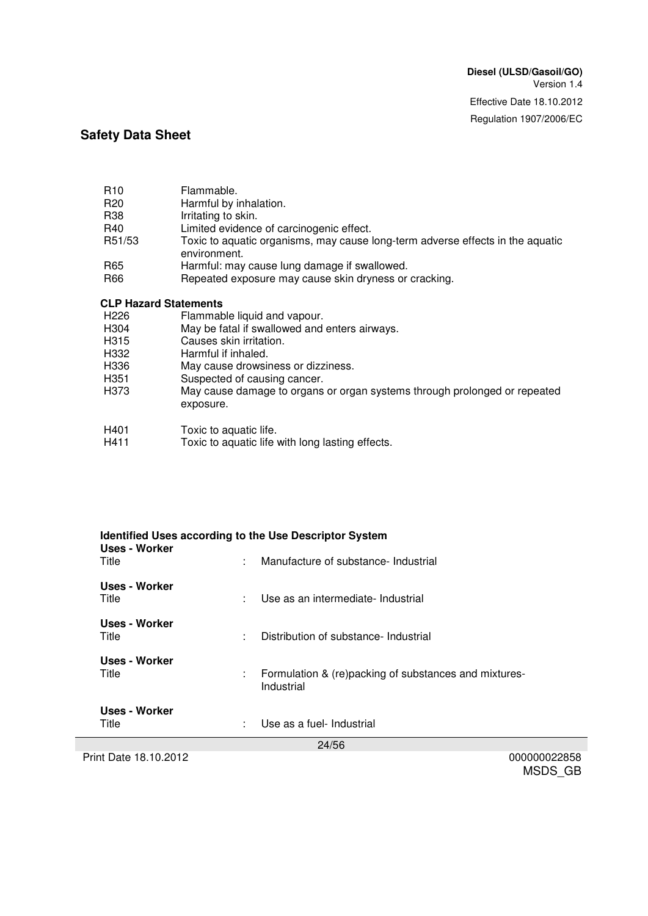| | |
|---|---|
| R10 | Flammable. |
| R20 | Harmful by inhalation. |
| R38 | Irritating to skin. |
| R40 | Limited evidence of carcinogenic effect. |
| R51/53 | Toxic to aquatic organisms, may cause long-term adverse effects in the aquatic environment. |
| R65 | Harmful: may cause lung damage if swallowed. |
| R66 | Repeated exposure may cause skin dryness or cracking. |

**CLP Hazard Statements**

| | |
|---|---|
| H226 | Flammable liquid and vapour. |
| H304 | May be fatal if swallowed and enters airways. |
| H315 | Causes skin irritation. |
| H332 | Harmful if inhaled. |
| H336 | May cause drowsiness or dizziness. |
| H351 | Suspected of causing cancer. |
| H373 | May cause damage to organs or organ systems through prolonged or repeated exposure. |
| H401 | Toxic to aquatic life. |
| H411 | Toxic to aquatic life with long lasting effects. |

**Identified Uses according to the Use Descriptor System**

**Uses - Worker**
Title : Manufacture of substance- Industrial

**Uses - Worker**
Title : Use as an intermediate- Industrial

**Uses - Worker**
Title : Distribution of substance- Industrial

**Uses - Worker**
Title : Formulation & (re)packing of substances and mixtures- Industrial

**Uses - Worker**
Title : Use as a fuel- Industrial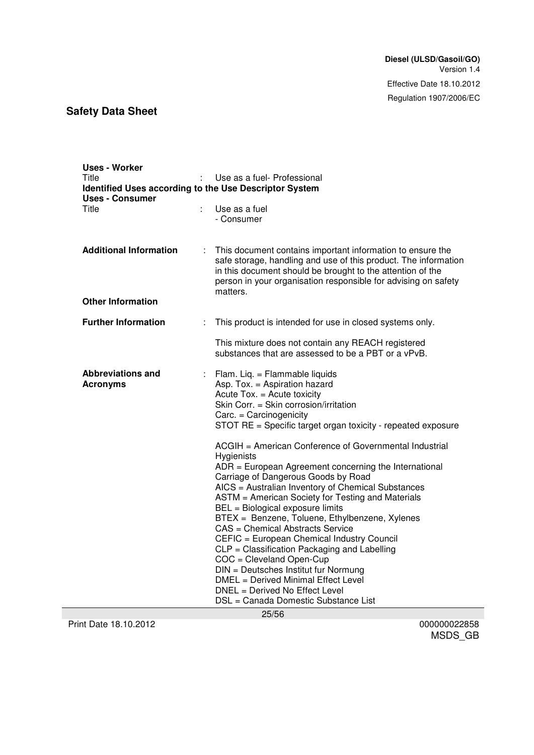**Uses - Worker**

Title : Use as a fuel- Professional

**Identified Uses according to the Use Descriptor System**

**Uses - Consumer**

Title : Use as a fuel - Consumer

**Additional Information** : This document contains important information to ensure the safe storage, handling and use of this product. The information in this document should be brought to the attention of the person in your organisation responsible for advising on safety matters.

**Other Information**

**Further Information** : This product is intended for use in closed systems only.

This mixture does not contain any REACH registered substances that are assessed to be a PBT or a vPvB.

**Abbreviations and Acronyms** :

Flam. Liq. = Flammable liquids
Asp. Tox. = Aspiration hazard
Acute Tox. = Acute toxicity
Skin Corr. = Skin corrosion/irritation
Carc. = Carcinogenicity
STOT RE = Specific target organ toxicity - repeated exposure

ACGIH = American Conference of Governmental Industrial Hygienists
ADR = European Agreement concerning the International Carriage of Dangerous Goods by Road
AICS = Australian Inventory of Chemical Substances
ASTM = American Society for Testing and Materials
BEL = Biological exposure limits
BTEX = Benzene, Toluene, Ethylbenzene, Xylenes
CAS = Chemical Abstracts Service
CEFIC = European Chemical Industry Council
CLP = Classification Packaging and Labelling
COC = Cleveland Open-Cup
DIN = Deutsches Institut fur Normung
DMEL = Derived Minimal Effect Level
DNEL = Derived No Effect Level
DSL = Canada Domestic Substance List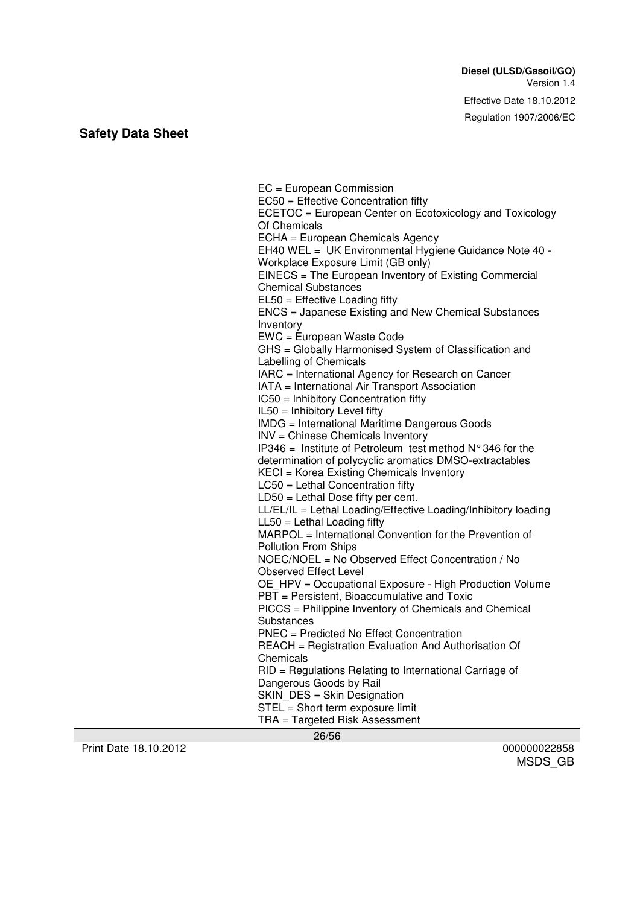EC = European Commission
EC50 = Effective Concentration fifty
ECETOC = European Center on Ecotoxicology and Toxicology Of Chemicals
ECHA = European Chemicals Agency
EH40 WEL = UK Environmental Hygiene Guidance Note 40 - Workplace Exposure Limit (GB only)
EINECS = The European Inventory of Existing Commercial Chemical Substances
EL50 = Effective Loading fifty
ENCS = Japanese Existing and New Chemical Substances Inventory
EWC = European Waste Code
GHS = Globally Harmonised System of Classification and Labelling of Chemicals
IARC = International Agency for Research on Cancer
IATA = International Air Transport Association
IC50 = Inhibitory Concentration fifty
IL50 = Inhibitory Level fifty
IMDG = International Maritime Dangerous Goods
INV = Chinese Chemicals Inventory
IP346 = Institute of Petroleum test method N° 346 for the determination of polycyclic aromatics DMSO-extractables
KECI = Korea Existing Chemicals Inventory
LC50 = Lethal Concentration fifty
LD50 = Lethal Dose fifty per cent.
LL/EL/IL = Lethal Loading/Effective Loading/Inhibitory loading
LL50 = Lethal Loading fifty
MARPOL = International Convention for the Prevention of Pollution From Ships
NOEC/NOEL = No Observed Effect Concentration / No Observed Effect Level
OE_HPV = Occupational Exposure - High Production Volume
PBT = Persistent, Bioaccumulative and Toxic
PICCS = Philippine Inventory of Chemicals and Chemical Substances
PNEC = Predicted No Effect Concentration
REACH = Registration Evaluation And Authorisation Of Chemicals
RID = Regulations Relating to International Carriage of Dangerous Goods by Rail
SKIN_DES = Skin Designation
STEL = Short term exposure limit
TRA = Targeted Risk Assessment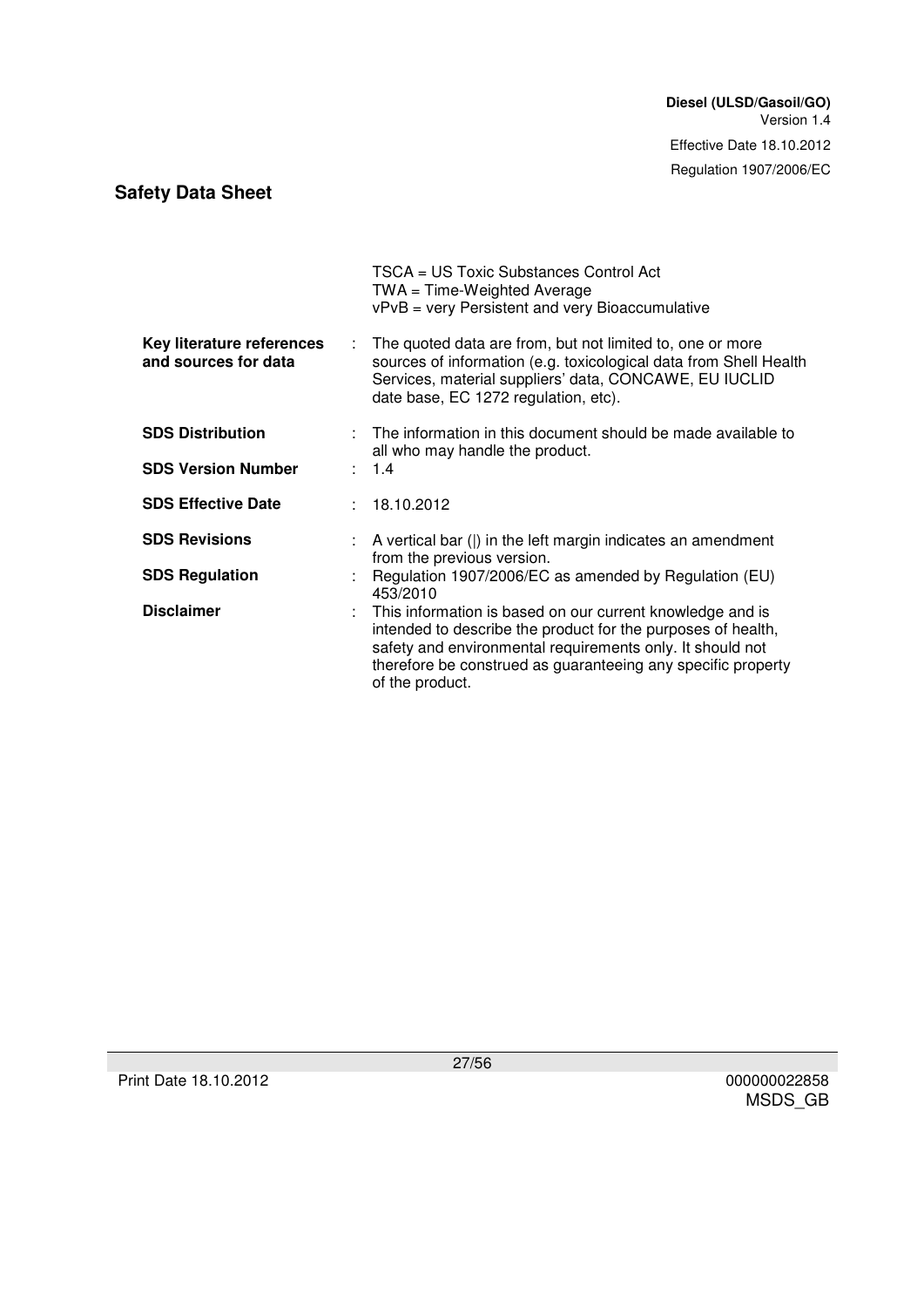TSCA = US Toxic Substances Control Act
TWA = Time-Weighted Average
vPvB = very Persistent and very Bioaccumulative

| | | |
|---|---|---|
| **Key literature references and sources for data** | : | The quoted data are from, but not limited to, one or more sources of information (e.g. toxicological data from Shell Health Services, material suppliers' data, CONCAWE, EU IUCLID date base, EC 1272 regulation, etc). |
| **SDS Distribution** | : | The information in this document should be made available to all who may handle the product. |
| **SDS Version Number** | : | 1.4 |
| **SDS Effective Date** | : | 18.10.2012 |
| **SDS Revisions** | : | A vertical bar (\|) in the left margin indicates an amendment from the previous version. |
| **SDS Regulation** | : | Regulation 1907/2006/EC as amended by Regulation (EU) 453/2010 |
| **Disclaimer** | : | This information is based on our current knowledge and is intended to describe the product for the purposes of health, safety and environmental requirements only. It should not therefore be construed as guaranteeing any specific property of the product. |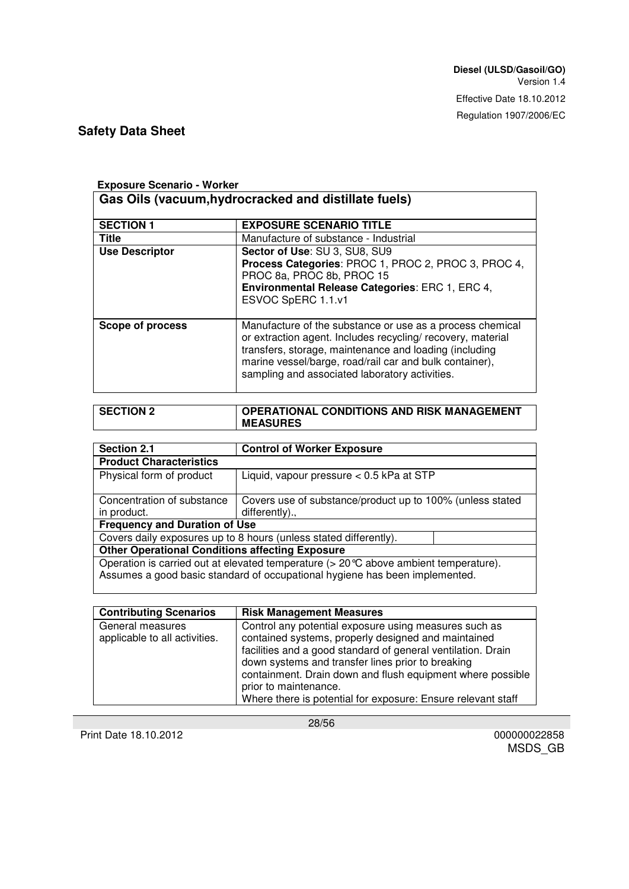**Exposure Scenario - Worker**

| Gas Oils (vacuum,hydrocracked and distillate fuels) | |
|---|---|
| **SECTION 1** | **EXPOSURE SCENARIO TITLE** |
| **Title** | Manufacture of substance - Industrial |
| **Use Descriptor** | **Sector of Use**: SU 3, SU8, SU9<br>**Process Categories**: PROC 1, PROC 2, PROC 3, PROC 4, PROC 8a, PROC 8b, PROC 15<br>**Environmental Release Categories**: ERC 1, ERC 4, ESVOC SpERC 1.1.v1 |
| **Scope of process** | Manufacture of the substance or use as a process chemical or extraction agent. Includes recycling/ recovery, material transfers, storage, maintenance and loading (including marine vessel/barge, road/rail car and bulk container), sampling and associated laboratory activities. |

| **SECTION 2** | **OPERATIONAL CONDITIONS AND RISK MANAGEMENT MEASURES** |
|---|---|

| **Section 2.1** | **Control of Worker Exposure** |
|---|---|
| **Product Characteristics** | |
| Physical form of product | Liquid, vapour pressure < 0.5 kPa at STP |
| Concentration of substance in product. | Covers use of substance/product up to 100% (unless stated differently)., |
| **Frequency and Duration of Use** | |
| Covers daily exposures up to 8 hours (unless stated differently). | |
| **Other Operational Conditions affecting Exposure** | |
| Operation is carried out at elevated temperature (> 20°C above ambient temperature). Assumes a good basic standard of occupational hygiene has been implemented. | |

| **Contributing Scenarios** | **Risk Management Measures** |
|---|---|
| General measures applicable to all activities. | Control any potential exposure using measures such as contained systems, properly designed and maintained facilities and a good standard of general ventilation. Drain down systems and transfer lines prior to breaking containment. Drain down and flush equipment where possible prior to maintenance.<br>Where there is potential for exposure: Ensure relevant staff |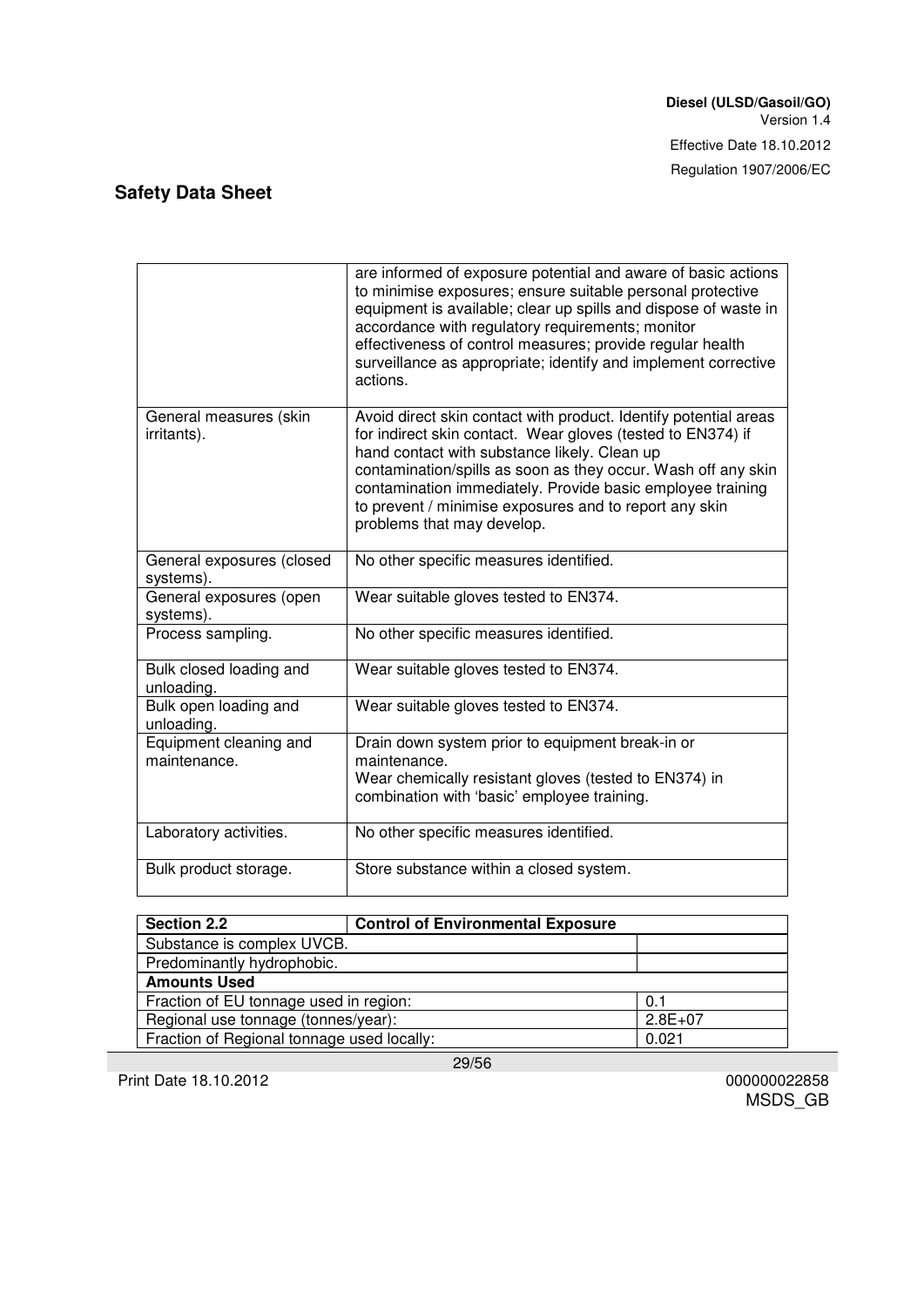| | |
|---|---|
| | are informed of exposure potential and aware of basic actions to minimise exposures; ensure suitable personal protective equipment is available; clear up spills and dispose of waste in accordance with regulatory requirements; monitor effectiveness of control measures; provide regular health surveillance as appropriate; identify and implement corrective actions. |
| General measures (skin irritants). | Avoid direct skin contact with product. Identify potential areas for indirect skin contact. Wear gloves (tested to EN374) if hand contact with substance likely. Clean up contamination/spills as soon as they occur. Wash off any skin contamination immediately. Provide basic employee training to prevent / minimise exposures and to report any skin problems that may develop. |
| General exposures (closed systems). | No other specific measures identified. |
| General exposures (open systems). | Wear suitable gloves tested to EN374. |
| Process sampling. | No other specific measures identified. |
| Bulk closed loading and unloading. | Wear suitable gloves tested to EN374. |
| Bulk open loading and unloading. | Wear suitable gloves tested to EN374. |
| Equipment cleaning and maintenance. | Drain down system prior to equipment break-in or maintenance.<br>Wear chemically resistant gloves (tested to EN374) in combination with 'basic' employee training. |
| Laboratory activities. | No other specific measures identified. |
| Bulk product storage. | Store substance within a closed system. |

| **Section 2.2** | **Control of Environmental Exposure** |
|---|---|
| Substance is complex UVCB. | |
| Predominantly hydrophobic. | |
| **Amounts Used** | |
| Fraction of EU tonnage used in region: | 0.1 |
| Regional use tonnage (tonnes/year): | 2.8E+07 |
| Fraction of Regional tonnage used locally: | 0.021 |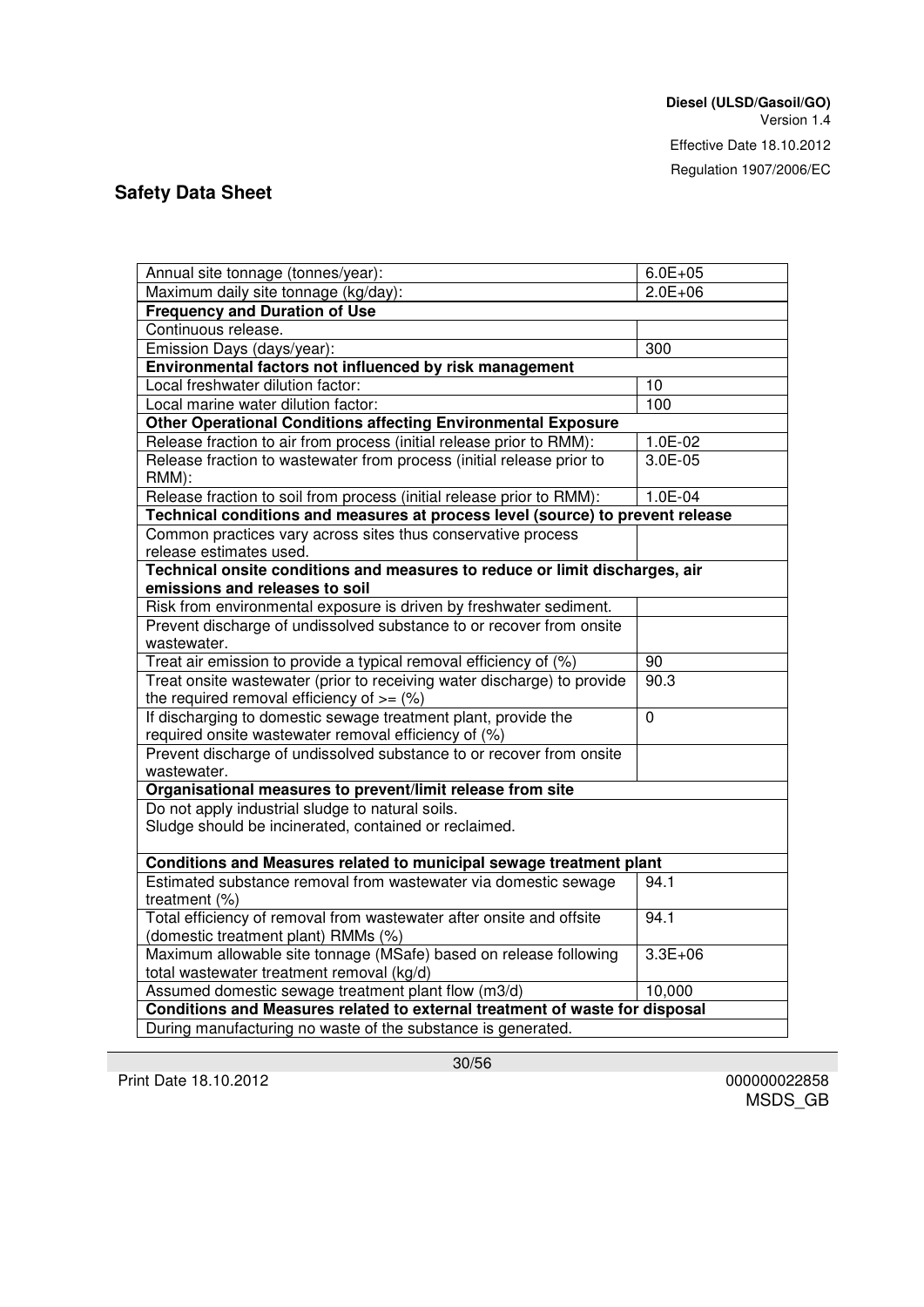| | |
|---|---|
| Annual site tonnage (tonnes/year): | 6.0E+05 |
| Maximum daily site tonnage (kg/day): | 2.0E+06 |
| **Frequency and Duration of Use** | |
| Continuous release. | |
| Emission Days (days/year): | 300 |
| **Environmental factors not influenced by risk management** | |
| Local freshwater dilution factor: | 10 |
| Local marine water dilution factor: | 100 |
| **Other Operational Conditions affecting Environmental Exposure** | |
| Release fraction to air from process (initial release prior to RMM): | 1.0E-02 |
| Release fraction to wastewater from process (initial release prior to RMM): | 3.0E-05 |
| Release fraction to soil from process (initial release prior to RMM): | 1.0E-04 |
| **Technical conditions and measures at process level (source) to prevent release** | |
| Common practices vary across sites thus conservative process release estimates used. | |
| **Technical onsite conditions and measures to reduce or limit discharges, air emissions and releases to soil** | |
| Risk from environmental exposure is driven by freshwater sediment. | |
| Prevent discharge of undissolved substance to or recover from onsite wastewater. | |
| Treat air emission to provide a typical removal efficiency of (%) | 90 |
| Treat onsite wastewater (prior to receiving water discharge) to provide the required removal efficiency of >= (%) | 90.3 |
| If discharging to domestic sewage treatment plant, provide the required onsite wastewater removal efficiency of (%) | 0 |
| Prevent discharge of undissolved substance to or recover from onsite wastewater. | |
| **Organisational measures to prevent/limit release from site** | |
| Do not apply industrial sludge to natural soils. Sludge should be incinerated, contained or reclaimed. | |
| **Conditions and Measures related to municipal sewage treatment plant** | |
| Estimated substance removal from wastewater via domestic sewage treatment (%) | 94.1 |
| Total efficiency of removal from wastewater after onsite and offsite (domestic treatment plant) RMMs (%) | 94.1 |
| Maximum allowable site tonnage (MSafe) based on release following total wastewater treatment removal (kg/d) | 3.3E+06 |
| Assumed domestic sewage treatment plant flow (m3/d) | 10,000 |
| **Conditions and Measures related to external treatment of waste for disposal** | |
| During manufacturing no waste of the substance is generated. | |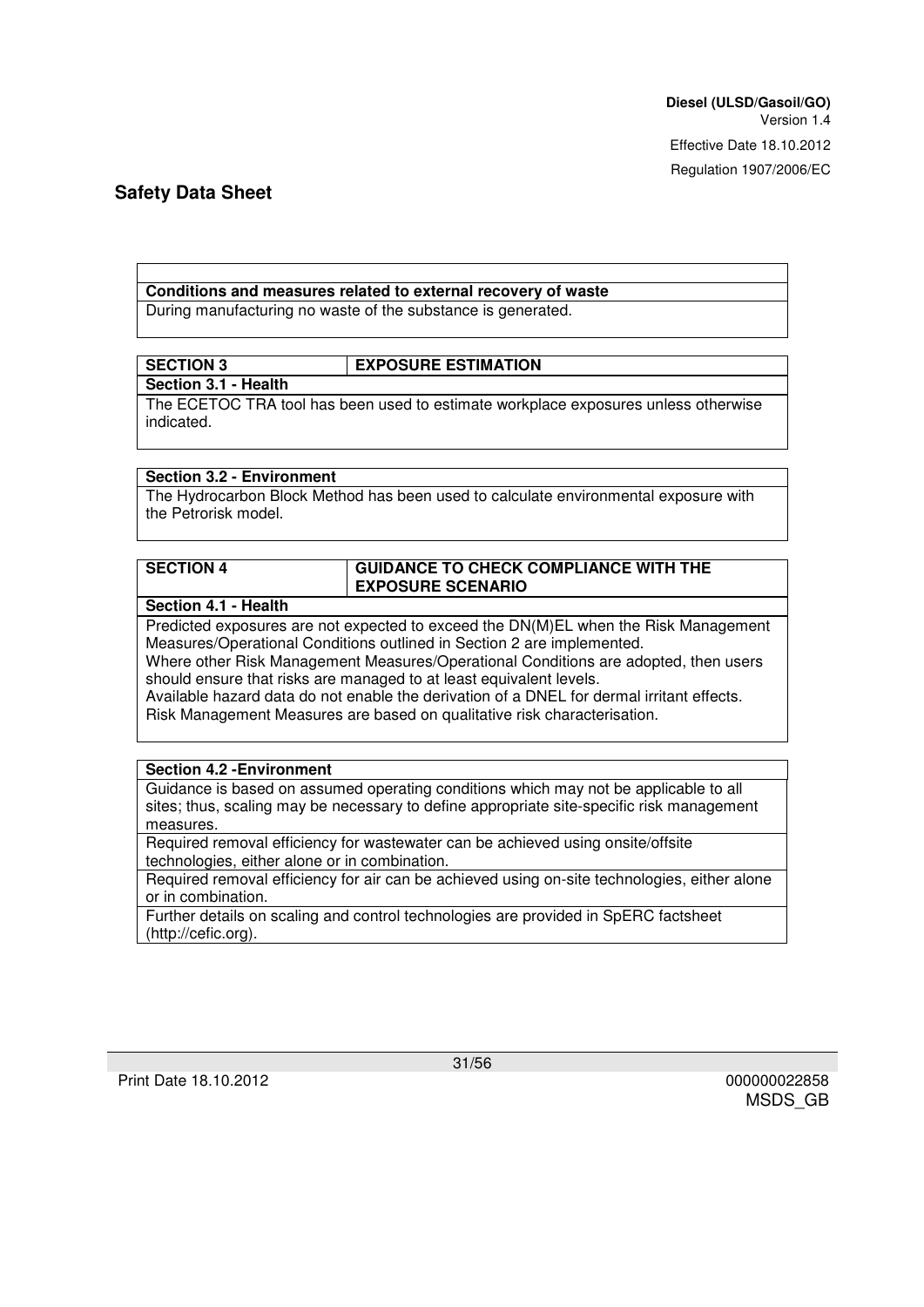| |
|---|
| **Conditions and measures related to external recovery of waste** |
| During manufacturing no waste of the substance is generated. |

| **SECTION 3** | **EXPOSURE ESTIMATION** |
|---|---|
| **Section 3.1 - Health** | |
| The ECETOC TRA tool has been used to estimate workplace exposures unless otherwise indicated. | |

| **Section 3.2 - Environment** |
|---|
| The Hydrocarbon Block Method has been used to calculate environmental exposure with the Petrorisk model. |

| **SECTION 4** | **GUIDANCE TO CHECK COMPLIANCE WITH THE EXPOSURE SCENARIO** |
|---|---|
| **Section 4.1 - Health** | |
| Predicted exposures are not expected to exceed the DN(M)EL when the Risk Management Measures/Operational Conditions outlined in Section 2 are implemented.<br>Where other Risk Management Measures/Operational Conditions are adopted, then users should ensure that risks are managed to at least equivalent levels.<br>Available hazard data do not enable the derivation of a DNEL for dermal irritant effects.<br>Risk Management Measures are based on qualitative risk characterisation. | |

| **Section 4.2 -Environment** |
|---|
| Guidance is based on assumed operating conditions which may not be applicable to all sites; thus, scaling may be necessary to define appropriate site-specific risk management measures. |
| Required removal efficiency for wastewater can be achieved using onsite/offsite technologies, either alone or in combination. |
| Required removal efficiency for air can be achieved using on-site technologies, either alone or in combination. |
| Further details on scaling and control technologies are provided in SpERC factsheet (http://cefic.org). |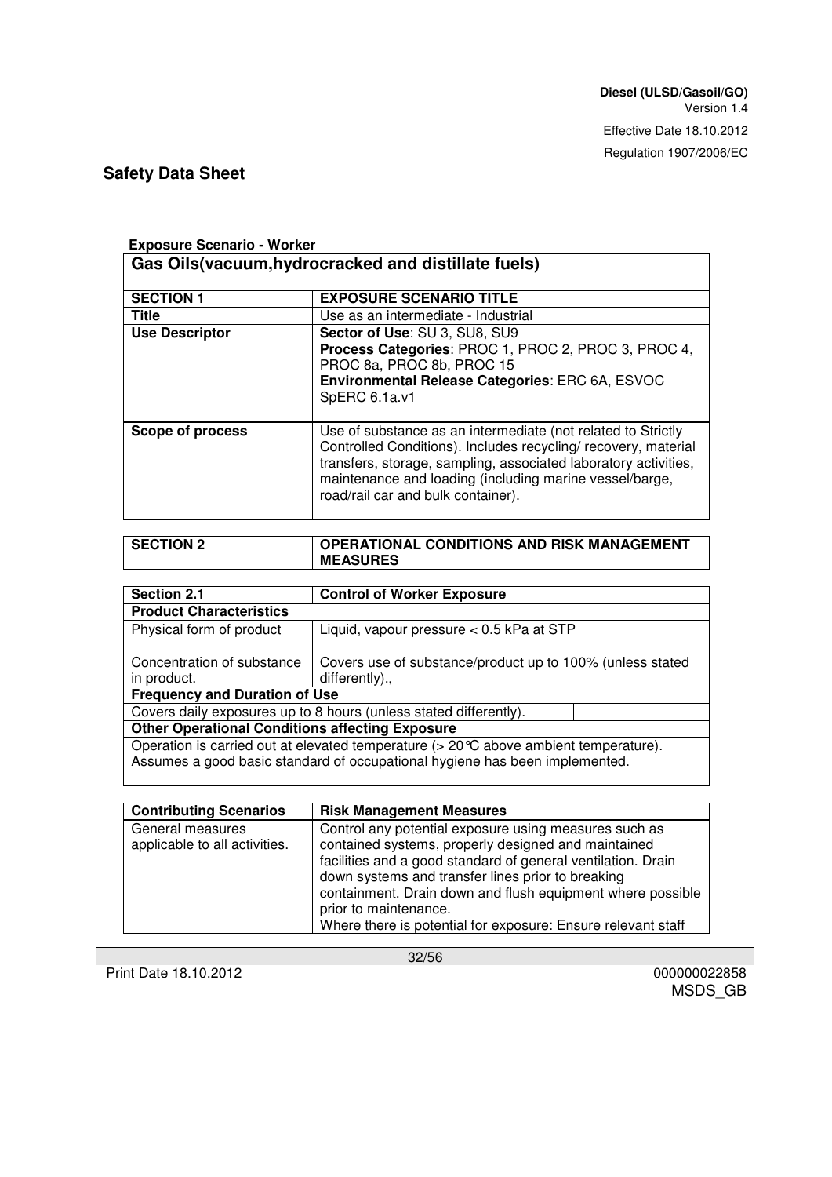**Exposure Scenario - Worker**

| Gas Oils(vacuum,hydrocracked and distillate fuels) | |
|---|---|
| **SECTION 1** | **EXPOSURE SCENARIO TITLE** |
| **Title** | Use as an intermediate - Industrial |
| **Use Descriptor** | **Sector of Use**: SU 3, SU8, SU9<br>**Process Categories**: PROC 1, PROC 2, PROC 3, PROC 4, PROC 8a, PROC 8b, PROC 15<br>**Environmental Release Categories**: ERC 6A, ESVOC SpERC 6.1a.v1 |
| **Scope of process** | Use of substance as an intermediate (not related to Strictly Controlled Conditions). Includes recycling/ recovery, material transfers, storage, sampling, associated laboratory activities, maintenance and loading (including marine vessel/barge, road/rail car and bulk container). |

| **SECTION 2** | **OPERATIONAL CONDITIONS AND RISK MANAGEMENT MEASURES** |
|---|---|

| **Section 2.1** | **Control of Worker Exposure** |
|---|---|
| **Product Characteristics** | |
| Physical form of product | Liquid, vapour pressure < 0.5 kPa at STP |
| Concentration of substance in product. | Covers use of substance/product up to 100% (unless stated differently)., |
| **Frequency and Duration of Use** | |
| Covers daily exposures up to 8 hours (unless stated differently). | |
| **Other Operational Conditions affecting Exposure** | |
| Operation is carried out at elevated temperature (> 20°C above ambient temperature). Assumes a good basic standard of occupational hygiene has been implemented. | |

| **Contributing Scenarios** | **Risk Management Measures** |
|---|---|
| General measures applicable to all activities. | Control any potential exposure using measures such as contained systems, properly designed and maintained facilities and a good standard of general ventilation. Drain down systems and transfer lines prior to breaking containment. Drain down and flush equipment where possible prior to maintenance.<br>Where there is potential for exposure: Ensure relevant staff |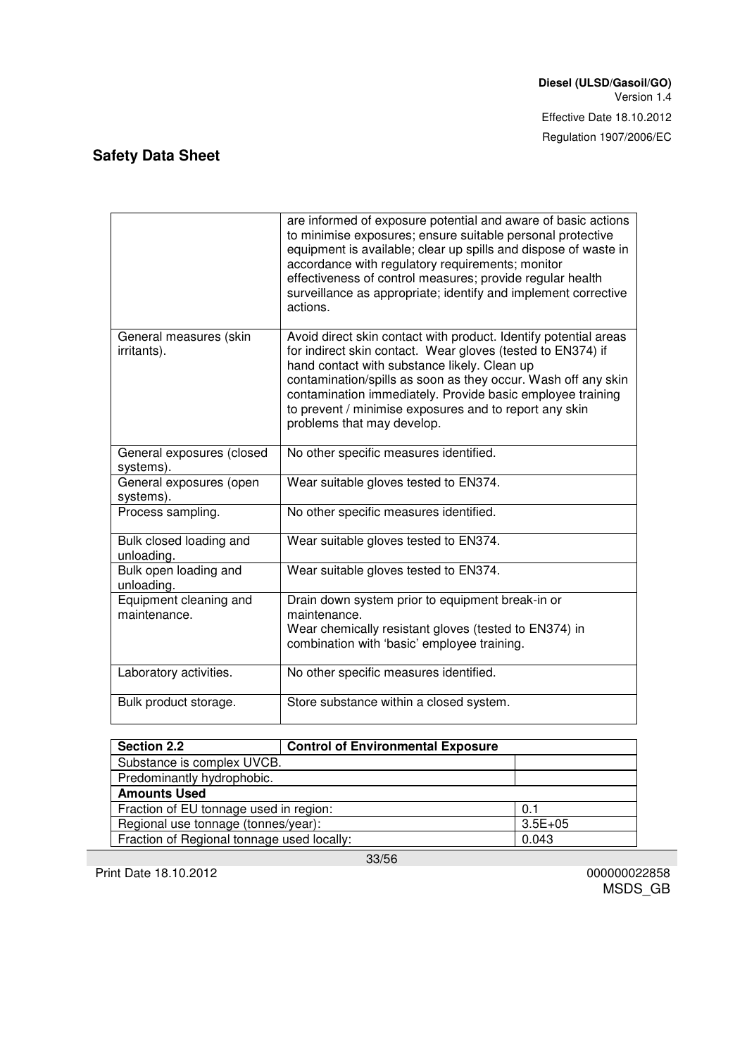| | |
|---|---|
| | are informed of exposure potential and aware of basic actions to minimise exposures; ensure suitable personal protective equipment is available; clear up spills and dispose of waste in accordance with regulatory requirements; monitor effectiveness of control measures; provide regular health surveillance as appropriate; identify and implement corrective actions. |
| General measures (skin irritants). | Avoid direct skin contact with product. Identify potential areas for indirect skin contact. Wear gloves (tested to EN374) if hand contact with substance likely. Clean up contamination/spills as soon as they occur. Wash off any skin contamination immediately. Provide basic employee training to prevent / minimise exposures and to report any skin problems that may develop. |
| General exposures (closed systems). | No other specific measures identified. |
| General exposures (open systems). | Wear suitable gloves tested to EN374. |
| Process sampling. | No other specific measures identified. |
| Bulk closed loading and unloading. | Wear suitable gloves tested to EN374. |
| Bulk open loading and unloading. | Wear suitable gloves tested to EN374. |
| Equipment cleaning and maintenance. | Drain down system prior to equipment break-in or maintenance.<br>Wear chemically resistant gloves (tested to EN374) in combination with 'basic' employee training. |
| Laboratory activities. | No other specific measures identified. |
| Bulk product storage. | Store substance within a closed system. |

| **Section 2.2** | **Control of Environmental Exposure** | |
|---|---|---|
| Substance is complex UVCB. | | |
| Predominantly hydrophobic. | | |
| **Amounts Used** | | |
| Fraction of EU tonnage used in region: | | 0.1 |
| Regional use tonnage (tonnes/year): | | 3.5E+05 |
| Fraction of Regional tonnage used locally: | | 0.043 |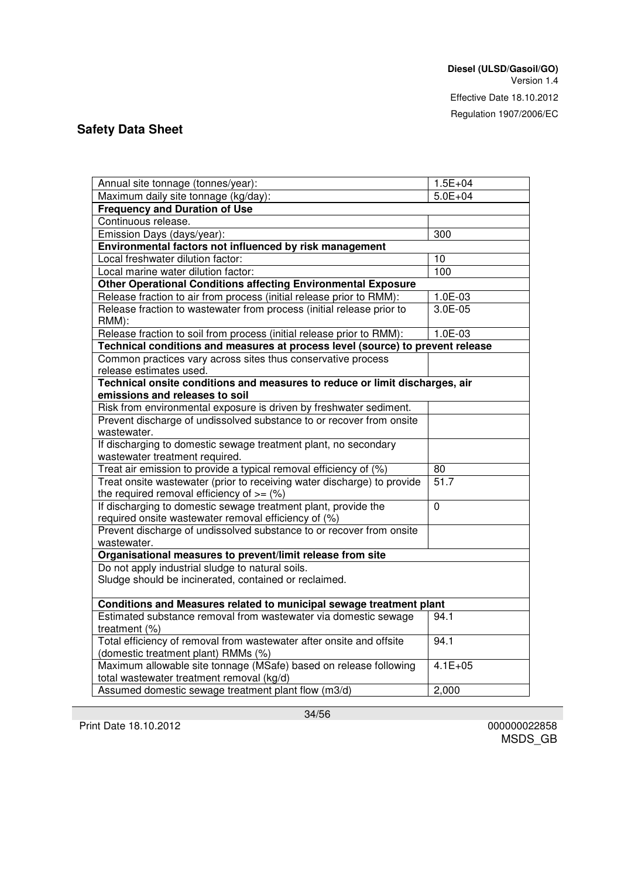## Safety Data Sheet

| | |
|---|---|
| Annual site tonnage (tonnes/year): | 1.5E+04 |
| Maximum daily site tonnage (kg/day): | 5.0E+04 |
| **Frequency and Duration of Use** | |
| Continuous release. | |
| Emission Days (days/year): | 300 |
| **Environmental factors not influenced by risk management** | |
| Local freshwater dilution factor: | 10 |
| Local marine water dilution factor: | 100 |
| **Other Operational Conditions affecting Environmental Exposure** | |
| Release fraction to air from process (initial release prior to RMM): | 1.0E-03 |
| Release fraction to wastewater from process (initial release prior to RMM): | 3.0E-05 |
| Release fraction to soil from process (initial release prior to RMM): | 1.0E-03 |
| **Technical conditions and measures at process level (source) to prevent release** | |
| Common practices vary across sites thus conservative process release estimates used. | |
| **Technical onsite conditions and measures to reduce or limit discharges, air emissions and releases to soil** | |
| Risk from environmental exposure is driven by freshwater sediment. | |
| Prevent discharge of undissolved substance to or recover from onsite wastewater. | |
| If discharging to domestic sewage treatment plant, no secondary wastewater treatment required. | |
| Treat air emission to provide a typical removal efficiency of (%) | 80 |
| Treat onsite wastewater (prior to receiving water discharge) to provide the required removal efficiency of >= (%) | 51.7 |
| If discharging to domestic sewage treatment plant, provide the required onsite wastewater removal efficiency of (%) | 0 |
| Prevent discharge of undissolved substance to or recover from onsite wastewater. | |
| **Organisational measures to prevent/limit release from site** | |
| Do not apply industrial sludge to natural soils. Sludge should be incinerated, contained or reclaimed. | |
| **Conditions and Measures related to municipal sewage treatment plant** | |
| Estimated substance removal from wastewater via domestic sewage treatment (%) | 94.1 |
| Total efficiency of removal from wastewater after onsite and offsite (domestic treatment plant) RMMs (%) | 94.1 |
| Maximum allowable site tonnage (MSafe) based on release following total wastewater treatment removal (kg/d) | 4.1E+05 |
| Assumed domestic sewage treatment plant flow (m3/d) | 2,000 |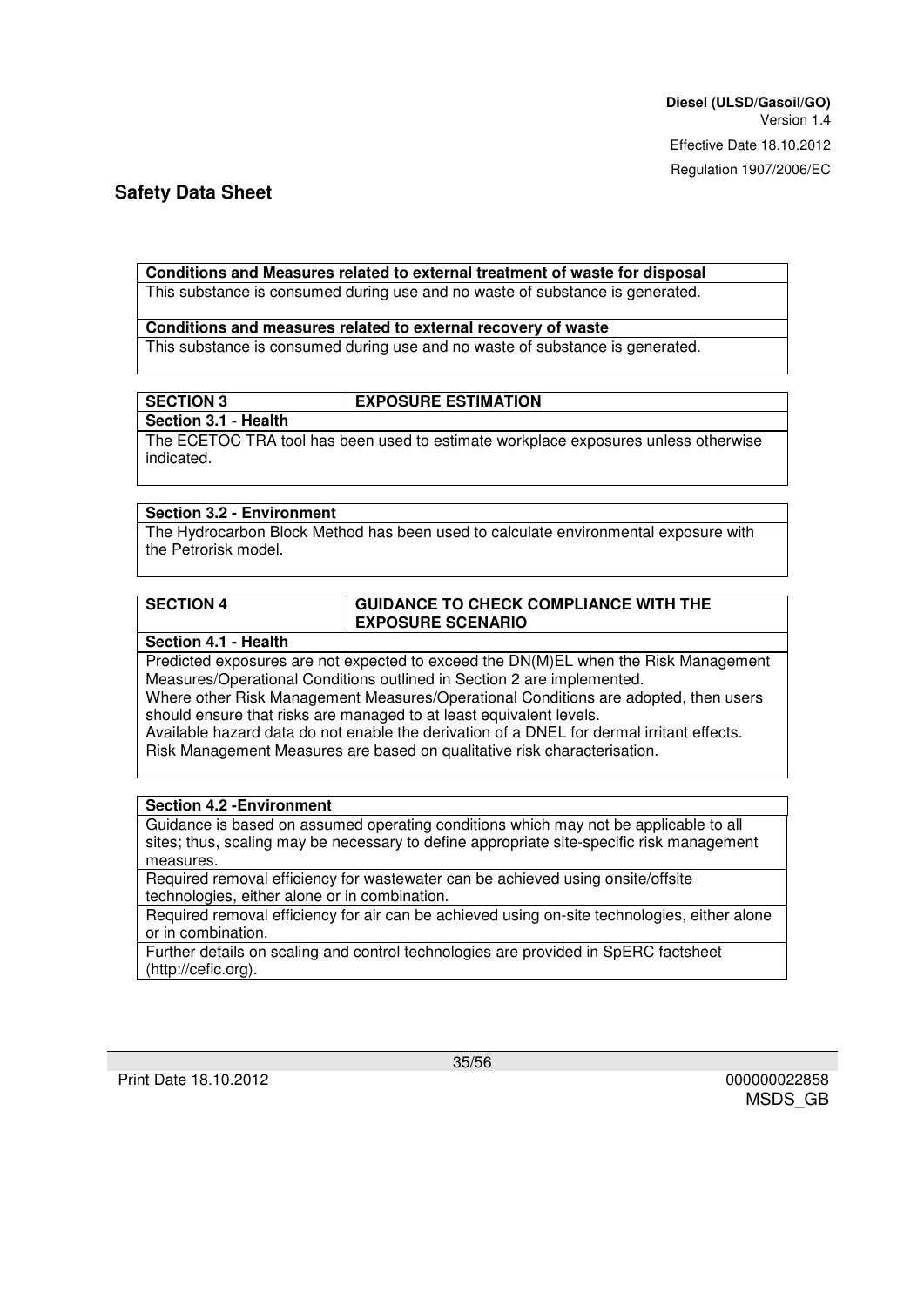| Conditions and Measures related to external treatment of waste for disposal |
| --- |
| This substance is consumed during use and no waste of substance is generated. |
| **Conditions and measures related to external recovery of waste** |
| This substance is consumed during use and no waste of substance is generated. |

| SECTION 3 | EXPOSURE ESTIMATION |
| --- | --- |
| **Section 3.1 - Health** | |
| The ECETOC TRA tool has been used to estimate workplace exposures unless otherwise indicated. | |

| Section 3.2 - Environment |
| --- |
| The Hydrocarbon Block Method has been used to calculate environmental exposure with the Petrorisk model. |

| SECTION 4 | GUIDANCE TO CHECK COMPLIANCE WITH THE EXPOSURE SCENARIO |
| --- | --- |
| **Section 4.1 - Health** | |
| Predicted exposures are not expected to exceed the DN(M)EL when the Risk Management Measures/Operational Conditions outlined in Section 2 are implemented.<br>Where other Risk Management Measures/Operational Conditions are adopted, then users should ensure that risks are managed to at least equivalent levels.<br>Available hazard data do not enable the derivation of a DNEL for dermal irritant effects.<br>Risk Management Measures are based on qualitative risk characterisation. | |

| Section 4.2 -Environment |
| --- |
| Guidance is based on assumed operating conditions which may not be applicable to all sites; thus, scaling may be necessary to define appropriate site-specific risk management measures. |
| Required removal efficiency for wastewater can be achieved using onsite/offsite technologies, either alone or in combination. |
| Required removal efficiency for air can be achieved using on-site technologies, either alone or in combination. |
| Further details on scaling and control technologies are provided in SpERC factsheet (http://cefic.org). |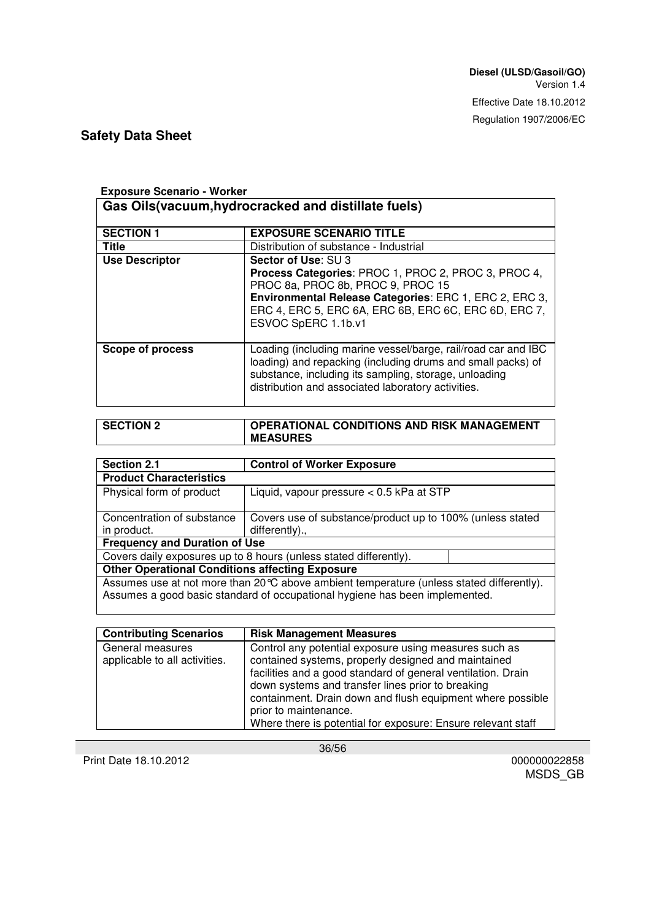**Safety Data Sheet**

**Exposure Scenario - Worker**

| **Gas Oils(vacuum,hydrocracked and distillate fuels)** | |
|---|---|
| **SECTION 1** | **EXPOSURE SCENARIO TITLE** |
| **Title** | Distribution of substance - Industrial |
| **Use Descriptor** | **Sector of Use**: SU 3<br>**Process Categories**: PROC 1, PROC 2, PROC 3, PROC 4, PROC 8a, PROC 8b, PROC 9, PROC 15<br>**Environmental Release Categories**: ERC 1, ERC 2, ERC 3, ERC 4, ERC 5, ERC 6A, ERC 6B, ERC 6C, ERC 6D, ERC 7, ESVOC SpERC 1.1b.v1 |
| **Scope of process** | Loading (including marine vessel/barge, rail/road car and IBC loading) and repacking (including drums and small packs) of substance, including its sampling, storage, unloading distribution and associated laboratory activities. |

| **SECTION 2** | **OPERATIONAL CONDITIONS AND RISK MANAGEMENT MEASURES** |
|---|---|

| **Section 2.1** | **Control of Worker Exposure** |
|---|---|
| **Product Characteristics** | |
| Physical form of product | Liquid, vapour pressure < 0.5 kPa at STP |
| Concentration of substance in product. | Covers use of substance/product up to 100% (unless stated differently)., |
| **Frequency and Duration of Use** | |
| Covers daily exposures up to 8 hours (unless stated differently). | |
| **Other Operational Conditions affecting Exposure** | |
| Assumes use at not more than 20°C above ambient temperature (unless stated differently). Assumes a good basic standard of occupational hygiene has been implemented. | |

| **Contributing Scenarios** | **Risk Management Measures** |
|---|---|
| General measures applicable to all activities. | Control any potential exposure using measures such as contained systems, properly designed and maintained facilities and a good standard of general ventilation. Drain down systems and transfer lines prior to breaking containment. Drain down and flush equipment where possible prior to maintenance.<br>Where there is potential for exposure: Ensure relevant staff |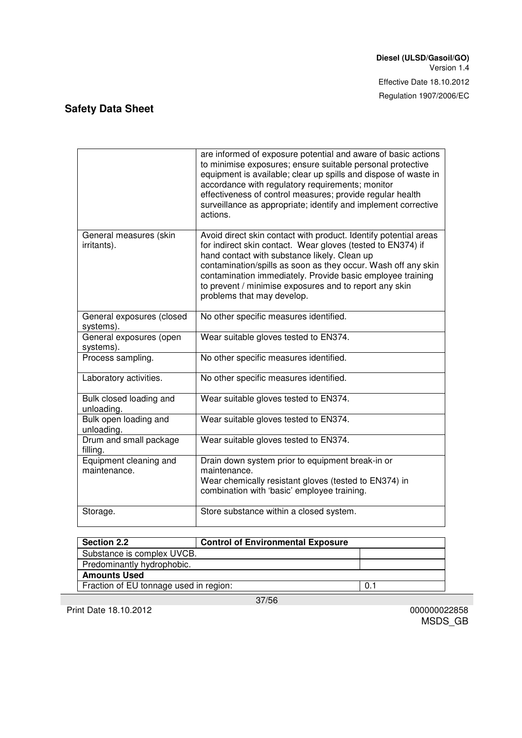| | |
|---|---|
| | are informed of exposure potential and aware of basic actions to minimise exposures; ensure suitable personal protective equipment is available; clear up spills and dispose of waste in accordance with regulatory requirements; monitor effectiveness of control measures; provide regular health surveillance as appropriate; identify and implement corrective actions. |
| General measures (skin irritants). | Avoid direct skin contact with product. Identify potential areas for indirect skin contact. Wear gloves (tested to EN374) if hand contact with substance likely. Clean up contamination/spills as soon as they occur. Wash off any skin contamination immediately. Provide basic employee training to prevent / minimise exposures and to report any skin problems that may develop. |
| General exposures (closed systems). | No other specific measures identified. |
| General exposures (open systems). | Wear suitable gloves tested to EN374. |
| Process sampling. | No other specific measures identified. |
| Laboratory activities. | No other specific measures identified. |
| Bulk closed loading and unloading. | Wear suitable gloves tested to EN374. |
| Bulk open loading and unloading. | Wear suitable gloves tested to EN374. |
| Drum and small package filling. | Wear suitable gloves tested to EN374. |
| Equipment cleaning and maintenance. | Drain down system prior to equipment break-in or maintenance. Wear chemically resistant gloves (tested to EN374) in combination with 'basic' employee training. |
| Storage. | Store substance within a closed system. |

| **Section 2.2** | **Control of Environmental Exposure** | |
|---|---|---|
| Substance is complex UVCB. | | |
| Predominantly hydrophobic. | | |
| **Amounts Used** | | |
| Fraction of EU tonnage used in region: | | 0.1 |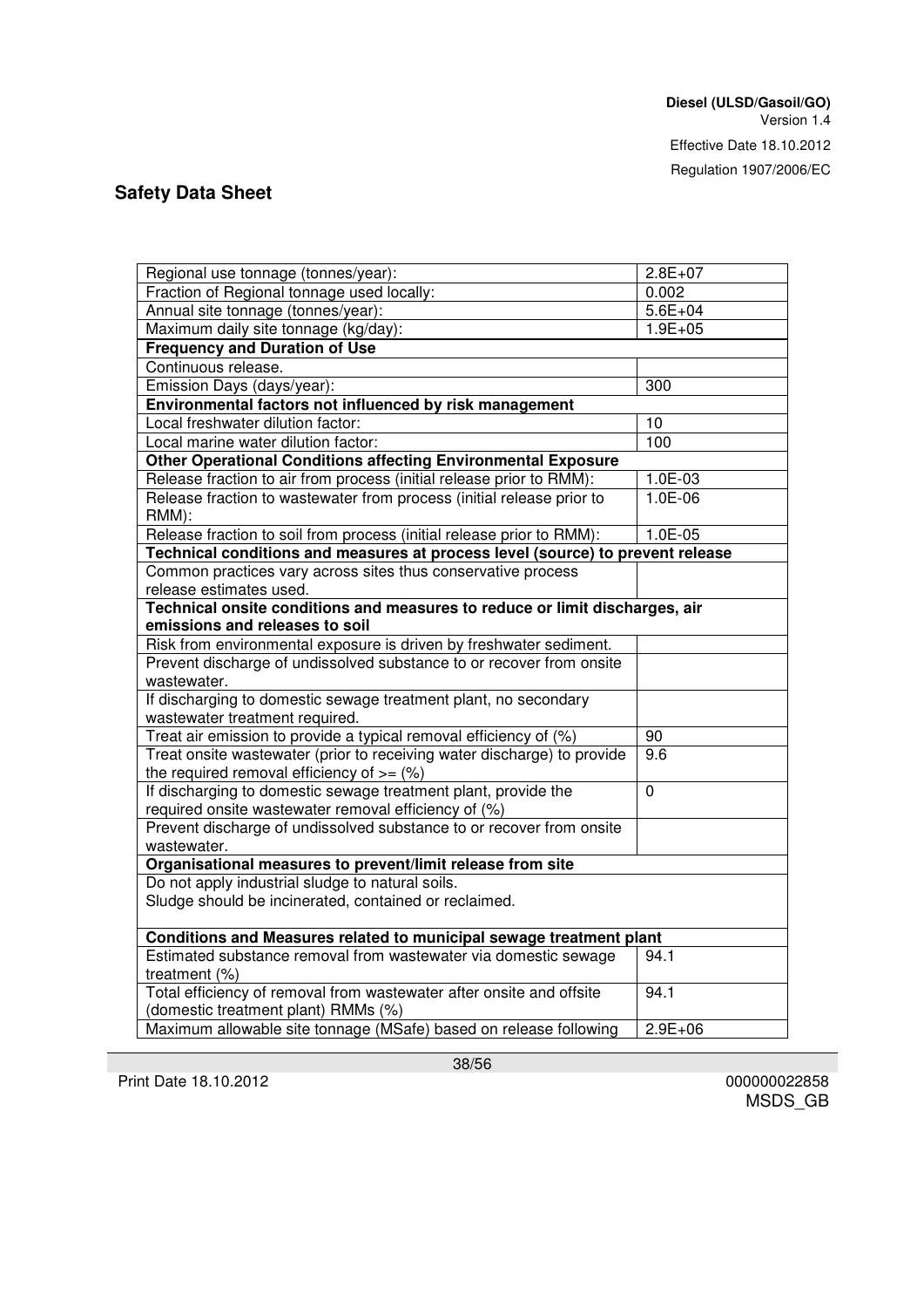**Safety Data Sheet**

| | |
|---|---|
| Regional use tonnage (tonnes/year): | 2.8E+07 |
| Fraction of Regional tonnage used locally: | 0.002 |
| Annual site tonnage (tonnes/year): | 5.6E+04 |
| Maximum daily site tonnage (kg/day): | 1.9E+05 |
| **Frequency and Duration of Use** | |
| Continuous release. | |
| Emission Days (days/year): | 300 |
| **Environmental factors not influenced by risk management** | |
| Local freshwater dilution factor: | 10 |
| Local marine water dilution factor: | 100 |
| **Other Operational Conditions affecting Environmental Exposure** | |
| Release fraction to air from process (initial release prior to RMM): | 1.0E-03 |
| Release fraction to wastewater from process (initial release prior to RMM): | 1.0E-06 |
| Release fraction to soil from process (initial release prior to RMM): | 1.0E-05 |
| **Technical conditions and measures at process level (source) to prevent release** | |
| Common practices vary across sites thus conservative process release estimates used. | |
| **Technical onsite conditions and measures to reduce or limit discharges, air emissions and releases to soil** | |
| Risk from environmental exposure is driven by freshwater sediment. | |
| Prevent discharge of undissolved substance to or recover from onsite wastewater. | |
| If discharging to domestic sewage treatment plant, no secondary wastewater treatment required. | |
| Treat air emission to provide a typical removal efficiency of (%) | 90 |
| Treat onsite wastewater (prior to receiving water discharge) to provide the required removal efficiency of >= (%) | 9.6 |
| If discharging to domestic sewage treatment plant, provide the required onsite wastewater removal efficiency of (%) | 0 |
| Prevent discharge of undissolved substance to or recover from onsite wastewater. | |
| **Organisational measures to prevent/limit release from site** | |
| Do not apply industrial sludge to natural soils.<br>Sludge should be incinerated, contained or reclaimed. | |
| **Conditions and Measures related to municipal sewage treatment plant** | |
| Estimated substance removal from wastewater via domestic sewage treatment (%) | 94.1 |
| Total efficiency of removal from wastewater after onsite and offsite (domestic treatment plant) RMMs (%) | 94.1 |
| Maximum allowable site tonnage (MSafe) based on release following | 2.9E+06 |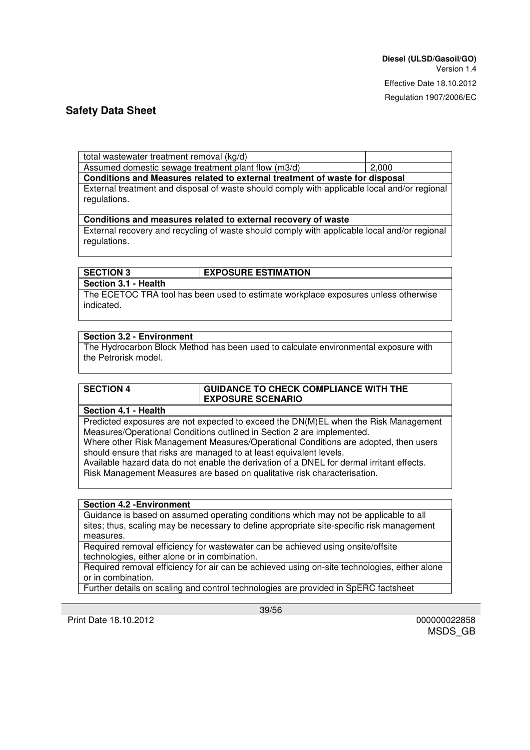| | |
|---|---|
| total wastewater treatment removal (kg/d) | |
| Assumed domestic sewage treatment plant flow (m3/d) | 2,000 |

**Conditions and Measures related to external treatment of waste for disposal**

External treatment and disposal of waste should comply with applicable local and/or regional regulations.

**Conditions and measures related to external recovery of waste**

External recovery and recycling of waste should comply with applicable local and/or regional regulations.

## SECTION 3 EXPOSURE ESTIMATION

**Section 3.1 - Health**

The ECETOC TRA tool has been used to estimate workplace exposures unless otherwise indicated.

**Section 3.2 - Environment**

The Hydrocarbon Block Method has been used to calculate environmental exposure with the Petrorisk model.

## SECTION 4 GUIDANCE TO CHECK COMPLIANCE WITH THE EXPOSURE SCENARIO

**Section 4.1 - Health**

Predicted exposures are not expected to exceed the DN(M)EL when the Risk Management Measures/Operational Conditions outlined in Section 2 are implemented.
Where other Risk Management Measures/Operational Conditions are adopted, then users should ensure that risks are managed to at least equivalent levels.
Available hazard data do not enable the derivation of a DNEL for dermal irritant effects.
Risk Management Measures are based on qualitative risk characterisation.

**Section 4.2 -Environment**

Guidance is based on assumed operating conditions which may not be applicable to all sites; thus, scaling may be necessary to define appropriate site-specific risk management measures.

Required removal efficiency for wastewater can be achieved using onsite/offsite technologies, either alone or in combination.

Required removal efficiency for air can be achieved using on-site technologies, either alone or in combination.

Further details on scaling and control technologies are provided in SpERC factsheet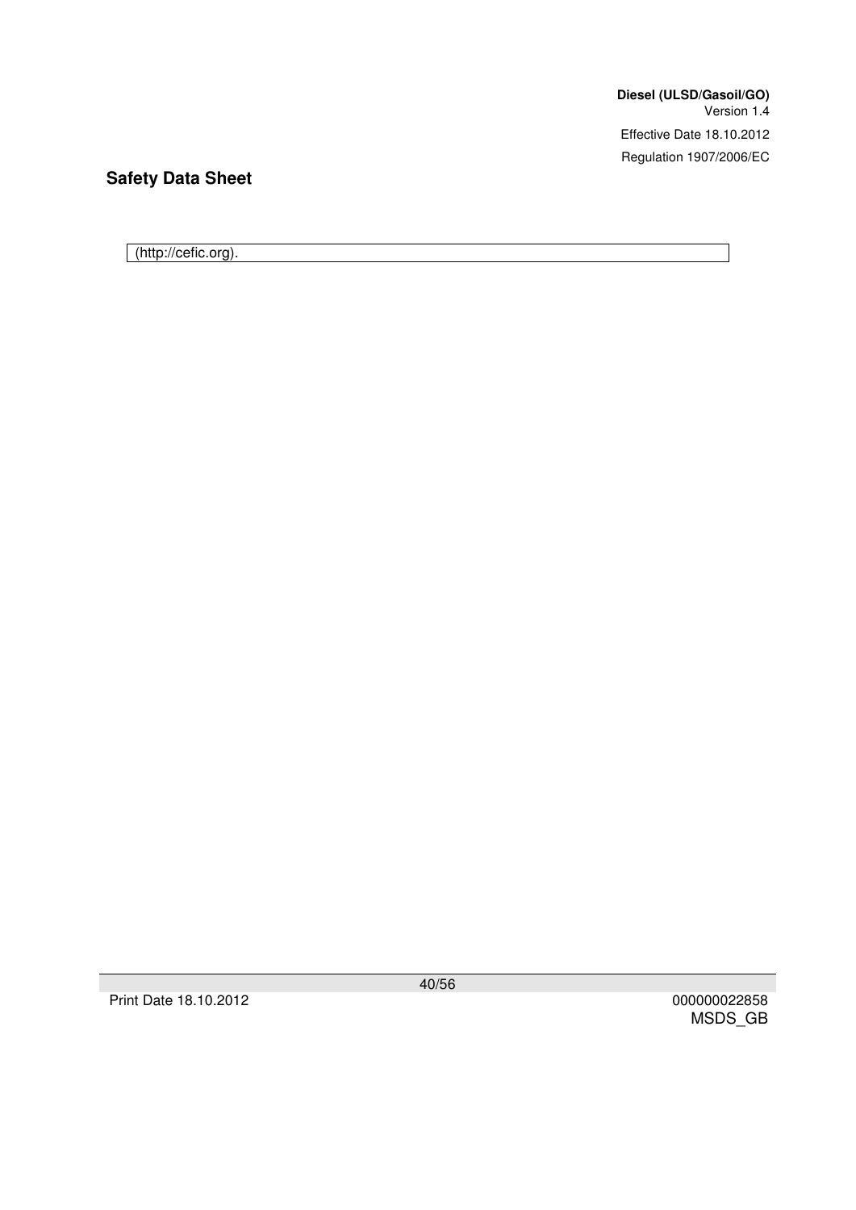| |
|---|
| (http://cefic.org). |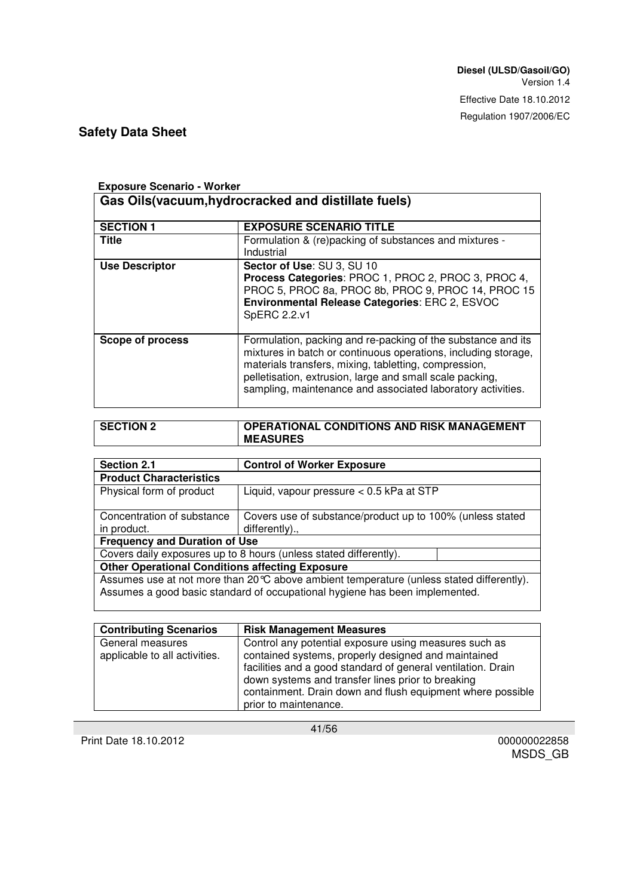## Safety Data Sheet

**Exposure Scenario - Worker**

| Gas Oils(vacuum,hydrocracked and distillate fuels) | |
|---|---|
| **SECTION 1** | **EXPOSURE SCENARIO TITLE** |
| **Title** | Formulation & (re)packing of substances and mixtures - Industrial |
| **Use Descriptor** | **Sector of Use**: SU 3, SU 10<br>**Process Categories**: PROC 1, PROC 2, PROC 3, PROC 4, PROC 5, PROC 8a, PROC 8b, PROC 9, PROC 14, PROC 15<br>**Environmental Release Categories**: ERC 2, ESVOC SpERC 2.2.v1 |
| **Scope of process** | Formulation, packing and re-packing of the substance and its mixtures in batch or continuous operations, including storage, materials transfers, mixing, tabletting, compression, pelletisation, extrusion, large and small scale packing, sampling, maintenance and associated laboratory activities. |

| **SECTION 2** | **OPERATIONAL CONDITIONS AND RISK MANAGEMENT MEASURES** |
|---|---|

| **Section 2.1** | **Control of Worker Exposure** |
|---|---|
| **Product Characteristics** | |
| Physical form of product | Liquid, vapour pressure < 0.5 kPa at STP |
| Concentration of substance in product. | Covers use of substance/product up to 100% (unless stated differently)., |
| **Frequency and Duration of Use** | |
| Covers daily exposures up to 8 hours (unless stated differently). | |
| **Other Operational Conditions affecting Exposure** | |
| Assumes use at not more than 20°C above ambient temperature (unless stated differently). Assumes a good basic standard of occupational hygiene has been implemented. | |

| **Contributing Scenarios** | **Risk Management Measures** |
|---|---|
| General measures applicable to all activities. | Control any potential exposure using measures such as contained systems, properly designed and maintained facilities and a good standard of general ventilation. Drain down systems and transfer lines prior to breaking containment. Drain down and flush equipment where possible prior to maintenance. |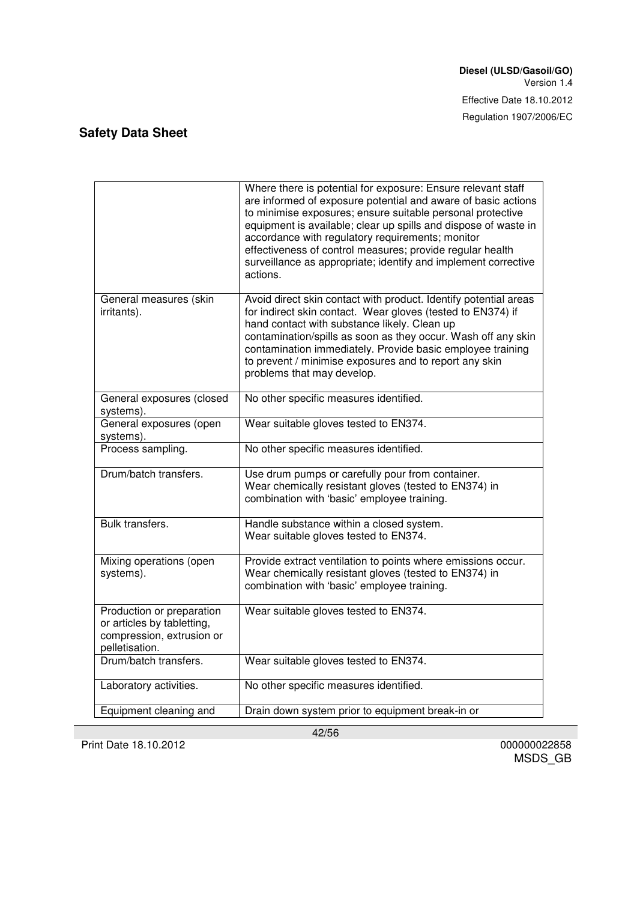## Safety Data Sheet

| | |
|---|---|
| | Where there is potential for exposure: Ensure relevant staff are informed of exposure potential and aware of basic actions to minimise exposures; ensure suitable personal protective equipment is available; clear up spills and dispose of waste in accordance with regulatory requirements; monitor effectiveness of control measures; provide regular health surveillance as appropriate; identify and implement corrective actions. |
| General measures (skin irritants). | Avoid direct skin contact with product. Identify potential areas for indirect skin contact. Wear gloves (tested to EN374) if hand contact with substance likely. Clean up contamination/spills as soon as they occur. Wash off any skin contamination immediately. Provide basic employee training to prevent / minimise exposures and to report any skin problems that may develop. |
| General exposures (closed systems). | No other specific measures identified. |
| General exposures (open systems). | Wear suitable gloves tested to EN374. |
| Process sampling. | No other specific measures identified. |
| Drum/batch transfers. | Use drum pumps or carefully pour from container. Wear chemically resistant gloves (tested to EN374) in combination with 'basic' employee training. |
| Bulk transfers. | Handle substance within a closed system. Wear suitable gloves tested to EN374. |
| Mixing operations (open systems). | Provide extract ventilation to points where emissions occur. Wear chemically resistant gloves (tested to EN374) in combination with 'basic' employee training. |
| Production or preparation or articles by tabletting, compression, extrusion or pelletisation. | Wear suitable gloves tested to EN374. |
| Drum/batch transfers. | Wear suitable gloves tested to EN374. |
| Laboratory activities. | No other specific measures identified. |
| Equipment cleaning and | Drain down system prior to equipment break-in or |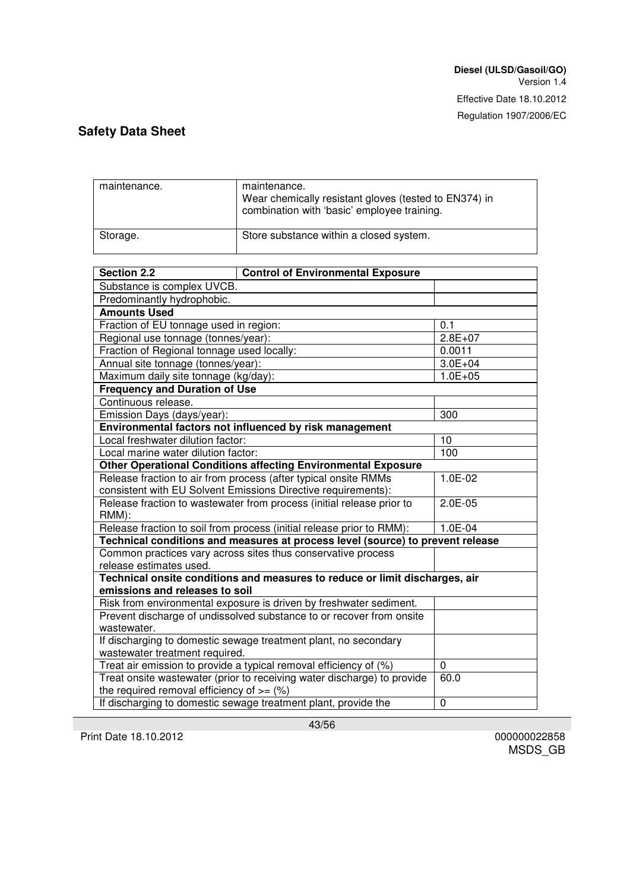**Safety Data Sheet**

| maintenance. | maintenance.<br>Wear chemically resistant gloves (tested to EN374) in combination with 'basic' employee training. |
|---|---|
| Storage. | Store substance within a closed system. |

| **Section 2.2** | **Control of Environmental Exposure** |
|---|---|
| Substance is complex UVCB. | |
| Predominantly hydrophobic. | |
| **Amounts Used** | |
| Fraction of EU tonnage used in region: | 0.1 |
| Regional use tonnage (tonnes/year): | 2.8E+07 |
| Fraction of Regional tonnage used locally: | 0.0011 |
| Annual site tonnage (tonnes/year): | 3.0E+04 |
| Maximum daily site tonnage (kg/day): | 1.0E+05 |
| **Frequency and Duration of Use** | |
| Continuous release. | |
| Emission Days (days/year): | 300 |
| **Environmental factors not influenced by risk management** | |
| Local freshwater dilution factor: | 10 |
| Local marine water dilution factor: | 100 |
| **Other Operational Conditions affecting Environmental Exposure** | |
| Release fraction to air from process (after typical onsite RMMs consistent with EU Solvent Emissions Directive requirements): | 1.0E-02 |
| Release fraction to wastewater from process (initial release prior to RMM): | 2.0E-05 |
| Release fraction to soil from process (initial release prior to RMM): | 1.0E-04 |
| **Technical conditions and measures at process level (source) to prevent release** | |
| Common practices vary across sites thus conservative process release estimates used. | |
| **Technical onsite conditions and measures to reduce or limit discharges, air emissions and releases to soil** | |
| Risk from environmental exposure is driven by freshwater sediment. | |
| Prevent discharge of undissolved substance to or recover from onsite wastewater. | |
| If discharging to domestic sewage treatment plant, no secondary wastewater treatment required. | |
| Treat air emission to provide a typical removal efficiency of (%) | 0 |
| Treat onsite wastewater (prior to receiving water discharge) to provide the required removal efficiency of >= (%) | 60.0 |
| If discharging to domestic sewage treatment plant, provide the | 0 |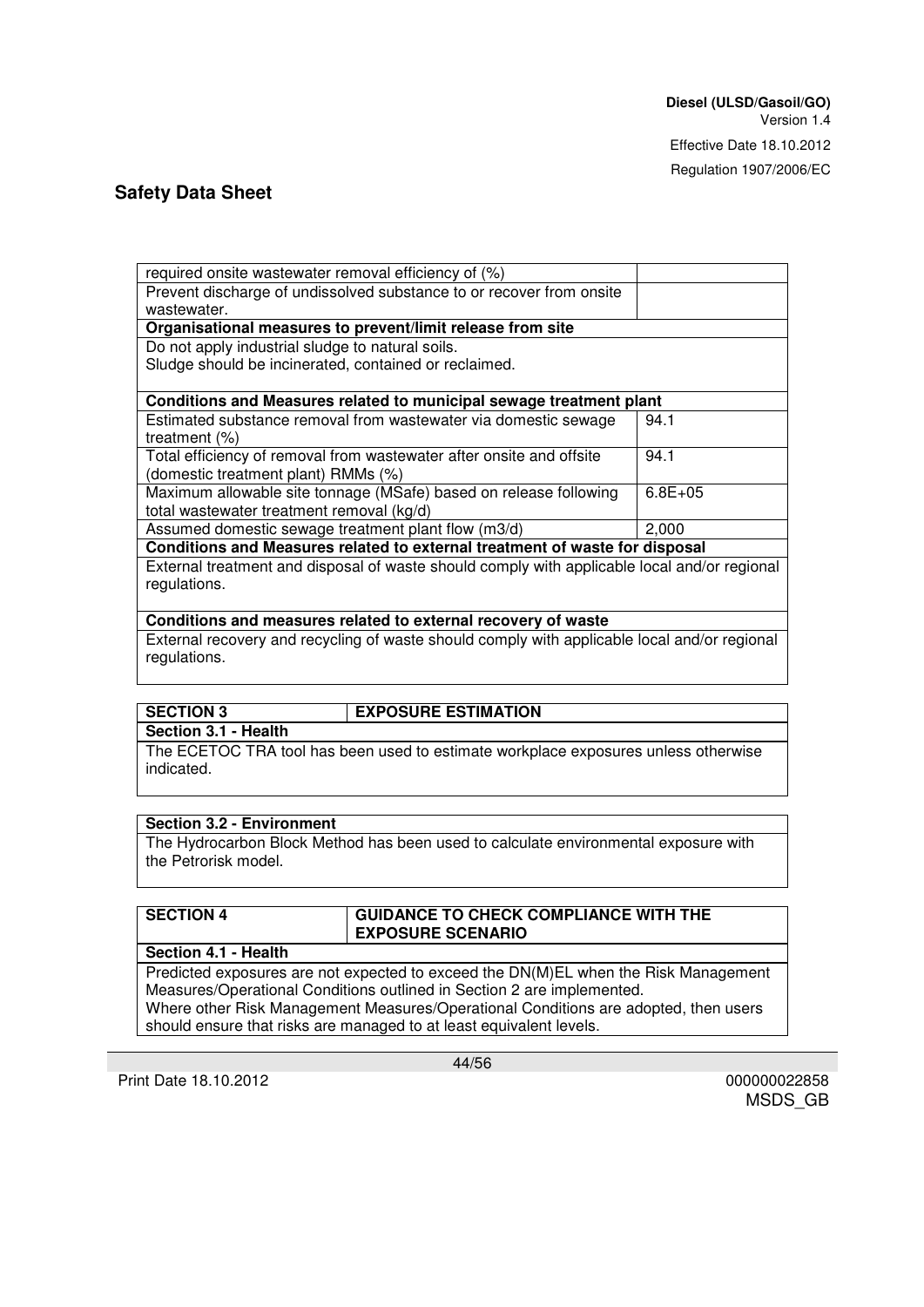| | |
|---|---|
| required onsite wastewater removal efficiency of (%) | |
| Prevent discharge of undissolved substance to or recover from onsite wastewater. | |
| **Organisational measures to prevent/limit release from site** | |
| Do not apply industrial sludge to natural soils.<br>Sludge should be incinerated, contained or reclaimed. | |
| **Conditions and Measures related to municipal sewage treatment plant** | |
| Estimated substance removal from wastewater via domestic sewage treatment (%) | 94.1 |
| Total efficiency of removal from wastewater after onsite and offsite (domestic treatment plant) RMMs (%) | 94.1 |
| Maximum allowable site tonnage (MSafe) based on release following total wastewater treatment removal (kg/d) | 6.8E+05 |
| Assumed domestic sewage treatment plant flow (m3/d) | 2,000 |
| **Conditions and Measures related to external treatment of waste for disposal** | |
| External treatment and disposal of waste should comply with applicable local and/or regional regulations. | |
| **Conditions and measures related to external recovery of waste** | |
| External recovery and recycling of waste should comply with applicable local and/or regional regulations. | |

| **SECTION 3** | **EXPOSURE ESTIMATION** |
|---|---|
| **Section 3.1 - Health** | |
| The ECETOC TRA tool has been used to estimate workplace exposures unless otherwise indicated. | |

| **Section 3.2 - Environment** |
|---|
| The Hydrocarbon Block Method has been used to calculate environmental exposure with the Petrorisk model. |

| **SECTION 4** | **GUIDANCE TO CHECK COMPLIANCE WITH THE EXPOSURE SCENARIO** |
|---|---|
| **Section 4.1 - Health** | |
| Predicted exposures are not expected to exceed the DN(M)EL when the Risk Management Measures/Operational Conditions outlined in Section 2 are implemented.<br>Where other Risk Management Measures/Operational Conditions are adopted, then users should ensure that risks are managed to at least equivalent levels. | |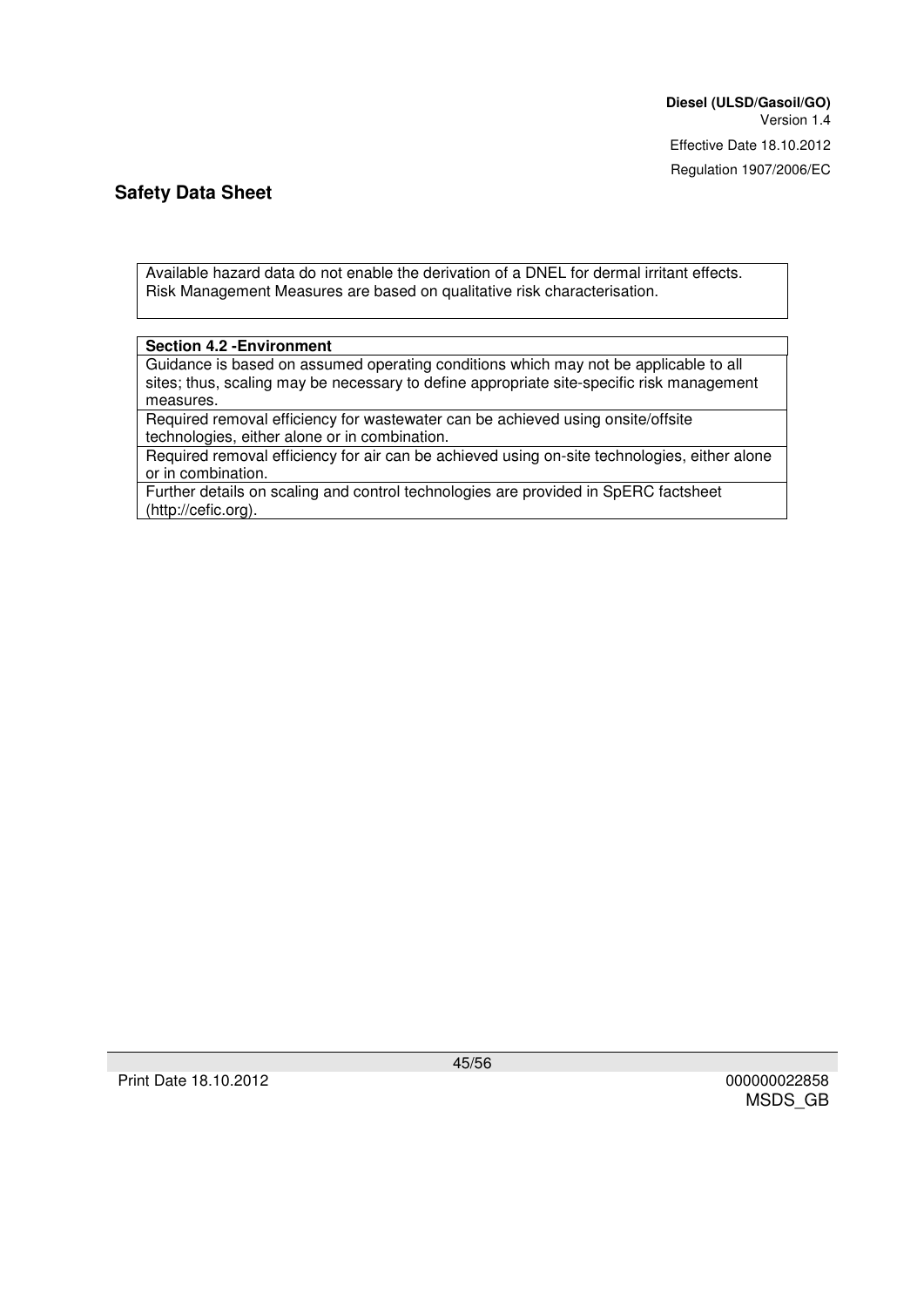Available hazard data do not enable the derivation of a DNEL for dermal irritant effects. Risk Management Measures are based on qualitative risk characterisation.

| **Section 4.2 -Environment** |
| --- |
| Guidance is based on assumed operating conditions which may not be applicable to all sites; thus, scaling may be necessary to define appropriate site-specific risk management measures. |
| Required removal efficiency for wastewater can be achieved using onsite/offsite technologies, either alone or in combination. |
| Required removal efficiency for air can be achieved using on-site technologies, either alone or in combination. |
| Further details on scaling and control technologies are provided in SpERC factsheet (http://cefic.org). |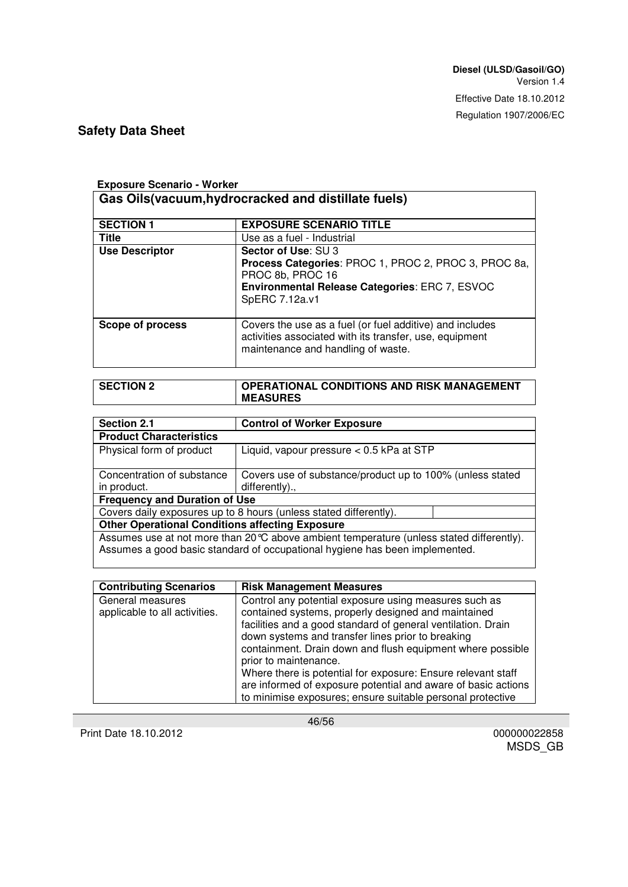**Safety Data Sheet**

**Exposure Scenario - Worker**

| **Gas Oils(vacuum,hydrocracked and distillate fuels)** | |
|---|---|
| **SECTION 1** | **EXPOSURE SCENARIO TITLE** |
| **Title** | Use as a fuel - Industrial |
| **Use Descriptor** | **Sector of Use**: SU 3<br>**Process Categories**: PROC 1, PROC 2, PROC 3, PROC 8a, PROC 8b, PROC 16<br>**Environmental Release Categories**: ERC 7, ESVOC SpERC 7.12a.v1 |
| **Scope of process** | Covers the use as a fuel (or fuel additive) and includes activities associated with its transfer, use, equipment maintenance and handling of waste. |

| **SECTION 2** | **OPERATIONAL CONDITIONS AND RISK MANAGEMENT MEASURES** |
|---|---|

| **Section 2.1** | **Control of Worker Exposure** |
|---|---|
| **Product Characteristics** | |
| Physical form of product | Liquid, vapour pressure < 0.5 kPa at STP |
| Concentration of substance in product. | Covers use of substance/product up to 100% (unless stated differently)., |
| **Frequency and Duration of Use** | |
| Covers daily exposures up to 8 hours (unless stated differently). | |
| **Other Operational Conditions affecting Exposure** | |
| Assumes use at not more than 20℃ above ambient temperature (unless stated differently). Assumes a good basic standard of occupational hygiene has been implemented. | |

| **Contributing Scenarios** | **Risk Management Measures** |
|---|---|
| General measures applicable to all activities. | Control any potential exposure using measures such as contained systems, properly designed and maintained facilities and a good standard of general ventilation. Drain down systems and transfer lines prior to breaking containment. Drain down and flush equipment where possible prior to maintenance.<br>Where there is potential for exposure: Ensure relevant staff are informed of exposure potential and aware of basic actions to minimise exposures; ensure suitable personal protective |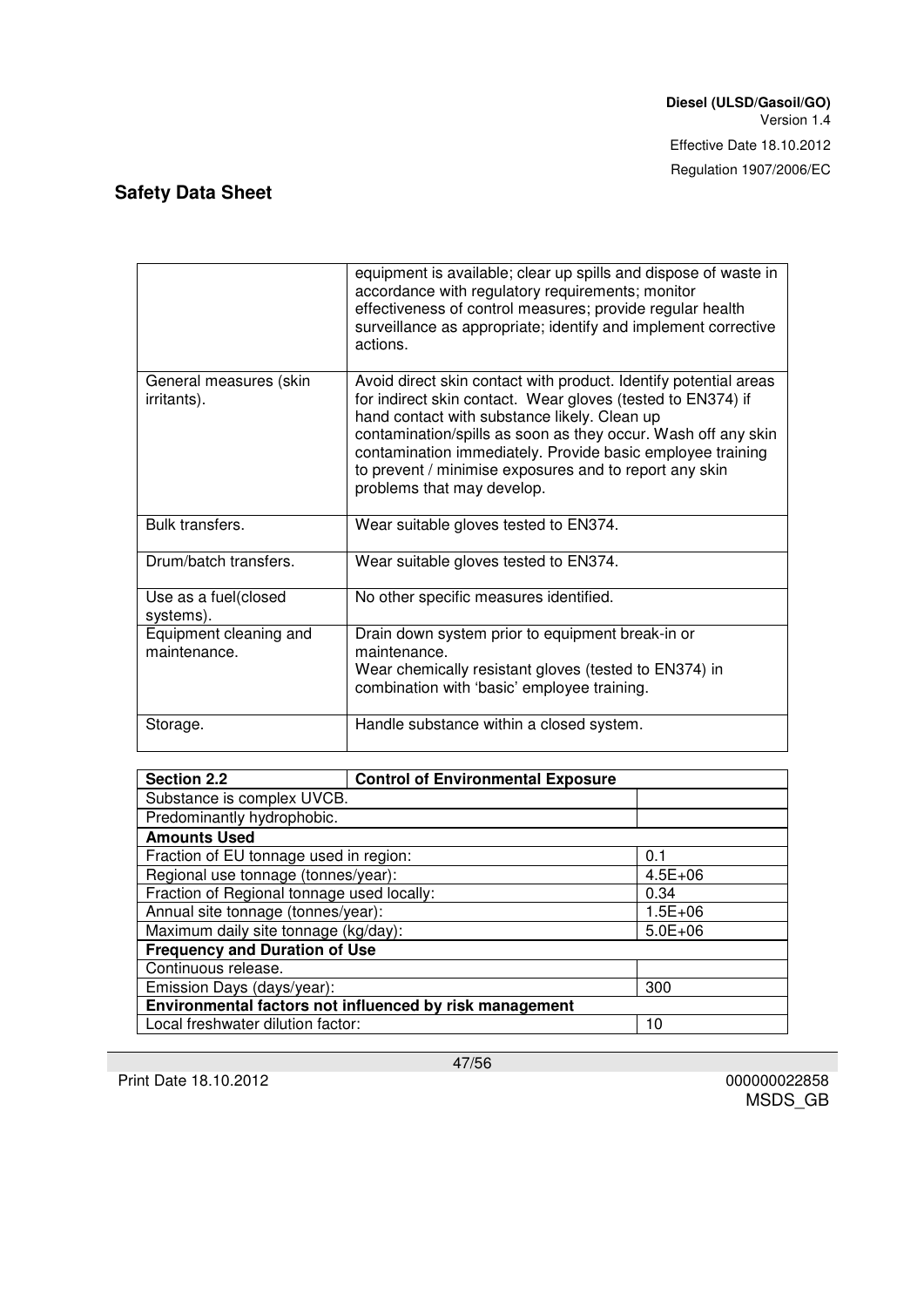| | |
|---|---|
| | equipment is available; clear up spills and dispose of waste in accordance with regulatory requirements; monitor effectiveness of control measures; provide regular health surveillance as appropriate; identify and implement corrective actions. |
| General measures (skin irritants). | Avoid direct skin contact with product. Identify potential areas for indirect skin contact. Wear gloves (tested to EN374) if hand contact with substance likely. Clean up contamination/spills as soon as they occur. Wash off any skin contamination immediately. Provide basic employee training to prevent / minimise exposures and to report any skin problems that may develop. |
| Bulk transfers. | Wear suitable gloves tested to EN374. |
| Drum/batch transfers. | Wear suitable gloves tested to EN374. |
| Use as a fuel(closed systems). | No other specific measures identified. |
| Equipment cleaning and maintenance. | Drain down system prior to equipment break-in or maintenance.<br>Wear chemically resistant gloves (tested to EN374) in combination with 'basic' employee training. |
| Storage. | Handle substance within a closed system. |

| **Section 2.2** | **Control of Environmental Exposure** | |
|---|---|---|
| Substance is complex UVCB. | | |
| Predominantly hydrophobic. | | |
| **Amounts Used** | | |
| Fraction of EU tonnage used in region: | | 0.1 |
| Regional use tonnage (tonnes/year): | | 4.5E+06 |
| Fraction of Regional tonnage used locally: | | 0.34 |
| Annual site tonnage (tonnes/year): | | 1.5E+06 |
| Maximum daily site tonnage (kg/day): | | 5.0E+06 |
| **Frequency and Duration of Use** | | |
| Continuous release. | | |
| Emission Days (days/year): | | 300 |
| **Environmental factors not influenced by risk management** | | |
| Local freshwater dilution factor: | | 10 |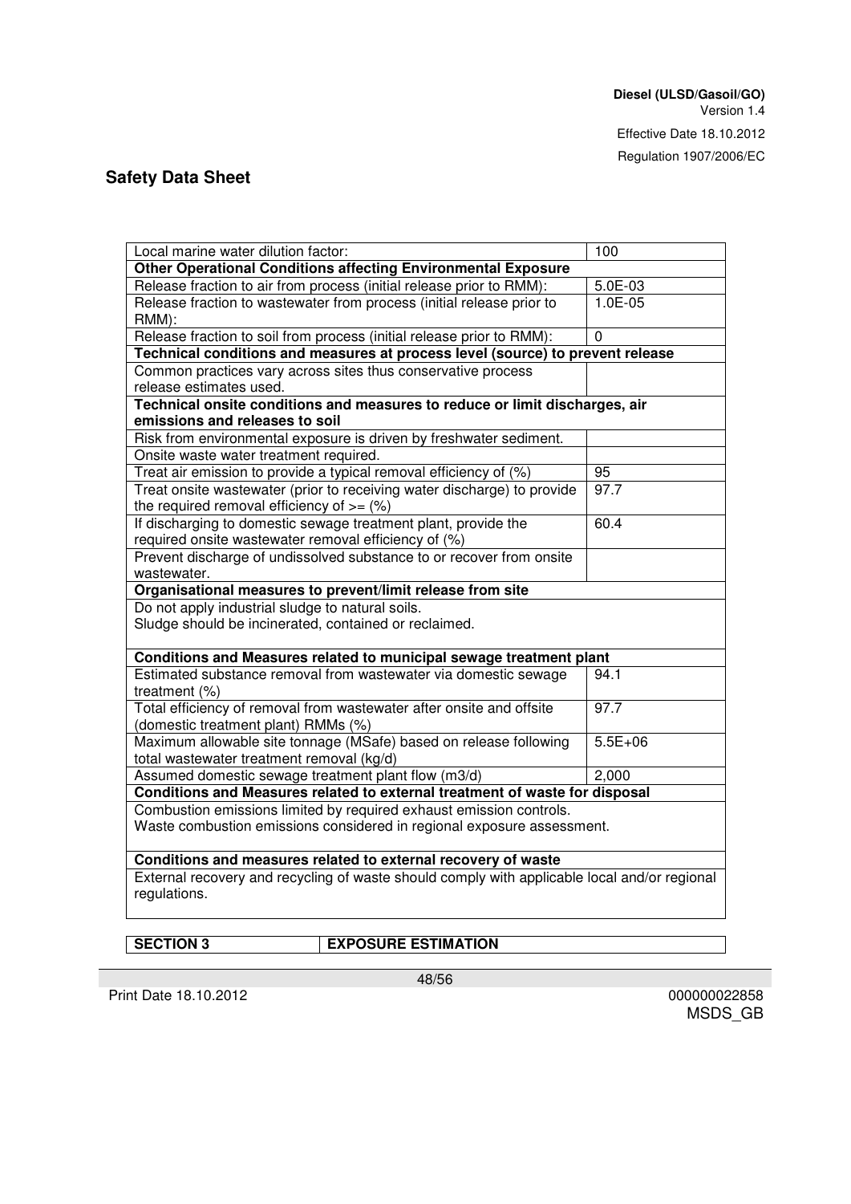| | |
|---|---|
| Local marine water dilution factor: | 100 |
| **Other Operational Conditions affecting Environmental Exposure** | |
| Release fraction to air from process (initial release prior to RMM): | 5.0E-03 |
| Release fraction to wastewater from process (initial release prior to RMM): | 1.0E-05 |
| Release fraction to soil from process (initial release prior to RMM): | 0 |
| **Technical conditions and measures at process level (source) to prevent release** | |
| Common practices vary across sites thus conservative process release estimates used. | |
| **Technical onsite conditions and measures to reduce or limit discharges, air emissions and releases to soil** | |
| Risk from environmental exposure is driven by freshwater sediment. | |
| Onsite waste water treatment required. | |
| Treat air emission to provide a typical removal efficiency of (%) | 95 |
| Treat onsite wastewater (prior to receiving water discharge) to provide the required removal efficiency of >= (%) | 97.7 |
| If discharging to domestic sewage treatment plant, provide the required onsite wastewater removal efficiency of (%) | 60.4 |
| Prevent discharge of undissolved substance to or recover from onsite wastewater. | |
| **Organisational measures to prevent/limit release from site** | |
| Do not apply industrial sludge to natural soils. Sludge should be incinerated, contained or reclaimed. | |
| **Conditions and Measures related to municipal sewage treatment plant** | |
| Estimated substance removal from wastewater via domestic sewage treatment (%) | 94.1 |
| Total efficiency of removal from wastewater after onsite and offsite (domestic treatment plant) RMMs (%) | 97.7 |
| Maximum allowable site tonnage (MSafe) based on release following total wastewater treatment removal (kg/d) | 5.5E+06 |
| Assumed domestic sewage treatment plant flow (m3/d) | 2,000 |
| **Conditions and Measures related to external treatment of waste for disposal** | |
| Combustion emissions limited by required exhaust emission controls. Waste combustion emissions considered in regional exposure assessment. | |
| **Conditions and measures related to external recovery of waste** | |
| External recovery and recycling of waste should comply with applicable local and/or regional regulations. | |

| SECTION 3 | EXPOSURE ESTIMATION |
|---|---|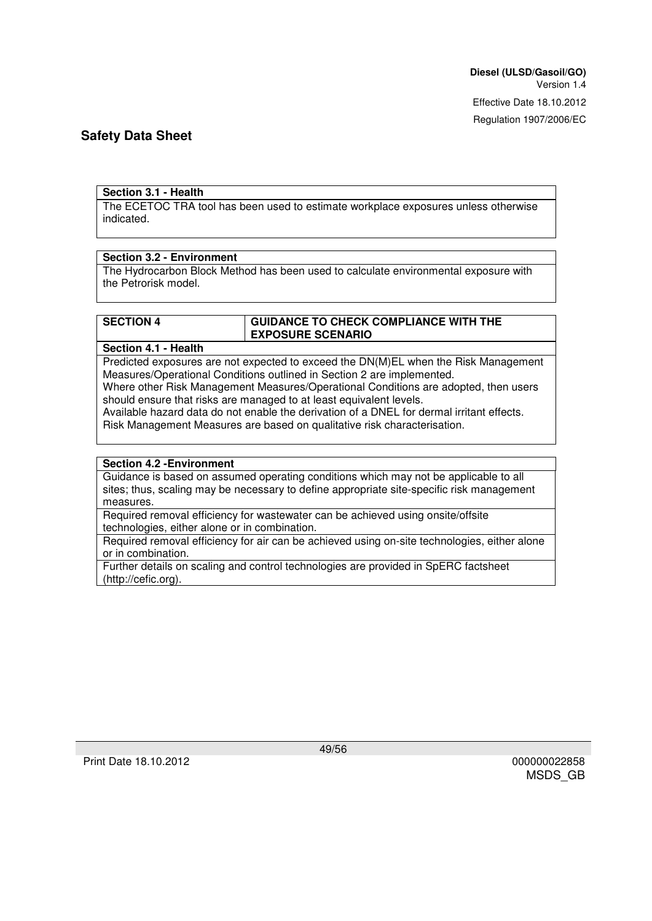| Section 3.1 - Health |
|---|
| The ECETOC TRA tool has been used to estimate workplace exposures unless otherwise indicated. |

| Section 3.2 - Environment |
|---|
| The Hydrocarbon Block Method has been used to calculate environmental exposure with the Petrorisk model. |

| SECTION 4 | GUIDANCE TO CHECK COMPLIANCE WITH THE EXPOSURE SCENARIO |
|---|---|
| **Section 4.1 - Health** | |
| Predicted exposures are not expected to exceed the DN(M)EL when the Risk Management Measures/Operational Conditions outlined in Section 2 are implemented. Where other Risk Management Measures/Operational Conditions are adopted, then users should ensure that risks are managed to at least equivalent levels. Available hazard data do not enable the derivation of a DNEL for dermal irritant effects. Risk Management Measures are based on qualitative risk characterisation. | |

| Section 4.2 -Environment |
|---|
| Guidance is based on assumed operating conditions which may not be applicable to all sites; thus, scaling may be necessary to define appropriate site-specific risk management measures. |
| Required removal efficiency for wastewater can be achieved using onsite/offsite technologies, either alone or in combination. |
| Required removal efficiency for air can be achieved using on-site technologies, either alone or in combination. |
| Further details on scaling and control technologies are provided in SpERC factsheet (http://cefic.org). |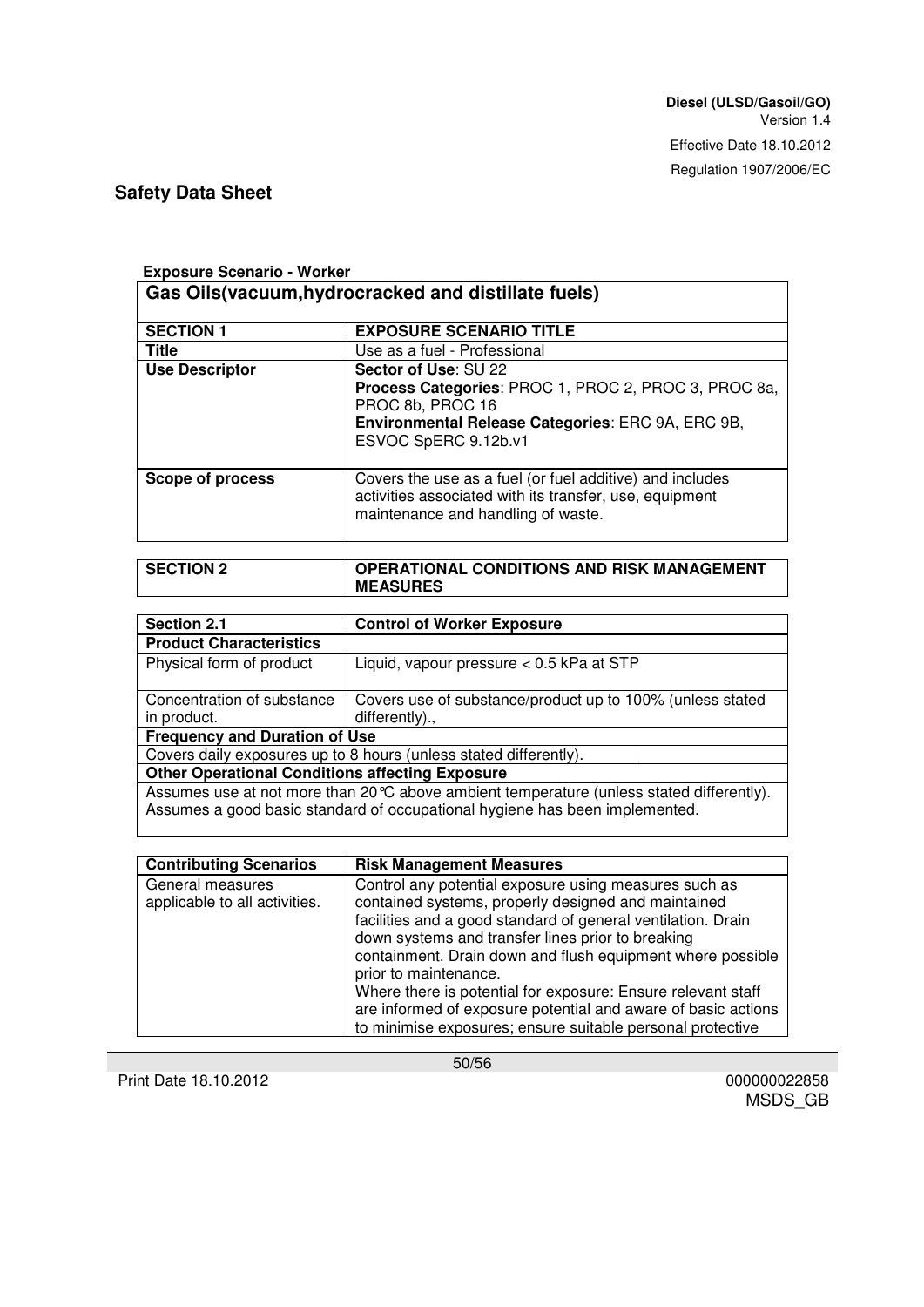## Safety Data Sheet

**Exposure Scenario - Worker**

| Gas Oils(vacuum,hydrocracked and distillate fuels) | |
|---|---|
| **SECTION 1** | **EXPOSURE SCENARIO TITLE** |
| **Title** | Use as a fuel - Professional |
| **Use Descriptor** | **Sector of Use**: SU 22<br>**Process Categories**: PROC 1, PROC 2, PROC 3, PROC 8a, PROC 8b, PROC 16<br>**Environmental Release Categories**: ERC 9A, ERC 9B, ESVOC SpERC 9.12b.v1 |
| **Scope of process** | Covers the use as a fuel (or fuel additive) and includes activities associated with its transfer, use, equipment maintenance and handling of waste. |

| **SECTION 2** | **OPERATIONAL CONDITIONS AND RISK MANAGEMENT MEASURES** |
|---|---|

| **Section 2.1** | **Control of Worker Exposure** |
|---|---|
| **Product Characteristics** | |
| Physical form of product | Liquid, vapour pressure < 0.5 kPa at STP |
| Concentration of substance in product. | Covers use of substance/product up to 100% (unless stated differently)., |
| **Frequency and Duration of Use** | |
| Covers daily exposures up to 8 hours (unless stated differently). | |
| **Other Operational Conditions affecting Exposure** | |
| Assumes use at not more than 20°C above ambient temperature (unless stated differently). Assumes a good basic standard of occupational hygiene has been implemented. | |

| **Contributing Scenarios** | **Risk Management Measures** |
|---|---|
| General measures applicable to all activities. | Control any potential exposure using measures such as contained systems, properly designed and maintained facilities and a good standard of general ventilation. Drain down systems and transfer lines prior to breaking containment. Drain down and flush equipment where possible prior to maintenance.<br>Where there is potential for exposure: Ensure relevant staff are informed of exposure potential and aware of basic actions to minimise exposures; ensure suitable personal protective |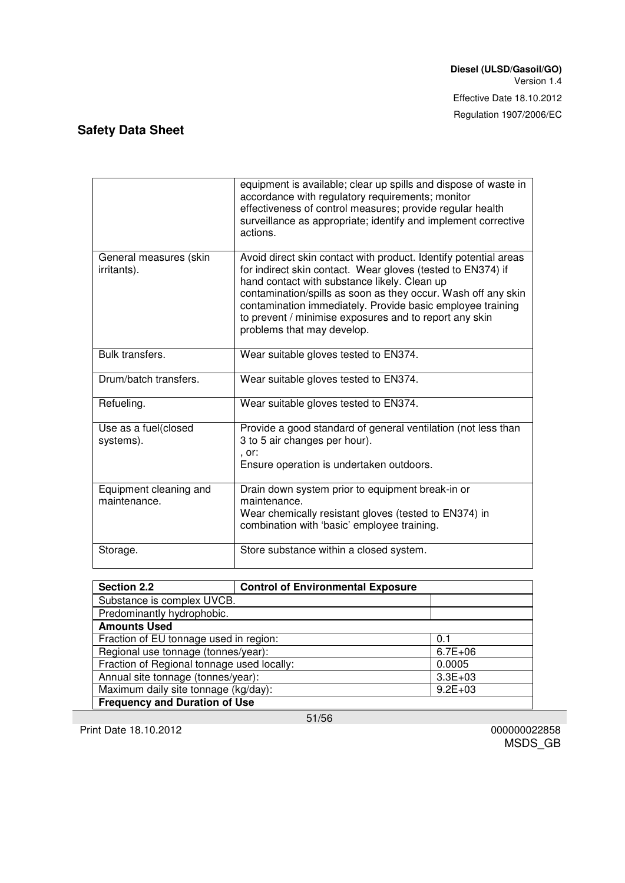| | |
|---|---|
| | equipment is available; clear up spills and dispose of waste in accordance with regulatory requirements; monitor effectiveness of control measures; provide regular health surveillance as appropriate; identify and implement corrective actions. |
| General measures (skin irritants). | Avoid direct skin contact with product. Identify potential areas for indirect skin contact. Wear gloves (tested to EN374) if hand contact with substance likely. Clean up contamination/spills as soon as they occur. Wash off any skin contamination immediately. Provide basic employee training to prevent / minimise exposures and to report any skin problems that may develop. |
| Bulk transfers. | Wear suitable gloves tested to EN374. |
| Drum/batch transfers. | Wear suitable gloves tested to EN374. |
| Refueling. | Wear suitable gloves tested to EN374. |
| Use as a fuel(closed systems). | Provide a good standard of general ventilation (not less than 3 to 5 air changes per hour).<br>, or:<br>Ensure operation is undertaken outdoors. |
| Equipment cleaning and maintenance. | Drain down system prior to equipment break-in or maintenance.<br>Wear chemically resistant gloves (tested to EN374) in combination with 'basic' employee training. |
| Storage. | Store substance within a closed system. |

| **Section 2.2** | **Control of Environmental Exposure** |
|---|---|
| Substance is complex UVCB. | |
| Predominantly hydrophobic. | |
| **Amounts Used** | |
| Fraction of EU tonnage used in region: | 0.1 |
| Regional use tonnage (tonnes/year): | 6.7E+06 |
| Fraction of Regional tonnage used locally: | 0.0005 |
| Annual site tonnage (tonnes/year): | 3.3E+03 |
| Maximum daily site tonnage (kg/day): | 9.2E+03 |
| **Frequency and Duration of Use** | |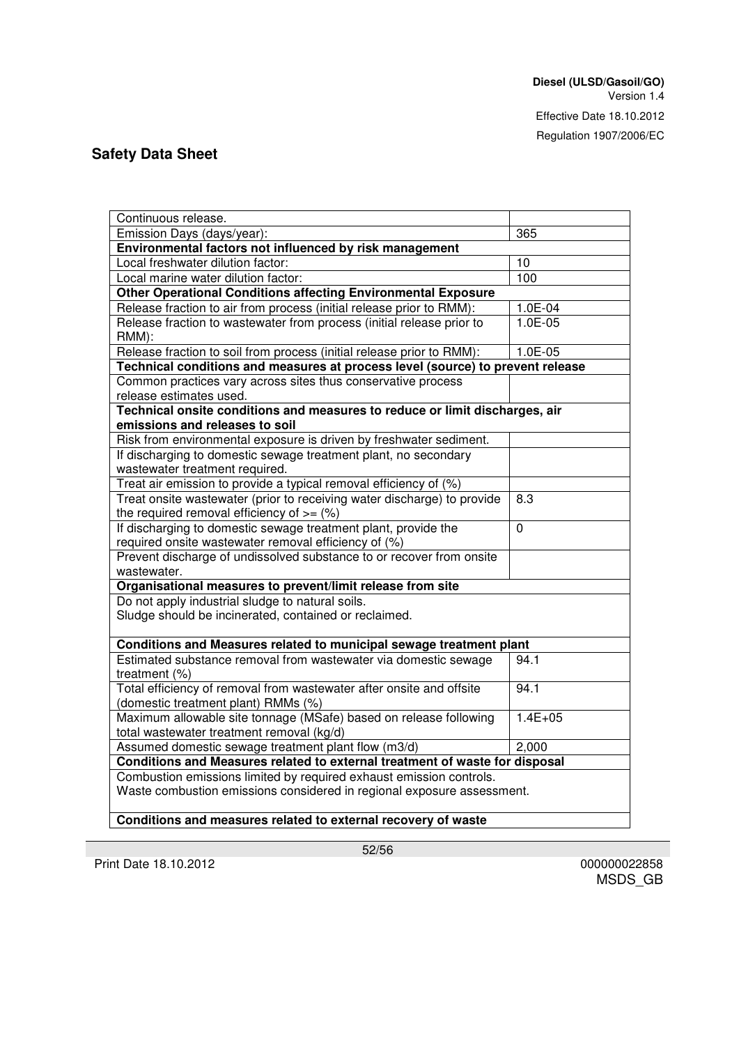## Safety Data Sheet

| | |
|---|---|
| Continuous release. | |
| Emission Days (days/year): | 365 |
| **Environmental factors not influenced by risk management** | |
| Local freshwater dilution factor: | 10 |
| Local marine water dilution factor: | 100 |
| **Other Operational Conditions affecting Environmental Exposure** | |
| Release fraction to air from process (initial release prior to RMM): | 1.0E-04 |
| Release fraction to wastewater from process (initial release prior to RMM): | 1.0E-05 |
| Release fraction to soil from process (initial release prior to RMM): | 1.0E-05 |
| **Technical conditions and measures at process level (source) to prevent release** | |
| Common practices vary across sites thus conservative process release estimates used. | |
| **Technical onsite conditions and measures to reduce or limit discharges, air emissions and releases to soil** | |
| Risk from environmental exposure is driven by freshwater sediment. | |
| If discharging to domestic sewage treatment plant, no secondary wastewater treatment required. | |
| Treat air emission to provide a typical removal efficiency of (%) | |
| Treat onsite wastewater (prior to receiving water discharge) to provide the required removal efficiency of >= (%) | 8.3 |
| If discharging to domestic sewage treatment plant, provide the required onsite wastewater removal efficiency of (%) | 0 |
| Prevent discharge of undissolved substance to or recover from onsite wastewater. | |
| **Organisational measures to prevent/limit release from site** | |
| Do not apply industrial sludge to natural soils. Sludge should be incinerated, contained or reclaimed. | |
| **Conditions and Measures related to municipal sewage treatment plant** | |
| Estimated substance removal from wastewater via domestic sewage treatment (%) | 94.1 |
| Total efficiency of removal from wastewater after onsite and offsite (domestic treatment plant) RMMs (%) | 94.1 |
| Maximum allowable site tonnage (MSafe) based on release following total wastewater treatment removal (kg/d) | 1.4E+05 |
| Assumed domestic sewage treatment plant flow (m3/d) | 2,000 |
| **Conditions and Measures related to external treatment of waste for disposal** | |
| Combustion emissions limited by required exhaust emission controls. Waste combustion emissions considered in regional exposure assessment. | |
| **Conditions and measures related to external recovery of waste** | |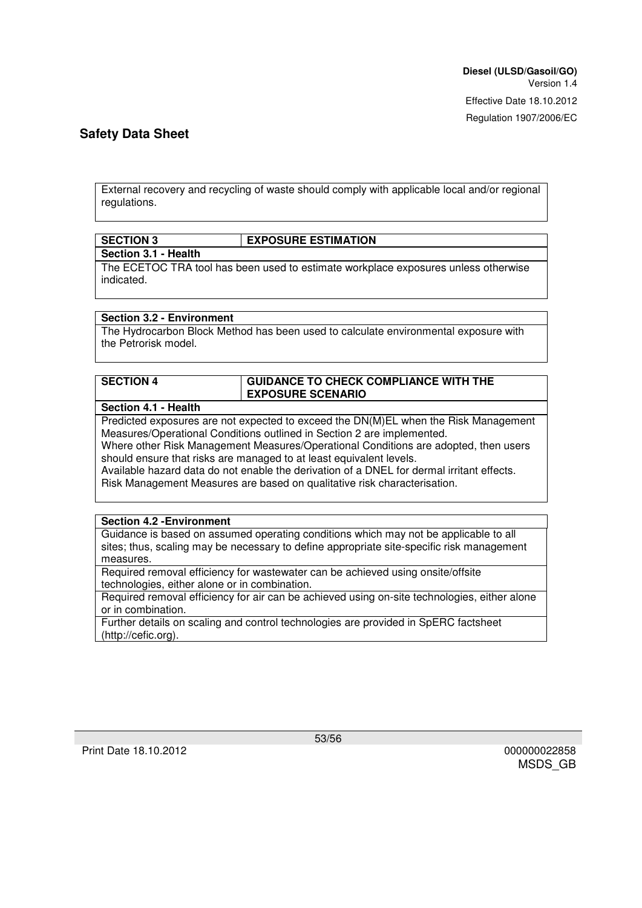External recovery and recycling of waste should comply with applicable local and/or regional regulations.

| SECTION 3 | EXPOSURE ESTIMATION |
| --- | --- |

**Section 3.1 - Health**

The ECETOC TRA tool has been used to estimate workplace exposures unless otherwise indicated.

**Section 3.2 - Environment**

The Hydrocarbon Block Method has been used to calculate environmental exposure with the Petrorisk model.

| SECTION 4 | GUIDANCE TO CHECK COMPLIANCE WITH THE EXPOSURE SCENARIO |
| --- | --- |

**Section 4.1 - Health**

Predicted exposures are not expected to exceed the DN(M)EL when the Risk Management Measures/Operational Conditions outlined in Section 2 are implemented.
Where other Risk Management Measures/Operational Conditions are adopted, then users should ensure that risks are managed to at least equivalent levels.
Available hazard data do not enable the derivation of a DNEL for dermal irritant effects.
Risk Management Measures are based on qualitative risk characterisation.

**Section 4.2 -Environment**

Guidance is based on assumed operating conditions which may not be applicable to all sites; thus, scaling may be necessary to define appropriate site-specific risk management measures.

Required removal efficiency for wastewater can be achieved using onsite/offsite technologies, either alone or in combination.

Required removal efficiency for air can be achieved using on-site technologies, either alone or in combination.

Further details on scaling and control technologies are provided in SpERC factsheet (http://cefic.org).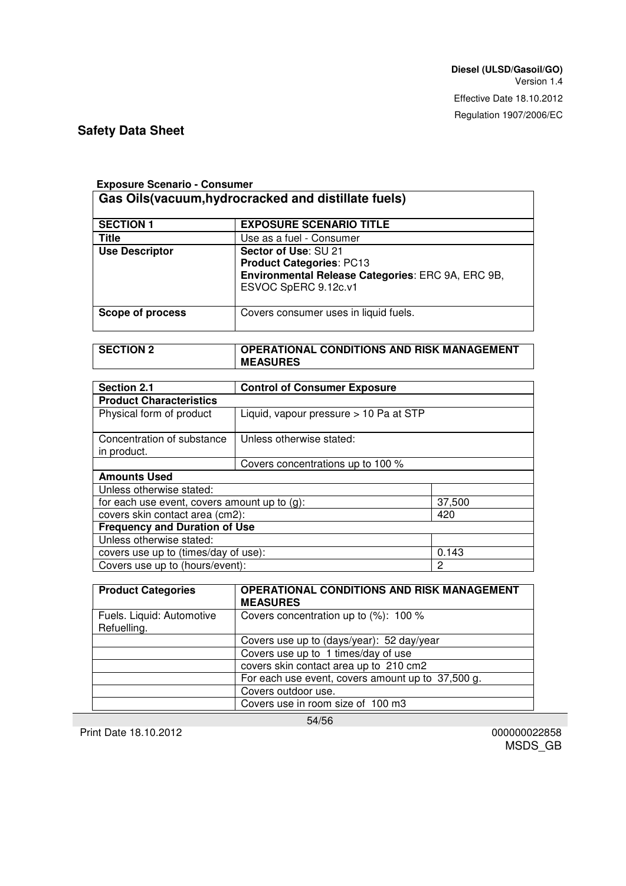## Safety Data Sheet

**Exposure Scenario - Consumer**

| Gas Oils(vacuum,hydrocracked and distillate fuels) | |
|---|---|
| **SECTION 1** | **EXPOSURE SCENARIO TITLE** |
| **Title** | Use as a fuel - Consumer |
| **Use Descriptor** | **Sector of Use**: SU 21<br>**Product Categories**: PC13<br>**Environmental Release Categories**: ERC 9A, ERC 9B, ESVOC SpERC 9.12c.v1 |
| **Scope of process** | Covers consumer uses in liquid fuels. |

| **SECTION 2** | **OPERATIONAL CONDITIONS AND RISK MANAGEMENT MEASURES** |
|---|---|

| **Section 2.1** | **Control of Consumer Exposure** | |
|---|---|---|
| **Product Characteristics** | | |
| Physical form of product | Liquid, vapour pressure > 10 Pa at STP | |
| Concentration of substance in product. | Unless otherwise stated: | |
| | Covers concentrations up to 100 % | |
| **Amounts Used** | | |
| Unless otherwise stated: | | |
| for each use event, covers amount up to (g): | | 37,500 |
| covers skin contact area (cm2): | | 420 |
| **Frequency and Duration of Use** | | |
| Unless otherwise stated: | | |
| covers use up to (times/day of use): | | 0.143 |
| Covers use up to (hours/event): | | 2 |

| **Product Categories** | **OPERATIONAL CONDITIONS AND RISK MANAGEMENT MEASURES** |
|---|---|
| Fuels. Liquid: Automotive Refuelling. | Covers concentration up to (%): 100 % |
| | Covers use up to (days/year): 52 day/year |
| | Covers use up to 1 times/day of use |
| | covers skin contact area up to 210 cm2 |
| | For each use event, covers amount up to 37,500 g. |
| | Covers outdoor use. |
| | Covers use in room size of 100 m3 |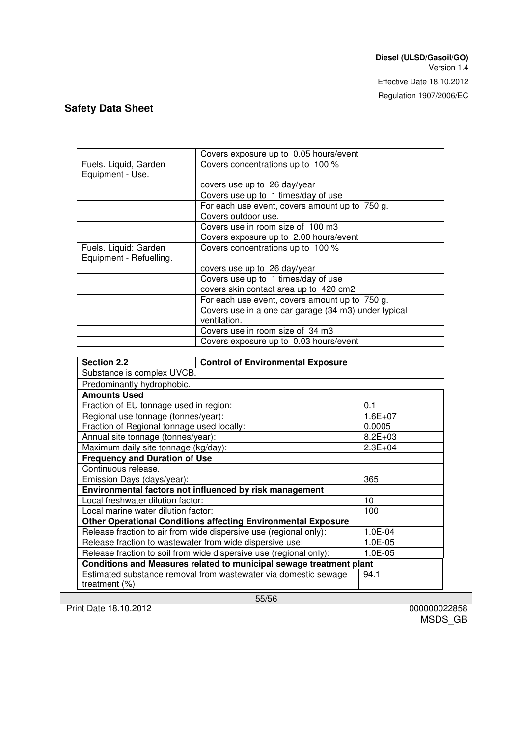| | |
|---|---|
| | Covers exposure up to 0.05 hours/event |
| Fuels. Liquid, Garden Equipment - Use. | Covers concentrations up to 100 % |
| | covers use up to 26 day/year |
| | Covers use up to 1 times/day of use |
| | For each use event, covers amount up to 750 g. |
| | Covers outdoor use. |
| | Covers use in room size of 100 m3 |
| | Covers exposure up to 2.00 hours/event |
| Fuels. Liquid: Garden Equipment - Refuelling. | Covers concentrations up to 100 % |
| | covers use up to 26 day/year |
| | Covers use up to 1 times/day of use |
| | covers skin contact area up to 420 cm2 |
| | For each use event, covers amount up to 750 g. |
| | Covers use in a one car garage (34 m3) under typical ventilation. |
| | Covers use in room size of 34 m3 |
| | Covers exposure up to 0.03 hours/event |

| **Section 2.2** | **Control of Environmental Exposure** |
|---|---|
| Substance is complex UVCB. | |
| Predominantly hydrophobic. | |
| **Amounts Used** | |
| Fraction of EU tonnage used in region: | 0.1 |
| Regional use tonnage (tonnes/year): | 1.6E+07 |
| Fraction of Regional tonnage used locally: | 0.0005 |
| Annual site tonnage (tonnes/year): | 8.2E+03 |
| Maximum daily site tonnage (kg/day): | 2.3E+04 |
| **Frequency and Duration of Use** | |
| Continuous release. | |
| Emission Days (days/year): | 365 |
| **Environmental factors not influenced by risk management** | |
| Local freshwater dilution factor: | 10 |
| Local marine water dilution factor: | 100 |
| **Other Operational Conditions affecting Environmental Exposure** | |
| Release fraction to air from wide dispersive use (regional only): | 1.0E-04 |
| Release fraction to wastewater from wide dispersive use: | 1.0E-05 |
| Release fraction to soil from wide dispersive use (regional only): | 1.0E-05 |
| **Conditions and Measures related to municipal sewage treatment plant** | |
| Estimated substance removal from wastewater via domestic sewage treatment (%) | 94.1 |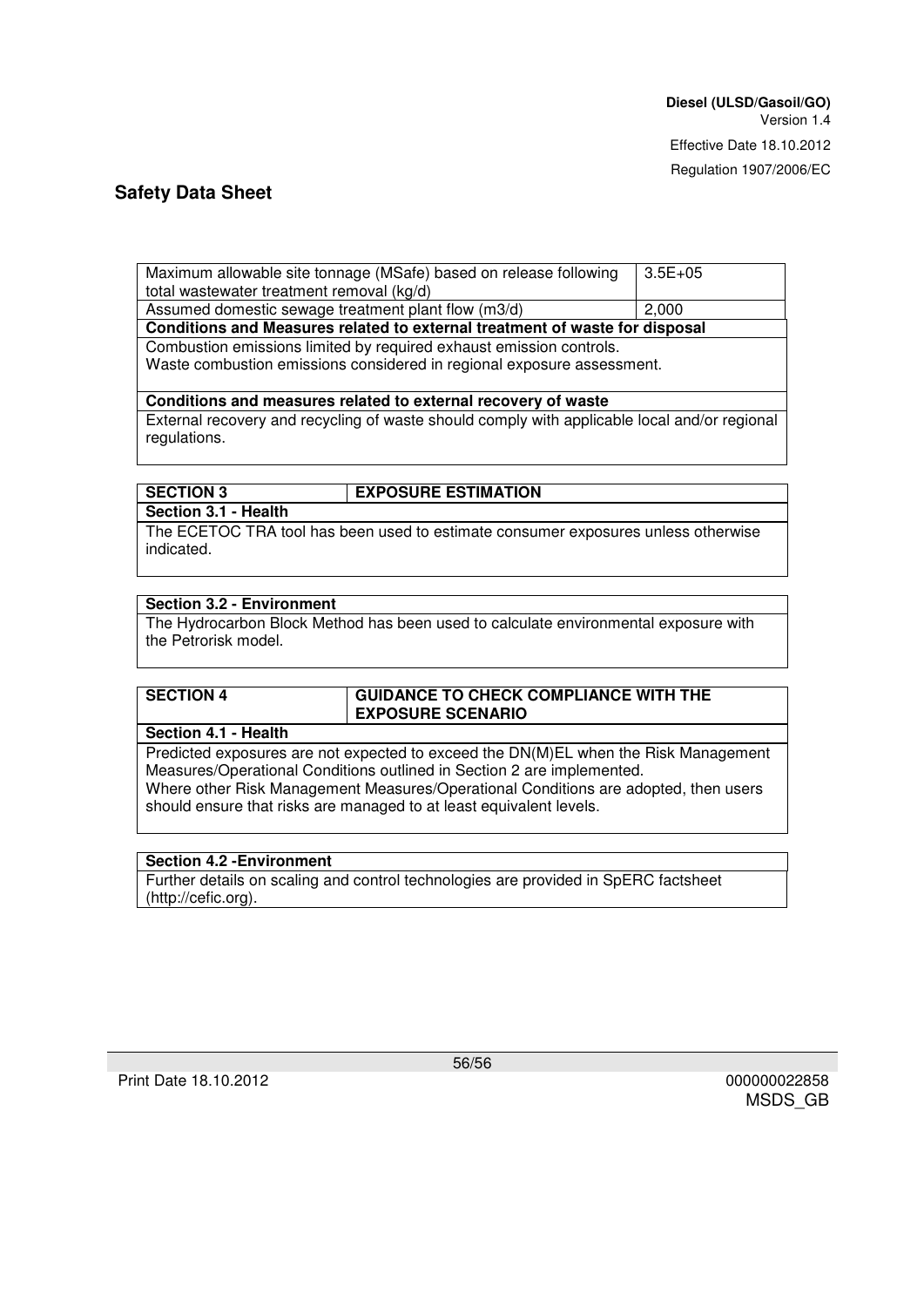| | |
|---|---|
| Maximum allowable site tonnage (MSafe) based on release following total wastewater treatment removal (kg/d) | 3.5E+05 |
| Assumed domestic sewage treatment plant flow (m3/d) | 2,000 |

**Conditions and Measures related to external treatment of waste for disposal**

Combustion emissions limited by required exhaust emission controls.
Waste combustion emissions considered in regional exposure assessment.

**Conditions and measures related to external recovery of waste**

External recovery and recycling of waste should comply with applicable local and/or regional regulations.

## SECTION 3 EXPOSURE ESTIMATION

### Section 3.1 - Health

The ECETOC TRA tool has been used to estimate consumer exposures unless otherwise indicated.

### Section 3.2 - Environment

The Hydrocarbon Block Method has been used to calculate environmental exposure with the Petrorisk model.

## SECTION 4 GUIDANCE TO CHECK COMPLIANCE WITH THE EXPOSURE SCENARIO

### Section 4.1 - Health

Predicted exposures are not expected to exceed the DN(M)EL when the Risk Management Measures/Operational Conditions outlined in Section 2 are implemented.
Where other Risk Management Measures/Operational Conditions are adopted, then users should ensure that risks are managed to at least equivalent levels.

### Section 4.2 -Environment

Further details on scaling and control technologies are provided in SpERC factsheet (http://cefic.org).